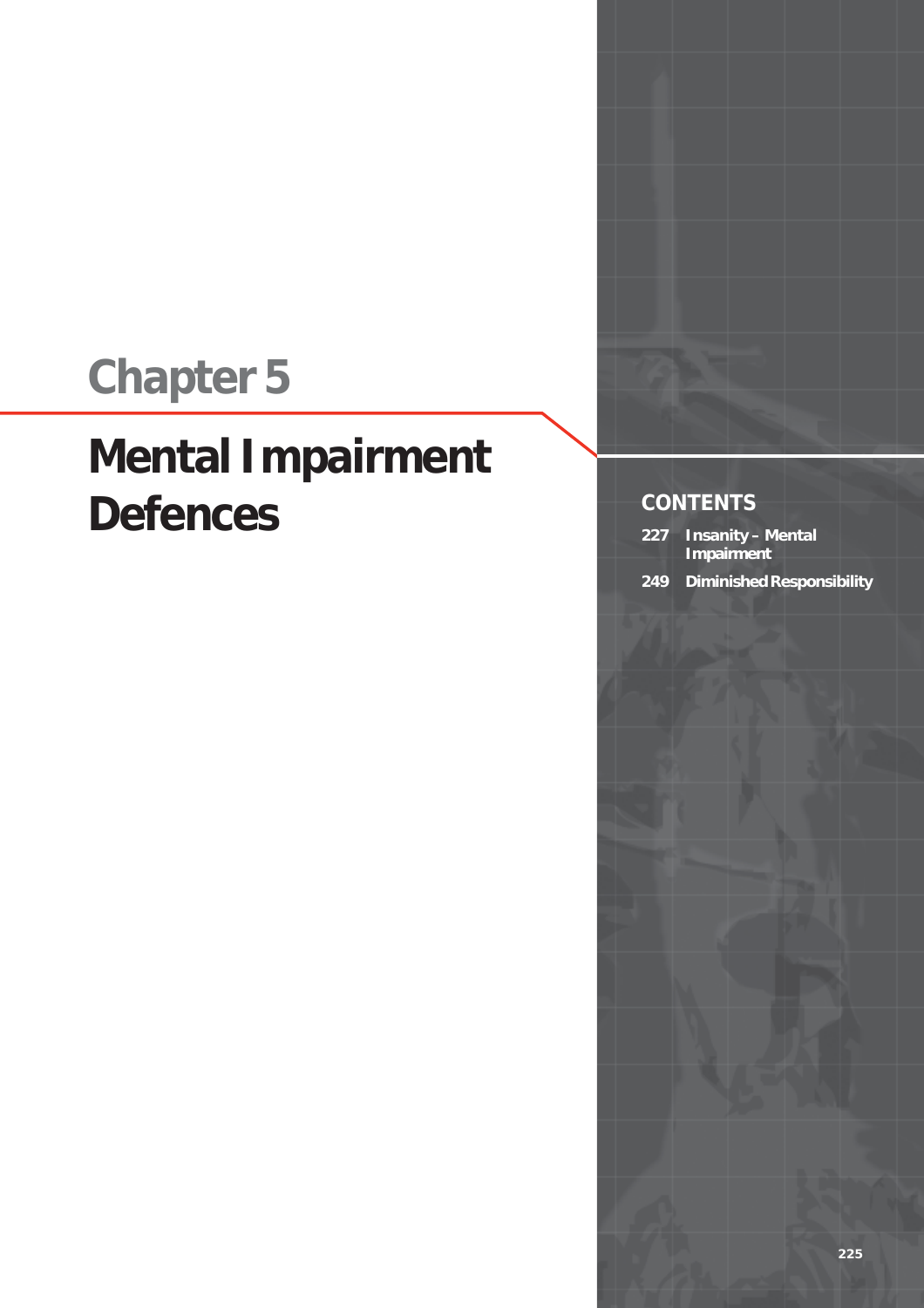# Chapter 5

# Mental Impairment Defences

## CONTENTS

227 Insanity – Mental Impairment

249 Diminished Responsibility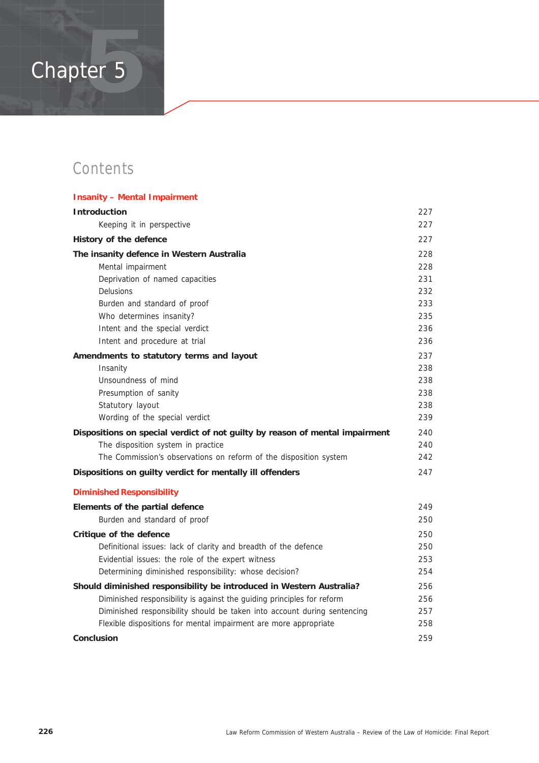# Chapter 5

## Contents

**Insanity – Mental Impairment**

| | |
|---|---|
| **Introduction** | 227 |
| Keeping it in perspective | 227 |
| **History of the defence** | 227 |
| **The insanity defence in Western Australia** | 228 |
| Mental impairment | 228 |
| Deprivation of named capacities | 231 |
| Delusions | 232 |
| Burden and standard of proof | 233 |
| Who determines insanity? | 235 |
| Intent and the special verdict | 236 |
| Intent and procedure at trial | 236 |
| **Amendments to statutory terms and layout** | 237 |
| Insanity | 238 |
| Unsoundness of mind | 238 |
| Presumption of sanity | 238 |
| Statutory layout | 238 |
| Wording of the special verdict | 239 |
| **Dispositions on special verdict of not guilty by reason of mental impairment** | 240 |
| The disposition system in practice | 240 |
| The Commission's observations on reform of the disposition system | 242 |
| **Dispositions on guilty verdict for mentally ill offenders** | 247 |

**Diminished Responsibility**

| | |
|---|---|
| **Elements of the partial defence** | 249 |
| Burden and standard of proof | 250 |
| **Critique of the defence** | 250 |
| Definitional issues: lack of clarity and breadth of the defence | 250 |
| Evidential issues: the role of the expert witness | 253 |
| Determining diminished responsibility: whose decision? | 254 |
| **Should diminished responsibility be introduced in Western Australia?** | 256 |
| Diminished responsibility is against the guiding principles for reform | 256 |
| Diminished responsibility should be taken into account during sentencing | 257 |
| Flexible dispositions for mental impairment are more appropriate | 258 |
| **Conclusion** | 259 |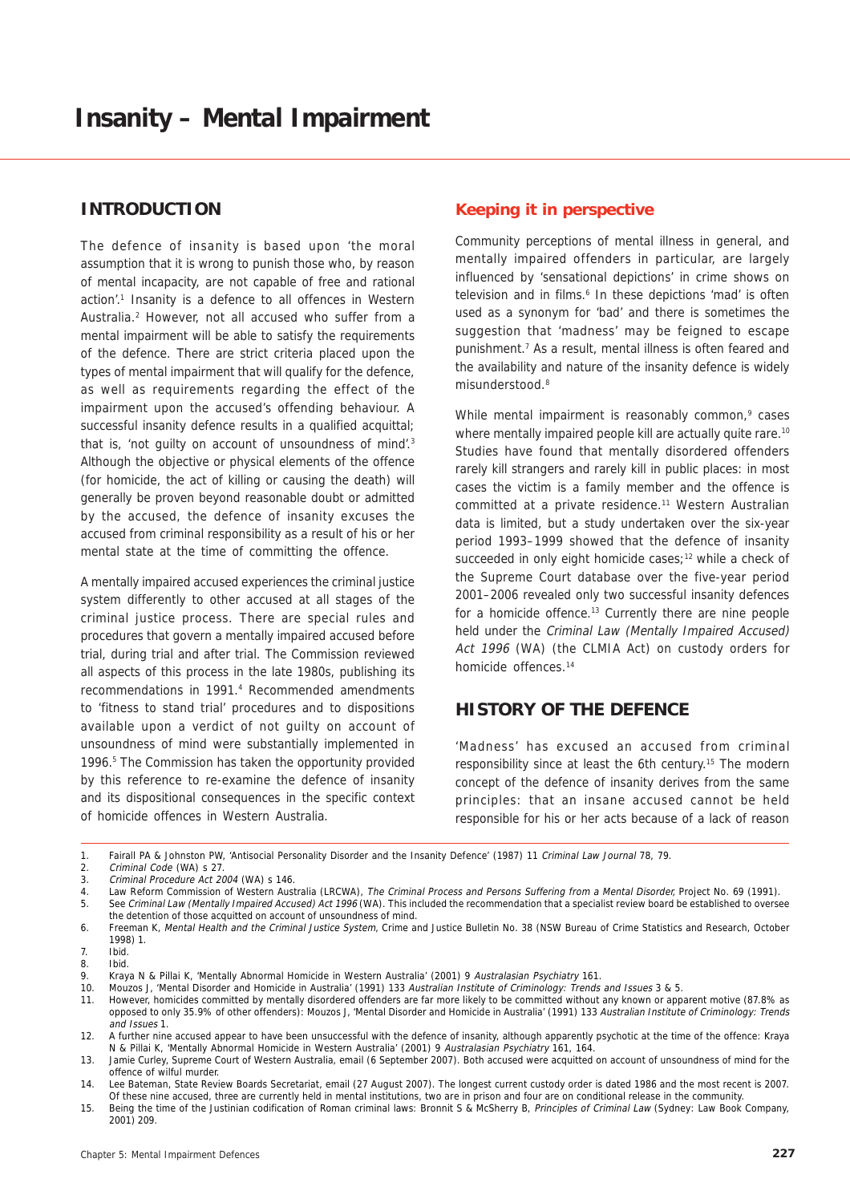# Insanity – Mental Impairment

## INTRODUCTION

The defence of insanity is based upon 'the moral assumption that it is wrong to punish those who, by reason of mental incapacity, are not capable of free and rational action'.[1] Insanity is a defence to all offences in Western Australia.[2] However, not all accused who suffer from a mental impairment will be able to satisfy the requirements of the defence. There are strict criteria placed upon the types of mental impairment that will qualify for the defence, as well as requirements regarding the effect of the impairment upon the accused's offending behaviour. A successful insanity defence results in a qualified acquittal; that is, 'not guilty on account of unsoundness of mind'.[3] Although the objective or physical elements of the offence (for homicide, the act of killing or causing the death) will generally be proven beyond reasonable doubt or admitted by the accused, the defence of insanity excuses the accused from criminal responsibility as a result of his or her mental state at the time of committing the offence.

A mentally impaired accused experiences the criminal justice system differently to other accused at all stages of the criminal justice process. There are special rules and procedures that govern a mentally impaired accused before trial, during trial and after trial. The Commission reviewed all aspects of this process in the late 1980s, publishing its recommendations in 1991.[4] Recommended amendments to 'fitness to stand trial' procedures and to dispositions available upon a verdict of not guilty on account of unsoundness of mind were substantially implemented in 1996.[5] The Commission has taken the opportunity provided by this reference to re-examine the defence of insanity and its dispositional consequences in the specific context of homicide offences in Western Australia.

### Keeping it in perspective

Community perceptions of mental illness in general, and mentally impaired offenders in particular, are largely influenced by 'sensational depictions' in crime shows on television and in films.[6] In these depictions 'mad' is often used as a synonym for 'bad' and there is sometimes the suggestion that 'madness' may be feigned to escape punishment.[7] As a result, mental illness is often feared and the availability and nature of the insanity defence is widely misunderstood.[8]

While mental impairment is reasonably common,[9] cases where mentally impaired people kill are actually quite rare.[10] Studies have found that mentally disordered offenders rarely kill strangers and rarely kill in public places: in most cases the victim is a family member and the offence is committed at a private residence.[11] Western Australian data is limited, but a study undertaken over the six-year period 1993–1999 showed that the defence of insanity succeeded in only eight homicide cases;[12] while a check of the Supreme Court database over the five-year period 2001–2006 revealed only two successful insanity defences for a homicide offence.[13] Currently there are nine people held under the *Criminal Law (Mentally Impaired Accused) Act 1996* (WA) (the CLMIA Act) on custody orders for homicide offences.[14]

## HISTORY OF THE DEFENCE

'Madness' has excused an accused from criminal responsibility since at least the 6th century.[15] The modern concept of the defence of insanity derives from the same principles: that an insane accused cannot be held responsible for his or her acts because of a lack of reason

---

1. Fairall PA & Johnston PW, 'Antisocial Personality Disorder and the Insanity Defence' (1987) 11 *Criminal Law Journal* 78, 79.
2. *Criminal Code* (WA) s 27.
3. *Criminal Procedure Act 2004* (WA) s 146.
4. Law Reform Commission of Western Australia (LRCWA), *The Criminal Process and Persons Suffering from a Mental Disorder*, Project No. 69 (1991).
5. See *Criminal Law (Mentally Impaired Accused) Act 1996* (WA). This included the recommendation that a specialist review board be established to oversee the detention of those acquitted on account of unsoundness of mind.
6. Freeman K, *Mental Health and the Criminal Justice System*, Crime and Justice Bulletin No. 38 (NSW Bureau of Crime Statistics and Research, October 1998) 1.
7. Ibid.
8. Ibid.
9. Kraya N & Pillai K, 'Mentally Abnormal Homicide in Western Australia' (2001) 9 *Australasian Psychiatry* 161.
10. Mouzos J, 'Mental Disorder and Homicide in Australia' (1991) 133 *Australian Institute of Criminology: Trends and Issues* 3 & 5.
11. However, homicides committed by mentally disordered offenders are far more likely to be committed without any known or apparent motive (87.8% as opposed to only 35.9% of other offenders): Mouzos J, 'Mental Disorder and Homicide in Australia' (1991) 133 *Australian Institute of Criminology: Trends and Issues* 1.
12. A further nine accused appear to have been unsuccessful with the defence of insanity, although apparently psychotic at the time of the offence: Kraya N & Pillai K, 'Mentally Abnormal Homicide in Western Australia' (2001) 9 *Australasian Psychiatry* 161, 164.
13. Jamie Curley, Supreme Court of Western Australia, email (6 September 2007). Both accused were acquitted on account of unsoundness of mind for the offence of wilful murder.
14. Lee Bateman, State Review Boards Secretariat, email (27 August 2007). The longest current custody order is dated 1986 and the most recent is 2007. Of these nine accused, three are currently held in mental institutions, two are in prison and four are on conditional release in the community.
15. Being the time of the Justinian codification of Roman criminal laws: Bronnit S & McSherry B, *Principles of Criminal Law* (Sydney: Law Book Company, 2001) 209.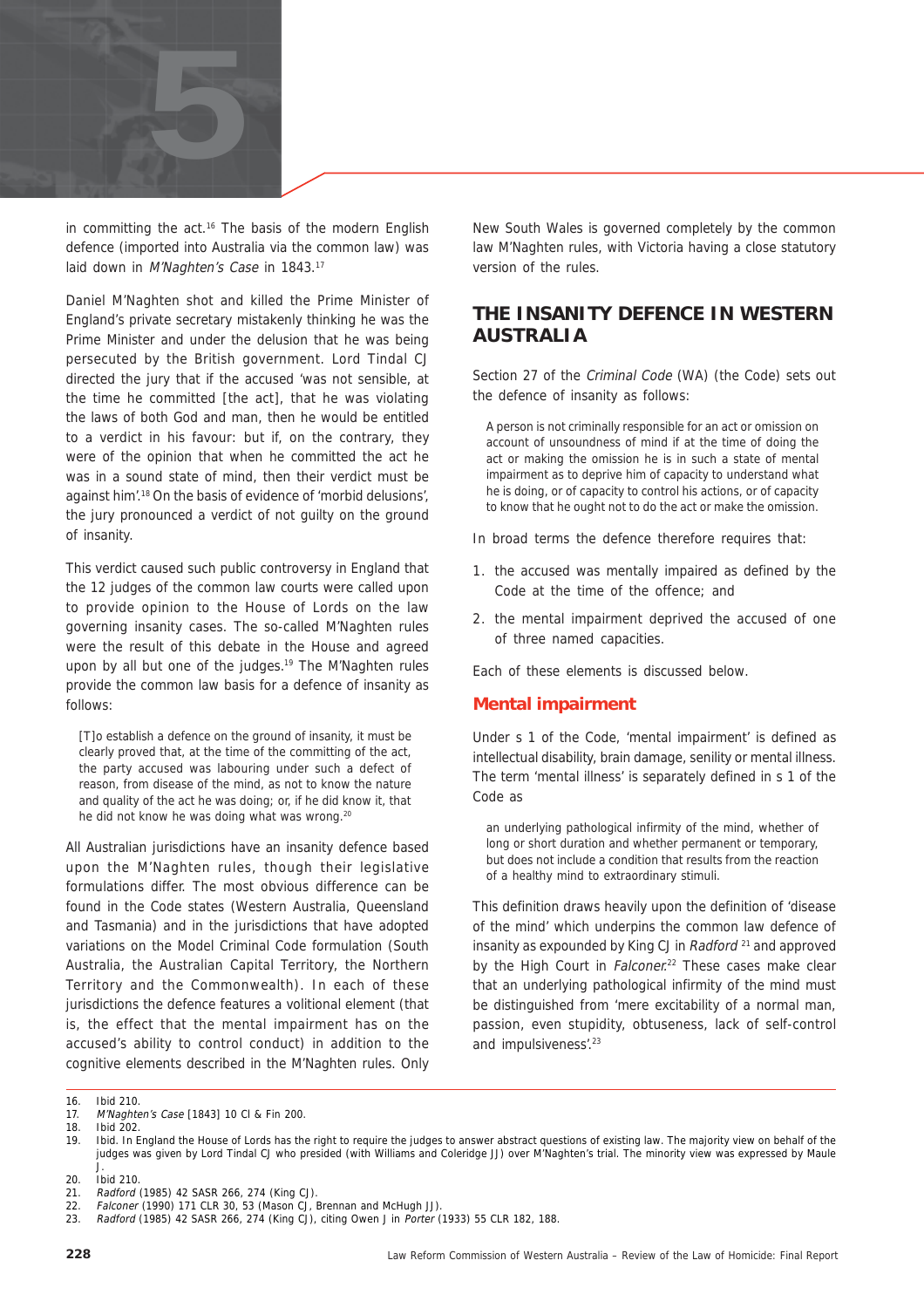in committing the act.[16] The basis of the modern English defence (imported into Australia via the common law) was laid down in *M'Naghten's Case* in 1843.[17]

Daniel M'Naghten shot and killed the Prime Minister of England's private secretary mistakenly thinking he was the Prime Minister and under the delusion that he was being persecuted by the British government. Lord Tindal CJ directed the jury that if the accused 'was not sensible, at the time he committed [the act], that he was violating the laws of both God and man, then he would be entitled to a verdict in his favour: but if, on the contrary, they were of the opinion that when he committed the act he was in a sound state of mind, then their verdict must be against him'.[18] On the basis of evidence of 'morbid delusions', the jury pronounced a verdict of not guilty on the ground of insanity.

This verdict caused such public controversy in England that the 12 judges of the common law courts were called upon to provide opinion to the House of Lords on the law governing insanity cases. The so-called M'Naghten rules were the result of this debate in the House and agreed upon by all but one of the judges.[19] The M'Naghten rules provide the common law basis for a defence of insanity as follows:

> [T]o establish a defence on the ground of insanity, it must be clearly proved that, at the time of the committing of the act, the party accused was labouring under such a defect of reason, from disease of the mind, as not to know the nature and quality of the act he was doing; or, if he did know it, that he did not know he was doing what was wrong.[20]

All Australian jurisdictions have an insanity defence based upon the M'Naghten rules, though their legislative formulations differ. The most obvious difference can be found in the Code states (Western Australia, Queensland and Tasmania) and in the jurisdictions that have adopted variations on the Model Criminal Code formulation (South Australia, the Australian Capital Territory, the Northern Territory and the Commonwealth). In each of these jurisdictions the defence features a volitional element (that is, the effect that the mental impairment has on the accused's ability to control conduct) in addition to the cognitive elements described in the M'Naghten rules. Only New South Wales is governed completely by the common law M'Naghten rules, with Victoria having a close statutory version of the rules.

## THE INSANITY DEFENCE IN WESTERN AUSTRALIA

Section 27 of the *Criminal Code* (WA) (the Code) sets out the defence of insanity as follows:

> A person is not criminally responsible for an act or omission on account of unsoundness of mind if at the time of doing the act or making the omission he is in such a state of mental impairment as to deprive him of capacity to understand what he is doing, or of capacity to control his actions, or of capacity to know that he ought not to do the act or make the omission.

In broad terms the defence therefore requires that:

1. the accused was mentally impaired as defined by the Code at the time of the offence; and
2. the mental impairment deprived the accused of one of three named capacities.

Each of these elements is discussed below.

### Mental impairment

Under s 1 of the Code, 'mental impairment' is defined as intellectual disability, brain damage, senility or mental illness. The term 'mental illness' is separately defined in s 1 of the Code as

> an underlying pathological infirmity of the mind, whether of long or short duration and whether permanent or temporary, but does not include a condition that results from the reaction of a healthy mind to extraordinary stimuli.

This definition draws heavily upon the definition of 'disease of the mind' which underpins the common law defence of insanity as expounded by King CJ in *Radford* [21] and approved by the High Court in *Falconer*.[22] These cases make clear that an underlying pathological infirmity of the mind must be distinguished from 'mere excitability of a normal man, passion, even stupidity, obtuseness, lack of self-control and impulsiveness'.[23]

---

16. Ibid 210.
17. *M'Naghten's Case* [1843] 10 Cl & Fin 200.
18. Ibid 202.
19. Ibid. In England the House of Lords has the right to require the judges to answer abstract questions of existing law. The majority view on behalf of the judges was given by Lord Tindal CJ who presided (with Williams and Coleridge JJ) over M'Naghten's trial. The minority view was expressed by Maule J.
20. Ibid 210.
21. *Radford* (1985) 42 SASR 266, 274 (King CJ).
22. *Falconer* (1990) 171 CLR 30, 53 (Mason CJ, Brennan and McHugh JJ).
23. *Radford* (1985) 42 SASR 266, 274 (King CJ), citing Owen J in *Porter* (1933) 55 CLR 182, 188.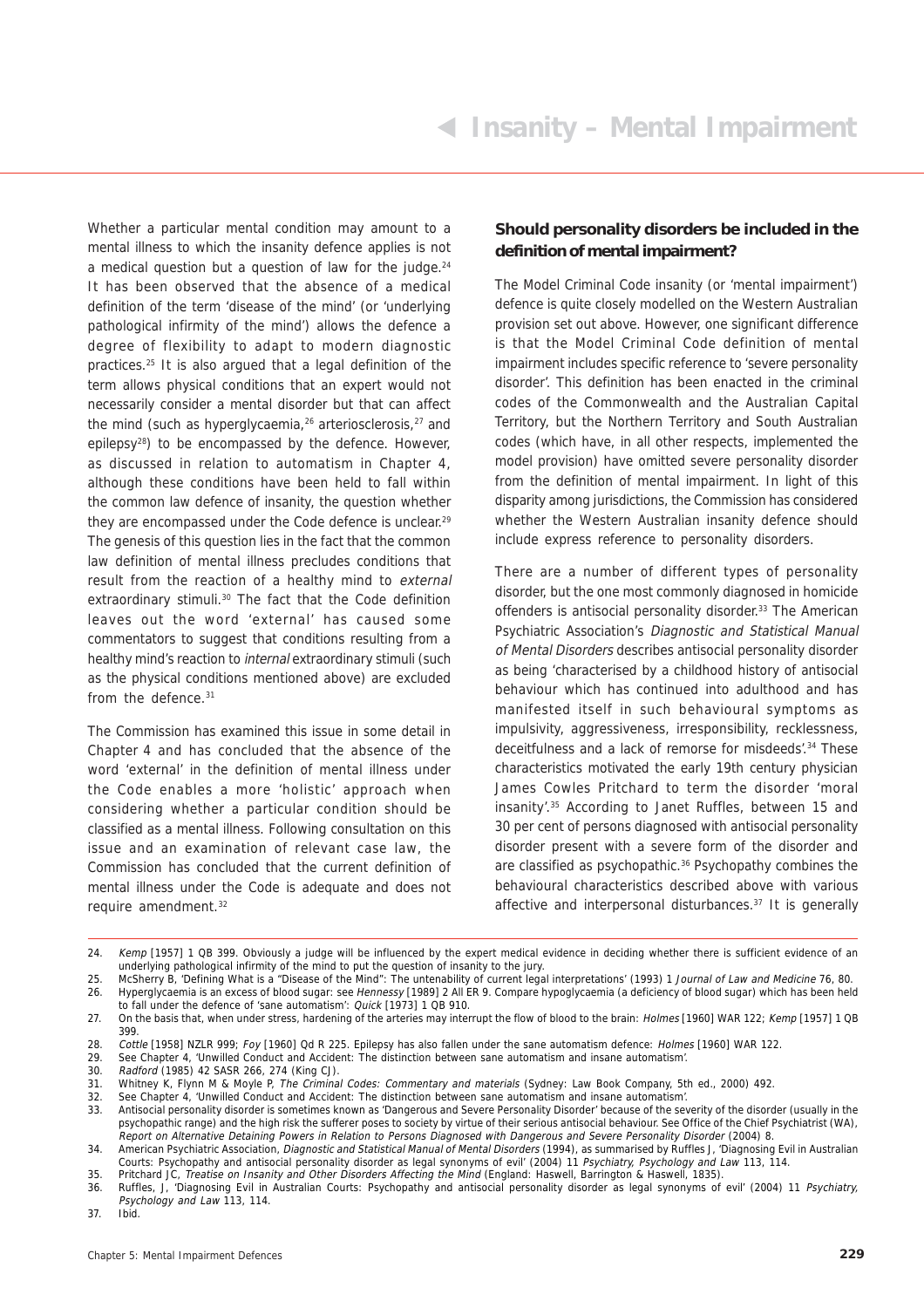Whether a particular mental condition may amount to a mental illness to which the insanity defence applies is not a medical question but a question of law for the judge.[24] It has been observed that the absence of a medical definition of the term 'disease of the mind' (or 'underlying pathological infirmity of the mind') allows the defence a degree of flexibility to adapt to modern diagnostic practices.[25] It is also argued that a legal definition of the term allows physical conditions that an expert would not necessarily consider a mental disorder but that can affect the mind (such as hyperglycaemia,[26] arteriosclerosis,[27] and epilepsy[28]) to be encompassed by the defence. However, as discussed in relation to automatism in Chapter 4, although these conditions have been held to fall within the common law defence of insanity, the question whether they are encompassed under the Code defence is unclear.[29] The genesis of this question lies in the fact that the common law definition of mental illness precludes conditions that result from the reaction of a healthy mind to *external* extraordinary stimuli.[30] The fact that the Code definition leaves out the word 'external' has caused some commentators to suggest that conditions resulting from a healthy mind's reaction to *internal* extraordinary stimuli (such as the physical conditions mentioned above) are excluded from the defence.[31]

The Commission has examined this issue in some detail in Chapter 4 and has concluded that the absence of the word 'external' in the definition of mental illness under the Code enables a more 'holistic' approach when considering whether a particular condition should be classified as a mental illness. Following consultation on this issue and an examination of relevant case law, the Commission has concluded that the current definition of mental illness under the Code is adequate and does not require amendment.[32]

### Should personality disorders be included in the definition of mental impairment?

The Model Criminal Code insanity (or 'mental impairment') defence is quite closely modelled on the Western Australian provision set out above. However, one significant difference is that the Model Criminal Code definition of mental impairment includes specific reference to 'severe personality disorder'. This definition has been enacted in the criminal codes of the Commonwealth and the Australian Capital Territory, but the Northern Territory and South Australian codes (which have, in all other respects, implemented the model provision) have omitted severe personality disorder from the definition of mental impairment. In light of this disparity among jurisdictions, the Commission has considered whether the Western Australian insanity defence should include express reference to personality disorders.

There are a number of different types of personality disorder, but the one most commonly diagnosed in homicide offenders is antisocial personality disorder.[33] The American Psychiatric Association's *Diagnostic and Statistical Manual of Mental Disorders* describes antisocial personality disorder as being 'characterised by a childhood history of antisocial behaviour which has continued into adulthood and has manifested itself in such behavioural symptoms as impulsivity, aggressiveness, irresponsibility, recklessness, deceitfulness and a lack of remorse for misdeeds'.[34] These characteristics motivated the early 19th century physician James Cowles Pritchard to term the disorder 'moral insanity'.[35] According to Janet Ruffles, between 15 and 30 per cent of persons diagnosed with antisocial personality disorder present with a severe form of the disorder and are classified as psychopathic.[36] Psychopathy combines the behavioural characteristics described above with various affective and interpersonal disturbances.[37] It is generally

---

24. *Kemp* [1957] 1 QB 399. Obviously a judge will be influenced by the expert medical evidence in deciding whether there is sufficient evidence of an underlying pathological infirmity of the mind to put the question of insanity to the jury.
25. McSherry B, 'Defining What is a "Disease of the Mind": The untenability of current legal interpretations' (1993) 1 *Journal of Law and Medicine* 76, 80.
26. Hyperglycaemia is an excess of blood sugar: see *Hennessy* [1989] 2 All ER 9. Compare hypoglycaemia (a deficiency of blood sugar) which has been held to fall under the defence of 'sane automatism': *Quick* [1973] 1 QB 910.
27. On the basis that, when under stress, hardening of the arteries may interrupt the flow of blood to the brain: *Holmes* [1960] WAR 122; *Kemp* [1957] 1 QB 399.
28. *Cottle* [1958] NZLR 999; *Foy* [1960] Qd R 225. Epilepsy has also fallen under the sane automatism defence: *Holmes* [1960] WAR 122.
29. See Chapter 4, 'Unwilled Conduct and Accident: The distinction between sane automatism and insane automatism'.
30. *Radford* (1985) 42 SASR 266, 274 (King CJ).
31. Whitney K, Flynn M & Moyle P, *The Criminal Codes: Commentary and materials* (Sydney: Law Book Company, 5th ed., 2000) 492.
32. See Chapter 4, 'Unwilled Conduct and Accident: The distinction between sane automatism and insane automatism'.
33. Antisocial personality disorder is sometimes known as 'Dangerous and Severe Personality Disorder' because of the severity of the disorder (usually in the psychopathic range) and the high risk the sufferer poses to society by virtue of their serious antisocial behaviour. See Office of the Chief Psychiatrist (WA), *Report on Alternative Detaining Powers in Relation to Persons Diagnosed with Dangerous and Severe Personality Disorder* (2004) 8.
34. American Psychiatric Association, *Diagnostic and Statistical Manual of Mental Disorders* (1994), as summarised by Ruffles J, 'Diagnosing Evil in Australian Courts: Psychopathy and antisocial personality disorder as legal synonyms of evil' (2004) 11 *Psychiatry, Psychology and Law* 113, 114.
35. Pritchard JC, *Treatise on Insanity and Other Disorders Affecting the Mind* (England: Haswell, Barrington & Haswell, 1835).
36. Ruffles, J, 'Diagnosing Evil in Australian Courts: Psychopathy and antisocial personality disorder as legal synonyms of evil' (2004) 11 *Psychiatry, Psychology and Law* 113, 114.
37. Ibid.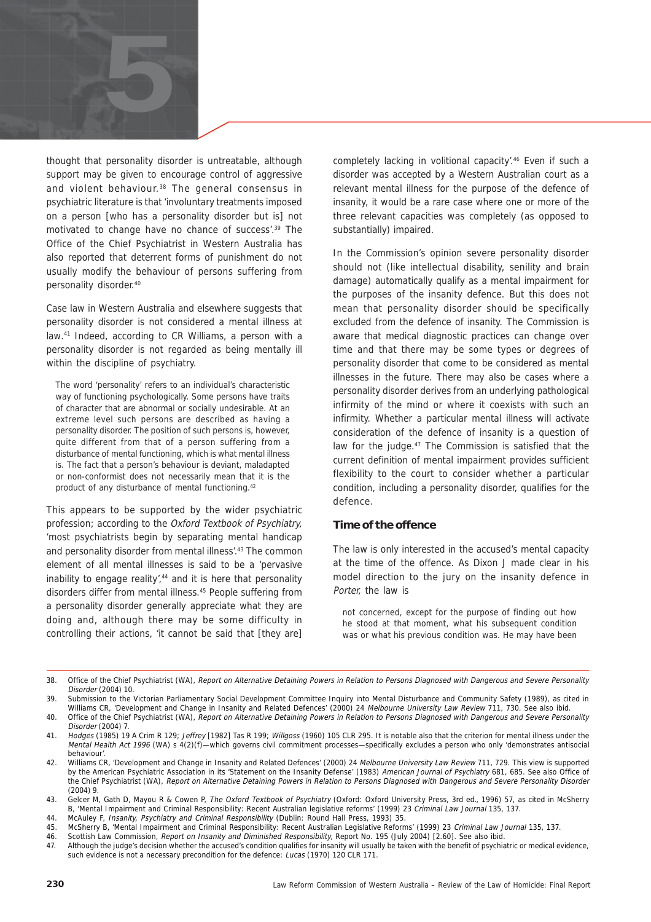thought that personality disorder is untreatable, although support may be given to encourage control of aggressive and violent behaviour.[38] The general consensus in psychiatric literature is that 'involuntary treatments imposed on a person [who has a personality disorder but is] not motivated to change have no chance of success'.[39] The Office of the Chief Psychiatrist in Western Australia has also reported that deterrent forms of punishment do not usually modify the behaviour of persons suffering from personality disorder.[40]

Case law in Western Australia and elsewhere suggests that personality disorder is not considered a mental illness at law.[41] Indeed, according to CR Williams, a person with a personality disorder is not regarded as being mentally ill within the discipline of psychiatry.

> The word 'personality' refers to an individual's characteristic way of functioning psychologically. Some persons have traits of character that are abnormal or socially undesirable. At an extreme level such persons are described as having a personality disorder. The position of such persons is, however, quite different from that of a person suffering from a disturbance of mental functioning, which is what mental illness is. The fact that a person's behaviour is deviant, maladapted or non-conformist does not necessarily mean that it is the product of any disturbance of mental functioning.[42]

This appears to be supported by the wider psychiatric profession; according to the *Oxford Textbook of Psychiatry,* 'most psychiatrists begin by separating mental handicap and personality disorder from mental illness'.[43] The common element of all mental illnesses is said to be a 'pervasive inability to engage reality',[44] and it is here that personality disorders differ from mental illness.[45] People suffering from a personality disorder generally appreciate what they are doing and, although there may be some difficulty in controlling their actions, 'it cannot be said that [they are] completely lacking in volitional capacity'.[46] Even if such a disorder was accepted by a Western Australian court as a relevant mental illness for the purpose of the defence of insanity, it would be a rare case where one or more of the three relevant capacities was completely (as opposed to substantially) impaired.

In the Commission's opinion severe personality disorder should not (like intellectual disability, senility and brain damage) automatically qualify as a mental impairment for the purposes of the insanity defence. But this does not mean that personality disorder should be specifically excluded from the defence of insanity. The Commission is aware that medical diagnostic practices can change over time and that there may be some types or degrees of personality disorder that come to be considered as mental illnesses in the future. There may also be cases where a personality disorder derives from an underlying pathological infirmity of the mind or where it coexists with such an infirmity. Whether a particular mental illness will activate consideration of the defence of insanity is a question of law for the judge.[47] The Commission is satisfied that the current definition of mental impairment provides sufficient flexibility to the court to consider whether a particular condition, including a personality disorder, qualifies for the defence.

### Time of the offence

The law is only interested in the accused's mental capacity at the time of the offence. As Dixon J made clear in his model direction to the jury on the insanity defence in *Porter,* the law is

> not concerned, except for the purpose of finding out how he stood at that moment, what his subsequent condition was or what his previous condition was. He may have been

---

38. Office of the Chief Psychiatrist (WA), *Report on Alternative Detaining Powers in Relation to Persons Diagnosed with Dangerous and Severe Personality Disorder* (2004) 10.
39. Submission to the Victorian Parliamentary Social Development Committee Inquiry into Mental Disturbance and Community Safety (1989), as cited in Williams CR, 'Development and Change in Insanity and Related Defences' (2000) 24 *Melbourne University Law Review* 711, 730. See also ibid.
40. Office of the Chief Psychiatrist (WA), *Report on Alternative Detaining Powers in Relation to Persons Diagnosed with Dangerous and Severe Personality Disorder* (2004) 7.
41. *Hodges* (1985) 19 A Crim R 129; *Jeffrey* [1982] Tas R 199; *Willgoss* (1960) 105 CLR 295. It is notable also that the criterion for mental illness under the *Mental Health Act 1996* (WA) s 4(2)(f)—which governs civil commitment processes—specifically excludes a person who only 'demonstrates antisocial behaviour'.
42. Williams CR, 'Development and Change in Insanity and Related Defences' (2000) 24 *Melbourne University Law Review* 711, 729. This view is supported by the American Psychiatric Association in its 'Statement on the Insanity Defense' (1983) *American Journal of Psychiatry* 681, 685. See also Office of the Chief Psychiatrist (WA), *Report on Alternative Detaining Powers in Relation to Persons Diagnosed with Dangerous and Severe Personality Disorder* (2004) 9.
43. Gelcer M, Gath D, Mayou R & Cowen P, *The Oxford Textbook of Psychiatry* (Oxford: Oxford University Press, 3rd ed., 1996) 57, as cited in McSherry B, 'Mental Impairment and Criminal Responsibility: Recent Australian legislative reforms' (1999) 23 *Criminal Law Journal* 135, 137.
44. McAuley F, *Insanity, Psychiatry and Criminal Responsibility* (Dublin: Round Hall Press, 1993) 35.
45. McSherry B, 'Mental Impairment and Criminal Responsibility: Recent Australian Legislative Reforms' (1999) 23 *Criminal Law Journal* 135, 137.
46. Scottish Law Commission, *Report on Insanity and Diminished Responsibility,* Report No. 195 (July 2004) [2.60]. See also ibid.
47. Although the judge's decision whether the accused's condition qualifies for insanity will usually be taken with the benefit of psychiatric or medical evidence, such evidence is not a necessary precondition for the defence: *Lucas* (1970) 120 CLR 171.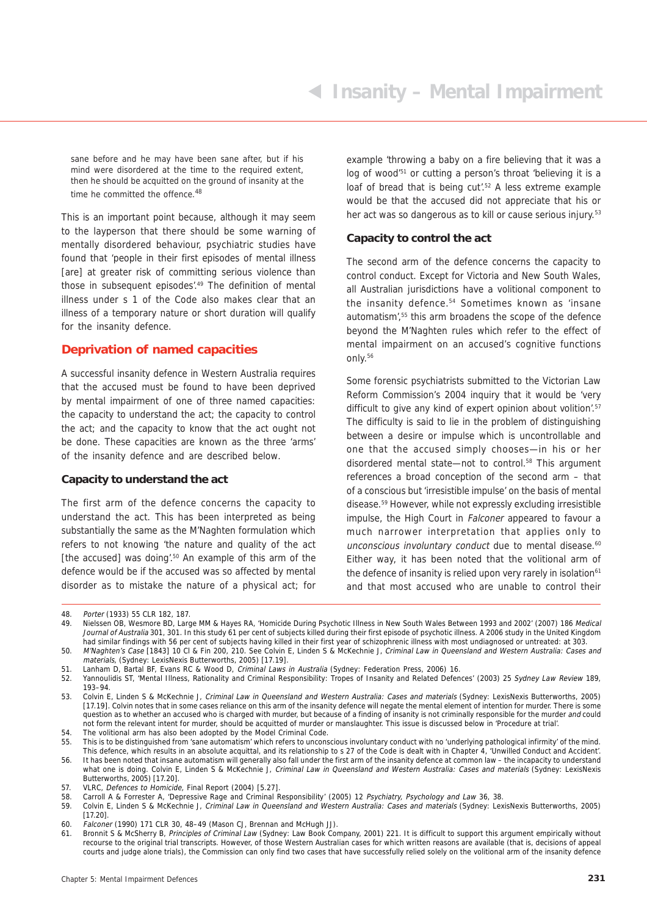sane before and he may have been sane after, but if his mind were disordered at the time to the required extent, then he should be acquitted on the ground of insanity at the time he committed the offence.[48]

This is an important point because, although it may seem to the layperson that there should be some warning of mentally disordered behaviour, psychiatric studies have found that 'people in their first episodes of mental illness [are] at greater risk of committing serious violence than those in subsequent episodes'.[49] The definition of mental illness under s 1 of the Code also makes clear that an illness of a temporary nature or short duration will qualify for the insanity defence.

## Deprivation of named capacities

A successful insanity defence in Western Australia requires that the accused must be found to have been deprived by mental impairment of one of three named capacities: the capacity to understand the act; the capacity to control the act; and the capacity to know that the act ought not be done. These capacities are known as the three 'arms' of the insanity defence and are described below.

### Capacity to understand the act

The first arm of the defence concerns the capacity to understand the act. This has been interpreted as being substantially the same as the M'Naghten formulation which refers to not knowing 'the nature and quality of the act [the accused] was doing'.[50] An example of this arm of the defence would be if the accused was so affected by mental disorder as to mistake the nature of a physical act; for example 'throwing a baby on a fire believing that it was a log of wood'[51] or cutting a person's throat 'believing it is a loaf of bread that is being cut'.[52] A less extreme example would be that the accused did not appreciate that his or her act was so dangerous as to kill or cause serious injury.[53]

### Capacity to control the act

The second arm of the defence concerns the capacity to control conduct. Except for Victoria and New South Wales, all Australian jurisdictions have a volitional component to the insanity defence.[54] Sometimes known as 'insane automatism',[55] this arm broadens the scope of the defence beyond the M'Naghten rules which refer to the effect of mental impairment on an accused's cognitive functions only.[56]

Some forensic psychiatrists submitted to the Victorian Law Reform Commission's 2004 inquiry that it would be 'very difficult to give any kind of expert opinion about volition'.[57] The difficulty is said to lie in the problem of distinguishing between a desire or impulse which is uncontrollable and one that the accused simply chooses—in his or her disordered mental state—not to control.[58] This argument references a broad conception of the second arm – that of a conscious but 'irresistible impulse' on the basis of mental disease.[59] However, while not expressly excluding irresistible impulse, the High Court in *Falconer* appeared to favour a much narrower interpretation that applies only to *unconscious involuntary conduct* due to mental disease.[60] Either way, it has been noted that the volitional arm of the defence of insanity is relied upon very rarely in isolation[61] and that most accused who are unable to control their

---

48. *Porter* (1933) 55 CLR 182, 187.
49. Nielssen OB, Wesmore BD, Large MM & Hayes RA, 'Homicide During Psychotic Illness in New South Wales Between 1993 and 2002' (2007) 186 *Medical Journal of Australia* 301, 301. In this study 61 per cent of subjects killed during their first episode of psychotic illness. A 2006 study in the United Kingdom had similar findings with 56 per cent of subjects having killed in their first year of schizophrenic illness with most undiagnosed or untreated: at 303.
50. *M'Naghten's Case* [1843] 10 Cl & Fin 200, 210. See Colvin E, Linden S & McKechnie J, *Criminal Law in Queensland and Western Australia: Cases and materials*, (Sydney: LexisNexis Butterworths, 2005) [17.19].
51. Lanham D, Bartal BF, Evans RC & Wood D, *Criminal Laws in Australia* (Sydney: Federation Press, 2006) 16.
52. Yannoulidis ST, 'Mental Illness, Rationality and Criminal Responsibility: Tropes of Insanity and Related Defences' (2003) 25 *Sydney Law Review* 189, 193–94.
53. Colvin E, Linden S & McKechnie J, *Criminal Law in Queensland and Western Australia: Cases and materials* (Sydney: LexisNexis Butterworths, 2005) [17.19]. Colvin notes that in some cases reliance on this arm of the insanity defence will negate the mental element of intention for murder. There is some question as to whether an accused who is charged with murder, but because of a finding of insanity is not criminally responsible for the murder *and* could not form the relevant intent for murder, should be acquitted of murder or manslaughter. This issue is discussed below in 'Procedure at trial'.
54. The volitional arm has also been adopted by the Model Criminal Code.
55. This is to be distinguished from 'sane automatism' which refers to unconscious involuntary conduct with no 'underlying pathological infirmity' of the mind. This defence, which results in an absolute acquittal, and its relationship to s 27 of the Code is dealt with in Chapter 4, 'Unwilled Conduct and Accident'.
56. It has been noted that insane automatism will generally also fall under the first arm of the insanity defence at common law – the incapacity to understand what one is doing. Colvin E, Linden S & McKechnie J, *Criminal Law in Queensland and Western Australia: Cases and materials* (Sydney: LexisNexis Butterworths, 2005) [17.20].
57. VLRC, *Defences to Homicide*, Final Report (2004) [5.27].
58. Carroll A & Forrester A, 'Depressive Rage and Criminal Responsibility' (2005) 12 *Psychiatry, Psychology and Law* 36, 38.
59. Colvin E, Linden S & McKechnie J, *Criminal Law in Queensland and Western Australia: Cases and materials* (Sydney: LexisNexis Butterworths, 2005) [17.20].
60. *Falconer* (1990) 171 CLR 30, 48–49 (Mason CJ, Brennan and McHugh JJ).
61. Bronnit S & McSherry B, *Principles of Criminal Law* (Sydney: Law Book Company, 2001) 221. It is difficult to support this argument empirically without recourse to the original trial transcripts. However, of those Western Australian cases for which written reasons are available (that is, decisions of appeal courts and judge alone trials), the Commission can only find two cases that have successfully relied solely on the volitional arm of the insanity defence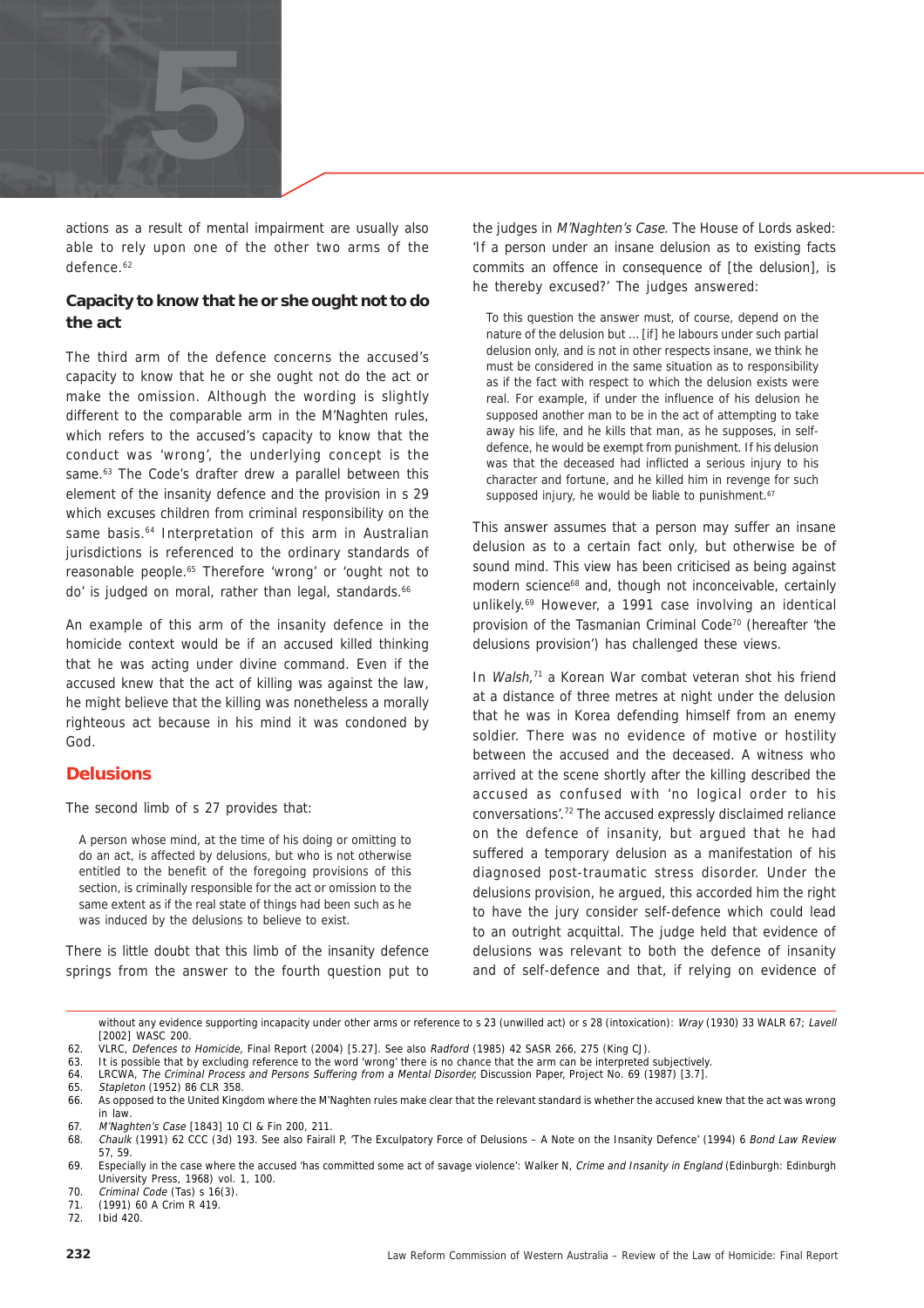actions as a result of mental impairment are usually also able to rely upon one of the other two arms of the defence.[62]

### Capacity to know that he or she ought not to do the act

The third arm of the defence concerns the accused's capacity to know that he or she ought not do the act or make the omission. Although the wording is slightly different to the comparable arm in the M'Naghten rules, which refers to the accused's capacity to know that the conduct was 'wrong', the underlying concept is the same.[63] The Code's drafter drew a parallel between this element of the insanity defence and the provision in s 29 which excuses children from criminal responsibility on the same basis.[64] Interpretation of this arm in Australian jurisdictions is referenced to the ordinary standards of reasonable people.[65] Therefore 'wrong' or 'ought not to do' is judged on moral, rather than legal, standards.[66]

An example of this arm of the insanity defence in the homicide context would be if an accused killed thinking that he was acting under divine command. Even if the accused knew that the act of killing was against the law, he might believe that the killing was nonetheless a morally righteous act because in his mind it was condoned by God.

## Delusions

The second limb of s 27 provides that:

> A person whose mind, at the time of his doing or omitting to do an act, is affected by delusions, but who is not otherwise entitled to the benefit of the foregoing provisions of this section, is criminally responsible for the act or omission to the same extent as if the real state of things had been such as he was induced by the delusions to believe to exist.

There is little doubt that this limb of the insanity defence springs from the answer to the fourth question put to the judges in *M'Naghten's Case*. The House of Lords asked: 'If a person under an insane delusion as to existing facts commits an offence in consequence of [the delusion], is he thereby excused?' The judges answered:

> To this question the answer must, of course, depend on the nature of the delusion but … [if] he labours under such partial delusion only, and is not in other respects insane, we think he must be considered in the same situation as to responsibility as if the fact with respect to which the delusion exists were real. For example, if under the influence of his delusion he supposed another man to be in the act of attempting to take away his life, and he kills that man, as he supposes, in self-defence, he would be exempt from punishment. If his delusion was that the deceased had inflicted a serious injury to his character and fortune, and he killed him in revenge for such supposed injury, he would be liable to punishment.[67]

This answer assumes that a person may suffer an insane delusion as to a certain fact only, but otherwise be of sound mind. This view has been criticised as being against modern science[68] and, though not inconceivable, certainly unlikely.[69] However, a 1991 case involving an identical provision of the Tasmanian Criminal Code[70] (hereafter 'the delusions provision') has challenged these views.

In *Walsh*,[71] a Korean War combat veteran shot his friend at a distance of three metres at night under the delusion that he was in Korea defending himself from an enemy soldier. There was no evidence of motive or hostility between the accused and the deceased. A witness who arrived at the scene shortly after the killing described the accused as confused with 'no logical order to his conversations'.[72] The accused expressly disclaimed reliance on the defence of insanity, but argued that he had suffered a temporary delusion as a manifestation of his diagnosed post-traumatic stress disorder. Under the delusions provision, he argued, this accorded him the right to have the jury consider self-defence which could lead to an outright acquittal. The judge held that evidence of delusions was relevant to both the defence of insanity and of self-defence and that, if relying on evidence of

---

without any evidence supporting incapacity under other arms or reference to s 23 (unwilled act) or s 28 (intoxication): *Wray* (1930) 33 WALR 67; *Lavell* [2002] WASC 200.

62. VLRC, *Defences to Homicide*, Final Report (2004) [5.27]. See also *Radford* (1985) 42 SASR 266, 275 (King CJ).
63. It is possible that by excluding reference to the word 'wrong' there is no chance that the arm can be interpreted subjectively.
64. LRCWA, *The Criminal Process and Persons Suffering from a Mental Disorder*, Discussion Paper, Project No. 69 (1987) [3.7].
65. *Stapleton* (1952) 86 CLR 358.
66. As opposed to the United Kingdom where the M'Naghten rules make clear that the relevant standard is whether the accused knew that the act was wrong in law.
67. *M'Naghten's Case* [1843] 10 Cl & Fin 200, 211.
68. *Chaulk* (1991) 62 CCC (3d) 193. See also Fairall P, 'The Exculpatory Force of Delusions – A Note on the Insanity Defence' (1994) 6 *Bond Law Review* 57, 59.
69. Especially in the case where the accused 'has committed some act of savage violence': Walker N, *Crime and Insanity in England* (Edinburgh: Edinburgh University Press, 1968) vol. 1, 100.
70. *Criminal Code* (Tas) s 16(3).
71. (1991) 60 A Crim R 419.
72. Ibid 420.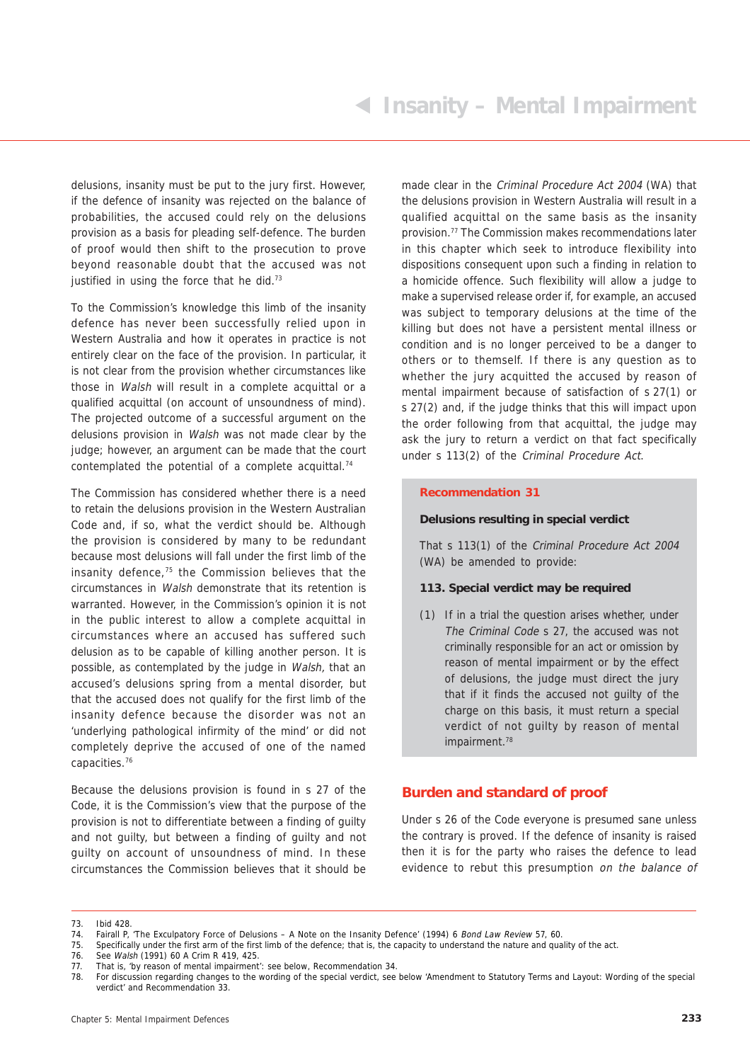delusions, insanity must be put to the jury first. However, if the defence of insanity was rejected on the balance of probabilities, the accused could rely on the delusions provision as a basis for pleading self-defence. The burden of proof would then shift to the prosecution to prove beyond reasonable doubt that the accused was not justified in using the force that he did.[73]

To the Commission's knowledge this limb of the insanity defence has never been successfully relied upon in Western Australia and how it operates in practice is not entirely clear on the face of the provision. In particular, it is not clear from the provision whether circumstances like those in *Walsh* will result in a complete acquittal or a qualified acquittal (on account of unsoundness of mind). The projected outcome of a successful argument on the delusions provision in *Walsh* was not made clear by the judge; however, an argument can be made that the court contemplated the potential of a complete acquittal.[74]

The Commission has considered whether there is a need to retain the delusions provision in the Western Australian Code and, if so, what the verdict should be. Although the provision is considered by many to be redundant because most delusions will fall under the first limb of the insanity defence,[75] the Commission believes that the circumstances in *Walsh* demonstrate that its retention is warranted. However, in the Commission's opinion it is not in the public interest to allow a complete acquittal in circumstances where an accused has suffered such delusion as to be capable of killing another person. It is possible, as contemplated by the judge in *Walsh,* that an accused's delusions spring from a mental disorder, but that the accused does not qualify for the first limb of the insanity defence because the disorder was not an 'underlying pathological infirmity of the mind' or did not completely deprive the accused of one of the named capacities.[76]

Because the delusions provision is found in s 27 of the Code, it is the Commission's view that the purpose of the provision is not to differentiate between a finding of guilty and not guilty, but between a finding of guilty and not guilty on account of unsoundness of mind. In these circumstances the Commission believes that it should be made clear in the *Criminal Procedure Act 2004* (WA) that the delusions provision in Western Australia will result in a qualified acquittal on the same basis as the insanity provision.[77] The Commission makes recommendations later in this chapter which seek to introduce flexibility into dispositions consequent upon such a finding in relation to a homicide offence. Such flexibility will allow a judge to make a supervised release order if, for example, an accused was subject to temporary delusions at the time of the killing but does not have a persistent mental illness or condition and is no longer perceived to be a danger to others or to themself. If there is any question as to whether the jury acquitted the accused by reason of mental impairment because of satisfaction of s 27(1) or s 27(2) and, if the judge thinks that this will impact upon the order following from that acquittal, the judge may ask the jury to return a verdict on that fact specifically under s 113(2) of the *Criminal Procedure Act*.

**Recommendation 31**

**Delusions resulting in special verdict**

That s 113(1) of the *Criminal Procedure Act 2004* (WA) be amended to provide:

**113. Special verdict may be required**

(1) If in a trial the question arises whether, under *The Criminal Code* s 27, the accused was not criminally responsible for an act or omission by reason of mental impairment or by the effect of delusions, the judge must direct the jury that if it finds the accused not guilty of the charge on this basis, it must return a special verdict of not guilty by reason of mental impairment.[78]

## Burden and standard of proof

Under s 26 of the Code everyone is presumed sane unless the contrary is proved. If the defence of insanity is raised then it is for the party who raises the defence to lead evidence to rebut this presumption *on the balance of*

---

73. Ibid 428.
74. Fairall P, 'The Exculpatory Force of Delusions – A Note on the Insanity Defence' (1994) 6 *Bond Law Review* 57, 60.
75. Specifically under the first arm of the first limb of the defence; that is, the capacity to understand the nature and quality of the act.
76. See *Walsh* (1991) 60 A Crim R 419, 425.
77. That is, 'by reason of mental impairment': see below, Recommendation 34.
78. For discussion regarding changes to the wording of the special verdict, see below 'Amendment to Statutory Terms and Layout: Wording of the special verdict' and Recommendation 33.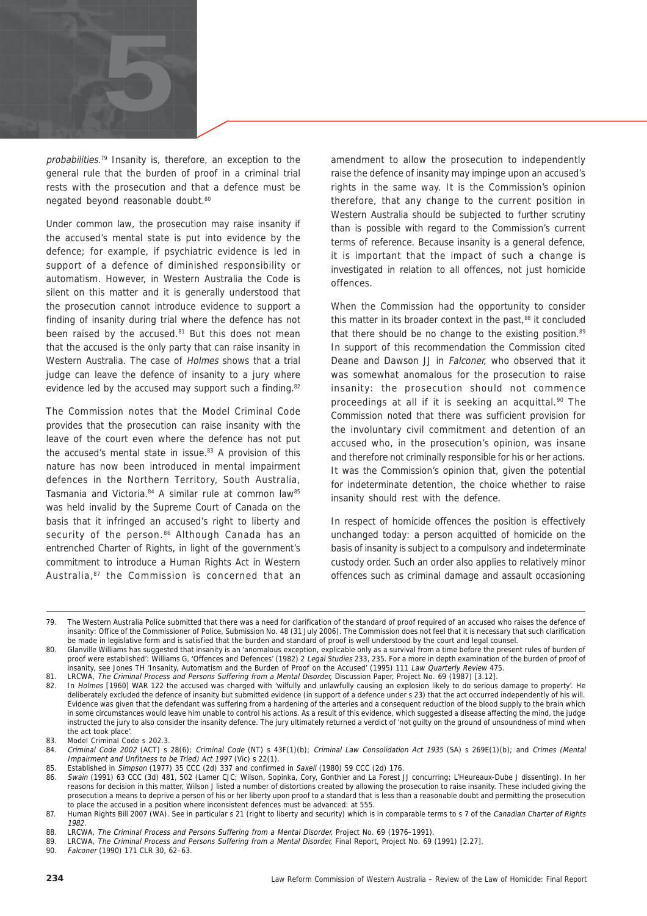*probabilities*.[79] Insanity is, therefore, an exception to the general rule that the burden of proof in a criminal trial rests with the prosecution and that a defence must be negated beyond reasonable doubt.[80]

Under common law, the prosecution may raise insanity if the accused's mental state is put into evidence by the defence; for example, if psychiatric evidence is led in support of a defence of diminished responsibility or automatism. However, in Western Australia the Code is silent on this matter and it is generally understood that the prosecution cannot introduce evidence to support a finding of insanity during trial where the defence has not been raised by the accused.[81] But this does not mean that the accused is the only party that can raise insanity in Western Australia. The case of *Holmes* shows that a trial judge can leave the defence of insanity to a jury where evidence led by the accused may support such a finding.[82]

The Commission notes that the Model Criminal Code provides that the prosecution can raise insanity with the leave of the court even where the defence has not put the accused's mental state in issue.[83] A provision of this nature has now been introduced in mental impairment defences in the Northern Territory, South Australia, Tasmania and Victoria.[84] A similar rule at common law[85] was held invalid by the Supreme Court of Canada on the basis that it infringed an accused's right to liberty and security of the person.[86] Although Canada has an entrenched Charter of Rights, in light of the government's commitment to introduce a Human Rights Act in Western Australia,[87] the Commission is concerned that an amendment to allow the prosecution to independently raise the defence of insanity may impinge upon an accused's rights in the same way. It is the Commission's opinion therefore, that any change to the current position in Western Australia should be subjected to further scrutiny than is possible with regard to the Commission's current terms of reference. Because insanity is a general defence, it is important that the impact of such a change is investigated in relation to all offences, not just homicide offences.

When the Commission had the opportunity to consider this matter in its broader context in the past,[88] it concluded that there should be no change to the existing position.[89] In support of this recommendation the Commission cited Deane and Dawson JJ in *Falconer*, who observed that it was somewhat anomalous for the prosecution to raise insanity: the prosecution should not commence proceedings at all if it is seeking an acquittal.[90] The Commission noted that there was sufficient provision for the involuntary civil commitment and detention of an accused who, in the prosecution's opinion, was insane and therefore not criminally responsible for his or her actions. It was the Commission's opinion that, given the potential for indeterminate detention, the choice whether to raise insanity should rest with the defence.

In respect of homicide offences the position is effectively unchanged today: a person acquitted of homicide on the basis of insanity is subject to a compulsory and indeterminate custody order. Such an order also applies to relatively minor offences such as criminal damage and assault occasioning

---

79. The Western Australia Police submitted that there was a need for clarification of the standard of proof required of an accused who raises the defence of insanity: Office of the Commissioner of Police, Submission No. 48 (31 July 2006). The Commission does not feel that it is necessary that such clarification be made in legislative form and is satisfied that the burden and standard of proof is well understood by the court and legal counsel.
80. Glanville Williams has suggested that insanity is an 'anomalous exception, explicable only as a survival from a time before the present rules of burden of proof were established': Williams G, 'Offences and Defences' (1982) 2 *Legal Studies* 233, 235. For a more in depth examination of the burden of proof of insanity, see Jones TH 'Insanity, Automatism and the Burden of Proof on the Accused' (1995) 111 *Law Quarterly Review* 475.
81. LRCWA, *The Criminal Process and Persons Suffering from a Mental Disorder*, Discussion Paper, Project No. 69 (1987) [3.12].
82. In *Holmes* [1960] WAR 122 the accused was charged with 'wilfully and unlawfully causing an explosion likely to do serious damage to property'. He deliberately excluded the defence of insanity but submitted evidence (in support of a defence under s 23) that the act occurred independently of his will. Evidence was given that the defendant was suffering from a hardening of the arteries and a consequent reduction of the blood supply to the brain which in some circumstances would leave him unable to control his actions. As a result of this evidence, which suggested a disease affecting the mind, the judge instructed the jury to also consider the insanity defence. The jury ultimately returned a verdict of 'not guilty on the ground of unsoundness of mind when the act took place'.
83. Model Criminal Code s 202.3.
84. *Criminal Code 2002* (ACT) s 28(6); *Criminal Code* (NT) s 43F(1)(b); *Criminal Law Consolidation Act 1935* (SA) s 269E(1)(b); and *Crimes (Mental Impairment and Unfitness to be Tried) Act 1997* (Vic) s 22(1).
85. Established in *Simpson* (1977) 35 CCC (2d) 337 and confirmed in *Saxell* (1980) 59 CCC (2d) 176.
86. *Swain* (1991) 63 CCC (3d) 481, 502 (Lamer CJC; Wilson, Sopinka, Cory, Gonthier and La Forest JJ concurring; L'Heureaux-Dube J dissenting). In her reasons for decision in this matter, Wilson J listed a number of distortions created by allowing the prosecution to raise insanity. These included giving the prosecution a means to deprive a person of his or her liberty upon proof to a standard that is less than a reasonable doubt and permitting the prosecution to place the accused in a position where inconsistent defences must be advanced: at 555.
87. Human Rights Bill 2007 (WA). See in particular s 21 (right to liberty and security) which is in comparable terms to s 7 of the *Canadian Charter of Rights 1982*.
88. LRCWA, *The Criminal Process and Persons Suffering from a Mental Disorder*, Project No. 69 (1976–1991).
89. LRCWA, *The Criminal Process and Persons Suffering from a Mental Disorder*, Final Report, Project No. 69 (1991) [2.27].
90. *Falconer* (1990) 171 CLR 30, 62–63.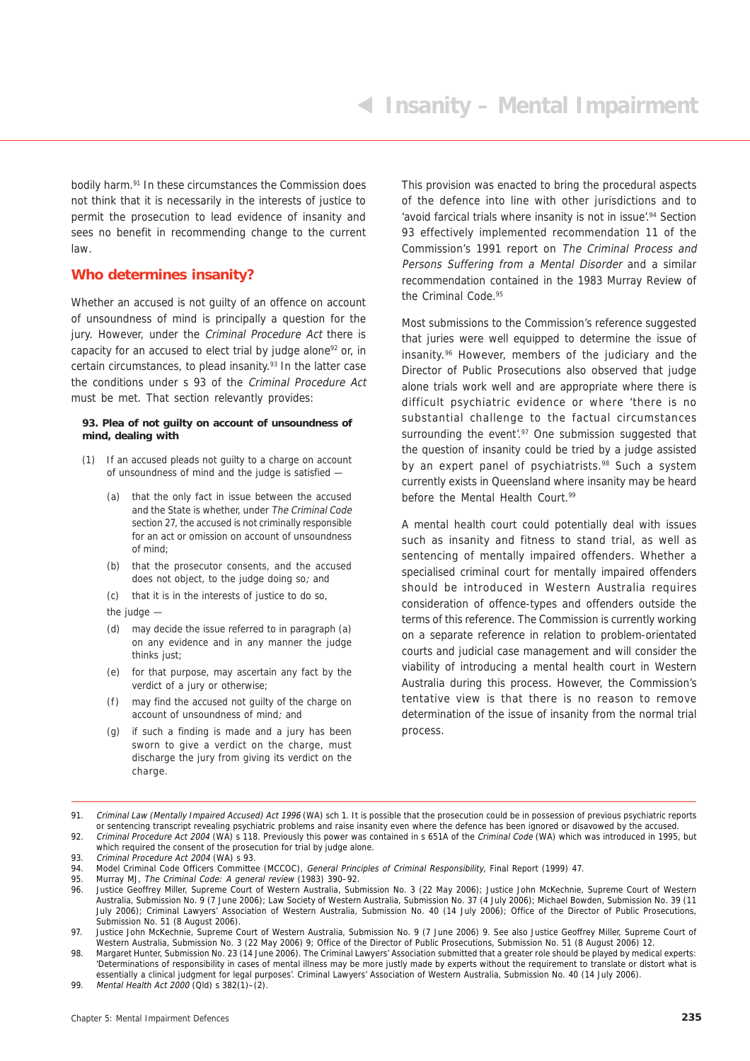bodily harm.[91] In these circumstances the Commission does not think that it is necessarily in the interests of justice to permit the prosecution to lead evidence of insanity and sees no benefit in recommending change to the current law.

## Who determines insanity?

Whether an accused is not guilty of an offence on account of unsoundness of mind is principally a question for the jury. However, under the *Criminal Procedure Act* there is capacity for an accused to elect trial by judge alone[92] or, in certain circumstances, to plead insanity.[93] In the latter case the conditions under s 93 of the *Criminal Procedure Act* must be met. That section relevantly provides:

> **93. Plea of not guilty on account of unsoundness of mind, dealing with**
>
> (1) If an accused pleads not guilty to a charge on account of unsoundness of mind and the judge is satisfied —
>
> (a) that the only fact in issue between the accused and the State is whether, under *The Criminal Code* section 27, the accused is not criminally responsible for an act or omission on account of unsoundness of mind;
>
> (b) that the prosecutor consents, and the accused does not object, to the judge doing so; and
>
> (c) that it is in the interests of justice to do so,
>
> the judge —
>
> (d) may decide the issue referred to in paragraph (a) on any evidence and in any manner the judge thinks just;
>
> (e) for that purpose, may ascertain any fact by the verdict of a jury or otherwise;
>
> (f) may find the accused not guilty of the charge on account of unsoundness of mind; and
>
> (g) if such a finding is made and a jury has been sworn to give a verdict on the charge, must discharge the jury from giving its verdict on the charge.

This provision was enacted to bring the procedural aspects of the defence into line with other jurisdictions and to 'avoid farcical trials where insanity is not in issue'.[94] Section 93 effectively implemented recommendation 11 of the Commission's 1991 report on *The Criminal Process and Persons Suffering from a Mental Disorder* and a similar recommendation contained in the 1983 Murray Review of the Criminal Code.[95]

Most submissions to the Commission's reference suggested that juries were well equipped to determine the issue of insanity.[96] However, members of the judiciary and the Director of Public Prosecutions also observed that judge alone trials work well and are appropriate where there is difficult psychiatric evidence or where 'there is no substantial challenge to the factual circumstances surrounding the event'.[97] One submission suggested that the question of insanity could be tried by a judge assisted by an expert panel of psychiatrists.[98] Such a system currently exists in Queensland where insanity may be heard before the Mental Health Court.[99]

A mental health court could potentially deal with issues such as insanity and fitness to stand trial, as well as sentencing of mentally impaired offenders. Whether a specialised criminal court for mentally impaired offenders should be introduced in Western Australia requires consideration of offence-types and offenders outside the terms of this reference. The Commission is currently working on a separate reference in relation to problem-orientated courts and judicial case management and will consider the viability of introducing a mental health court in Western Australia during this process. However, the Commission's tentative view is that there is no reason to remove determination of the issue of insanity from the normal trial process.

---

91. *Criminal Law (Mentally Impaired Accused) Act 1996* (WA) sch 1. It is possible that the prosecution could be in possession of previous psychiatric reports or sentencing transcript revealing psychiatric problems and raise insanity even where the defence has been ignored or disavowed by the accused.
92. *Criminal Procedure Act 2004* (WA) s 118. Previously this power was contained in s 651A of the *Criminal Code* (WA) which was introduced in 1995, but which required the consent of the prosecution for trial by judge alone.
93. *Criminal Procedure Act 2004* (WA) s 93.
94. Model Criminal Code Officers Committee (MCCOC), *General Principles of Criminal Responsibility*, Final Report (1999) 47.
95. Murray MJ, *The Criminal Code: A general review* (1983) 390–92.
96. Justice Geoffrey Miller, Supreme Court of Western Australia, Submission No. 3 (22 May 2006); Justice John McKechnie, Supreme Court of Western Australia, Submission No. 9 (7 June 2006); Law Society of Western Australia, Submission No. 37 (4 July 2006); Michael Bowden, Submission No. 39 (11 July 2006); Criminal Lawyers' Association of Western Australia, Submission No. 40 (14 July 2006); Office of the Director of Public Prosecutions, Submission No. 51 (8 August 2006).
97. Justice John McKechnie, Supreme Court of Western Australia, Submission No. 9 (7 June 2006) 9. See also Justice Geoffrey Miller, Supreme Court of Western Australia, Submission No. 3 (22 May 2006) 9; Office of the Director of Public Prosecutions, Submission No. 51 (8 August 2006) 12.
98. Margaret Hunter, Submission No. 23 (14 June 2006). The Criminal Lawyers' Association submitted that a greater role should be played by medical experts: 'Determinations of responsibility in cases of mental illness may be more justly made by experts without the requirement to translate or distort what is essentially a clinical judgment for legal purposes'. Criminal Lawyers' Association of Western Australia, Submission No. 40 (14 July 2006).
99. *Mental Health Act 2000* (Qld) s 382(1)–(2).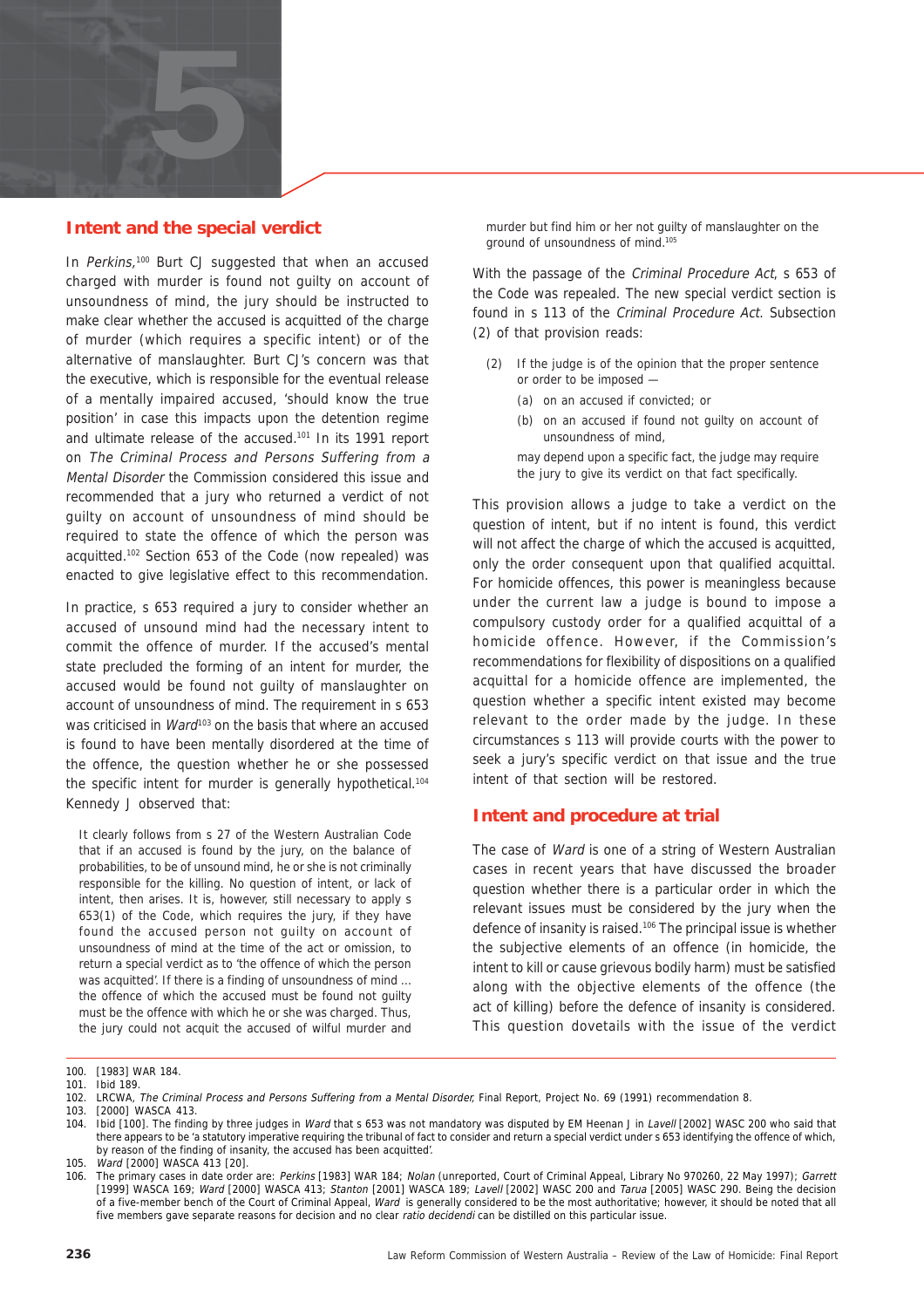## Intent and the special verdict

In *Perkins*,[100] Burt CJ suggested that when an accused charged with murder is found not guilty on account of unsoundness of mind, the jury should be instructed to make clear whether the accused is acquitted of the charge of murder (which requires a specific intent) or of the alternative of manslaughter. Burt CJ's concern was that the executive, which is responsible for the eventual release of a mentally impaired accused, 'should know the true position' in case this impacts upon the detention regime and ultimate release of the accused.[101] In its 1991 report on *The Criminal Process and Persons Suffering from a Mental Disorder* the Commission considered this issue and recommended that a jury who returned a verdict of not guilty on account of unsoundness of mind should be required to state the offence of which the person was acquitted.[102] Section 653 of the Code (now repealed) was enacted to give legislative effect to this recommendation.

In practice, s 653 required a jury to consider whether an accused of unsound mind had the necessary intent to commit the offence of murder. If the accused's mental state precluded the forming of an intent for murder, the accused would be found not guilty of manslaughter on account of unsoundness of mind. The requirement in s 653 was criticised in *Ward*[103] on the basis that where an accused is found to have been mentally disordered at the time of the offence, the question whether he or she possessed the specific intent for murder is generally hypothetical.[104] Kennedy J observed that:

> It clearly follows from s 27 of the Western Australian Code that if an accused is found by the jury, on the balance of probabilities, to be of unsound mind, he or she is not criminally responsible for the killing. No question of intent, or lack of intent, then arises. It is, however, still necessary to apply s 653(1) of the Code, which requires the jury, if they have found the accused person not guilty on account of unsoundness of mind at the time of the act or omission, to return a special verdict as to 'the offence of which the person was acquitted'. If there is a finding of unsoundness of mind … the offence of which the accused must be found not guilty must be the offence with which he or she was charged. Thus, the jury could not acquit the accused of wilful murder and murder but find him or her not guilty of manslaughter on the ground of unsoundness of mind.[105]

With the passage of the *Criminal Procedure Act*, s 653 of the Code was repealed. The new special verdict section is found in s 113 of the *Criminal Procedure Act*. Subsection (2) of that provision reads:

> (2) If the judge is of the opinion that the proper sentence or order to be imposed —
>
> (a) on an accused if convicted; or
>
> (b) on an accused if found not guilty on account of unsoundness of mind,
>
> may depend upon a specific fact, the judge may require the jury to give its verdict on that fact specifically.

This provision allows a judge to take a verdict on the question of intent, but if no intent is found, this verdict will not affect the charge of which the accused is acquitted, only the order consequent upon that qualified acquittal. For homicide offences, this power is meaningless because under the current law a judge is bound to impose a compulsory custody order for a qualified acquittal of a homicide offence. However, if the Commission's recommendations for flexibility of dispositions on a qualified acquittal for a homicide offence are implemented, the question whether a specific intent existed may become relevant to the order made by the judge. In these circumstances s 113 will provide courts with the power to seek a jury's specific verdict on that issue and the true intent of that section will be restored.

## Intent and procedure at trial

The case of *Ward* is one of a string of Western Australian cases in recent years that have discussed the broader question whether there is a particular order in which the relevant issues must be considered by the jury when the defence of insanity is raised.[106] The principal issue is whether the subjective elements of an offence (in homicide, the intent to kill or cause grievous bodily harm) must be satisfied along with the objective elements of the offence (the act of killing) before the defence of insanity is considered. This question dovetails with the issue of the verdict

---

100. [1983] WAR 184.
101. Ibid 189.
102. LRCWA, *The Criminal Process and Persons Suffering from a Mental Disorder*, Final Report, Project No. 69 (1991) recommendation 8.
103. [2000] WASCA 413.
104. Ibid [100]. The finding by three judges in *Ward* that s 653 was not mandatory was disputed by EM Heenan J in *Lavell* [2002] WASC 200 who said that there appears to be 'a statutory imperative requiring the tribunal of fact to consider and return a special verdict under s 653 identifying the offence of which, by reason of the finding of insanity, the accused has been acquitted'.
105. *Ward* [2000] WASCA 413 [20].
106. The primary cases in date order are: *Perkins* [1983] WAR 184; *Nolan* (unreported, Court of Criminal Appeal, Library No 970260, 22 May 1997); *Garrett* [1999] WASCA 169; *Ward* [2000] WASCA 413; *Stanton* [2001] WASCA 189; *Lavell* [2002] WASC 200 and *Tarua* [2005] WASC 290. Being the decision of a five-member bench of the Court of Criminal Appeal, *Ward* is generally considered to be the most authoritative; however, it should be noted that all five members gave separate reasons for decision and no clear *ratio decidendi* can be distilled on this particular issue.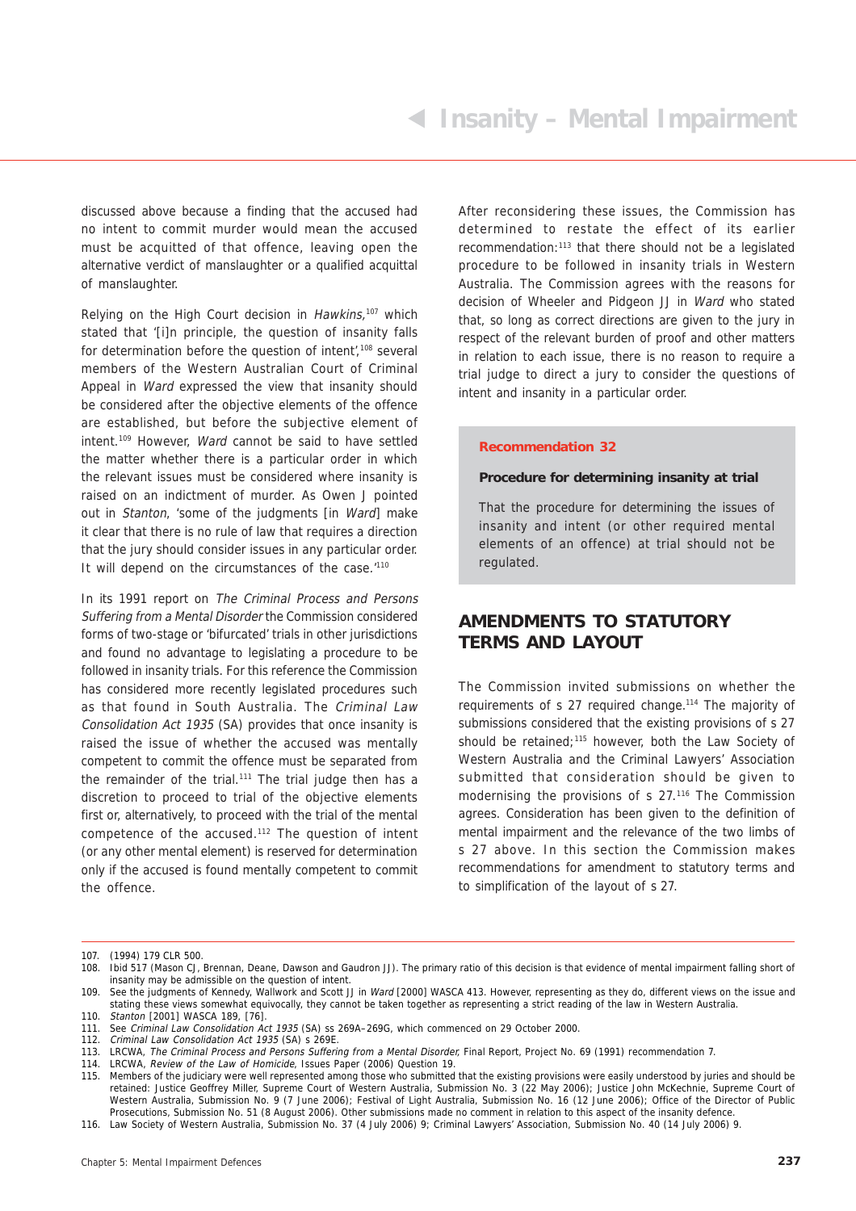discussed above because a finding that the accused had no intent to commit murder would mean the accused must be acquitted of that offence, leaving open the alternative verdict of manslaughter or a qualified acquittal of manslaughter.

Relying on the High Court decision in *Hawkins*,[107] which stated that '[i]n principle, the question of insanity falls for determination before the question of intent',[108] several members of the Western Australian Court of Criminal Appeal in *Ward* expressed the view that insanity should be considered after the objective elements of the offence are established, but before the subjective element of intent.[109] However, *Ward* cannot be said to have settled the matter whether there is a particular order in which the relevant issues must be considered where insanity is raised on an indictment of murder. As Owen J pointed out in *Stanton*, 'some of the judgments [in *Ward*] make it clear that there is no rule of law that requires a direction that the jury should consider issues in any particular order. It will depend on the circumstances of the case.'[110]

In its 1991 report on *The Criminal Process and Persons Suffering from a Mental Disorder* the Commission considered forms of two-stage or 'bifurcated' trials in other jurisdictions and found no advantage to legislating a procedure to be followed in insanity trials. For this reference the Commission has considered more recently legislated procedures such as that found in South Australia. The *Criminal Law Consolidation Act 1935* (SA) provides that once insanity is raised the issue of whether the accused was mentally competent to commit the offence must be separated from the remainder of the trial.[111] The trial judge then has a discretion to proceed to trial of the objective elements first or, alternatively, to proceed with the trial of the mental competence of the accused.[112] The question of intent (or any other mental element) is reserved for determination only if the accused is found mentally competent to commit the offence.

After reconsidering these issues, the Commission has determined to restate the effect of its earlier recommendation:[113] that there should not be a legislated procedure to be followed in insanity trials in Western Australia. The Commission agrees with the reasons for decision of Wheeler and Pidgeon JJ in *Ward* who stated that, so long as correct directions are given to the jury in respect of the relevant burden of proof and other matters in relation to each issue, there is no reason to require a trial judge to direct a jury to consider the questions of intent and insanity in a particular order.

> **Recommendation 32**
>
> **Procedure for determining insanity at trial**
>
> That the procedure for determining the issues of insanity and intent (or other required mental elements of an offence) at trial should not be regulated.

## AMENDMENTS TO STATUTORY TERMS AND LAYOUT

The Commission invited submissions on whether the requirements of s 27 required change.[114] The majority of submissions considered that the existing provisions of s 27 should be retained;[115] however, both the Law Society of Western Australia and the Criminal Lawyers' Association submitted that consideration should be given to modernising the provisions of s 27.[116] The Commission agrees. Consideration has been given to the definition of mental impairment and the relevance of the two limbs of s 27 above. In this section the Commission makes recommendations for amendment to statutory terms and to simplification of the layout of s 27.

---

107. (1994) 179 CLR 500.
108. Ibid 517 (Mason CJ, Brennan, Deane, Dawson and Gaudron JJ). The primary ratio of this decision is that evidence of mental impairment falling short of insanity may be admissible on the question of intent.
109. See the judgments of Kennedy, Wallwork and Scott JJ in *Ward* [2000] WASCA 413. However, representing as they do, different views on the issue and stating these views somewhat equivocally, they cannot be taken together as representing a strict reading of the law in Western Australia.
110. *Stanton* [2001] WASCA 189, [76].
111. See *Criminal Law Consolidation Act 1935* (SA) ss 269A–269G, which commenced on 29 October 2000.
112. *Criminal Law Consolidation Act 1935* (SA) s 269E.
113. LRCWA, *The Criminal Process and Persons Suffering from a Mental Disorder*, Final Report, Project No. 69 (1991) recommendation 7.
114. LRCWA, *Review of the Law of Homicide*, Issues Paper (2006) Question 19.
115. Members of the judiciary were well represented among those who submitted that the existing provisions were easily understood by juries and should be retained: Justice Geoffrey Miller, Supreme Court of Western Australia, Submission No. 3 (22 May 2006); Justice John McKechnie, Supreme Court of Western Australia, Submission No. 9 (7 June 2006); Festival of Light Australia, Submission No. 16 (12 June 2006); Office of the Director of Public Prosecutions, Submission No. 51 (8 August 2006). Other submissions made no comment in relation to this aspect of the insanity defence.
116. Law Society of Western Australia, Submission No. 37 (4 July 2006) 9; Criminal Lawyers' Association, Submission No. 40 (14 July 2006) 9.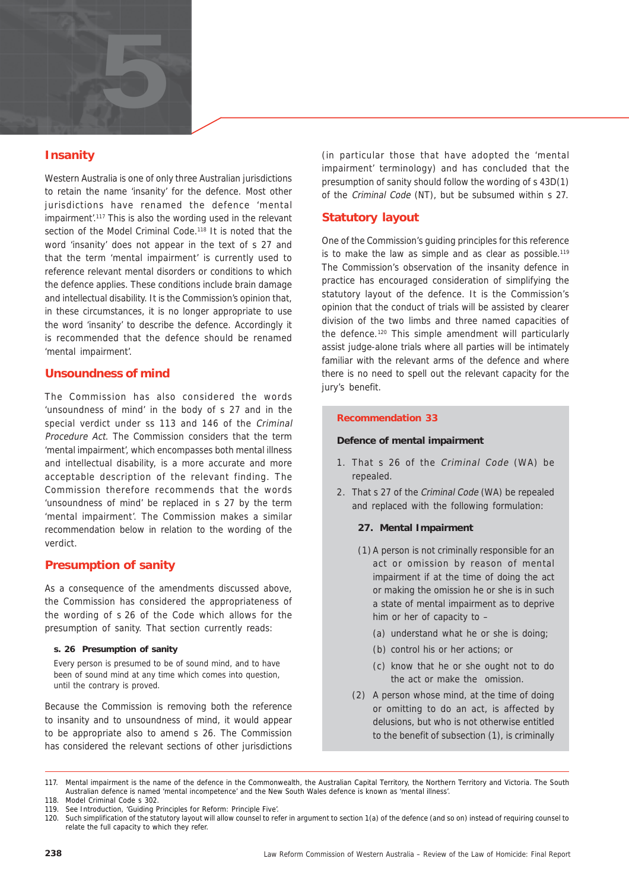## Insanity

Western Australia is one of only three Australian jurisdictions to retain the name 'insanity' for the defence. Most other jurisdictions have renamed the defence 'mental impairment'.[117] This is also the wording used in the relevant section of the Model Criminal Code.[118] It is noted that the word 'insanity' does not appear in the text of s 27 and that the term 'mental impairment' is currently used to reference relevant mental disorders or conditions to which the defence applies. These conditions include brain damage and intellectual disability. It is the Commission's opinion that, in these circumstances, it is no longer appropriate to use the word 'insanity' to describe the defence. Accordingly it is recommended that the defence should be renamed 'mental impairment'.

## Unsoundness of mind

The Commission has also considered the words 'unsoundness of mind' in the body of s 27 and in the special verdict under ss 113 and 146 of the *Criminal Procedure Act*. The Commission considers that the term 'mental impairment', which encompasses both mental illness and intellectual disability, is a more accurate and more acceptable description of the relevant finding. The Commission therefore recommends that the words 'unsoundness of mind' be replaced in s 27 by the term 'mental impairment'. The Commission makes a similar recommendation below in relation to the wording of the verdict.

## Presumption of sanity

As a consequence of the amendments discussed above, the Commission has considered the appropriateness of the wording of s 26 of the Code which allows for the presumption of sanity. That section currently reads:

> **s. 26 Presumption of sanity**
>
> Every person is presumed to be of sound mind, and to have been of sound mind at any time which comes into question, until the contrary is proved.

Because the Commission is removing both the reference to insanity and to unsoundness of mind, it would appear to be appropriate also to amend s 26. The Commission has considered the relevant sections of other jurisdictions (in particular those that have adopted the 'mental impairment' terminology) and has concluded that the presumption of sanity should follow the wording of s 43D(1) of the *Criminal Code* (NT), but be subsumed within s 27.

## Statutory layout

One of the Commission's guiding principles for this reference is to make the law as simple and as clear as possible.[119] The Commission's observation of the insanity defence in practice has encouraged consideration of simplifying the statutory layout of the defence. It is the Commission's opinion that the conduct of trials will be assisted by clearer division of the two limbs and three named capacities of the defence.[120] This simple amendment will particularly assist judge-alone trials where all parties will be intimately familiar with the relevant arms of the defence and where there is no need to spell out the relevant capacity for the jury's benefit.

> **Recommendation 33**
>
> **Defence of mental impairment**
>
> 1. That s 26 of the *Criminal Code* (WA) be repealed.
> 2. That s 27 of the *Criminal Code* (WA) be repealed and replaced with the following formulation:
>
> **27. Mental Impairment**
>
> (1) A person is not criminally responsible for an act or omission by reason of mental impairment if at the time of doing the act or making the omission he or she is in such a state of mental impairment as to deprive him or her of capacity to –
>
> (a) understand what he or she is doing;
>
> (b) control his or her actions; or
>
> (c) know that he or she ought not to do the act or make the omission.
>
> (2) A person whose mind, at the time of doing or omitting to do an act, is affected by delusions, but who is not otherwise entitled to the benefit of subsection (1), is criminally

---

117. Mental impairment is the name of the defence in the Commonwealth, the Australian Capital Territory, the Northern Territory and Victoria. The South Australian defence is named 'mental incompetence' and the New South Wales defence is known as 'mental illness'.
118. Model Criminal Code s 302.
119. See Introduction, 'Guiding Principles for Reform: Principle Five'.
120. Such simplification of the statutory layout will allow counsel to refer in argument to section 1(a) of the defence (and so on) instead of requiring counsel to relate the full capacity to which they refer.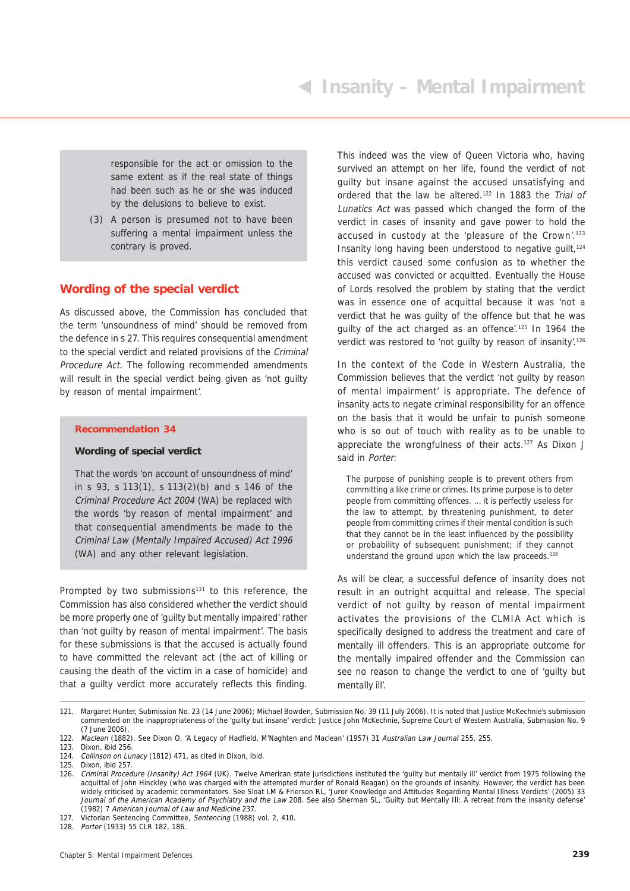responsible for the act or omission to the same extent as if the real state of things had been such as he or she was induced by the delusions to believe to exist.

(3) A person is presumed not to have been suffering a mental impairment unless the contrary is proved.

## Wording of the special verdict

As discussed above, the Commission has concluded that the term 'unsoundness of mind' should be removed from the defence in s 27. This requires consequential amendment to the special verdict and related provisions of the *Criminal Procedure Act*. The following recommended amendments will result in the special verdict being given as 'not guilty by reason of mental impairment'.

> **Recommendation 34**
>
> **Wording of special verdict**
>
> That the words 'on account of unsoundness of mind' in s 93, s 113(1), s 113(2)(b) and s 146 of the *Criminal Procedure Act 2004* (WA) be replaced with the words 'by reason of mental impairment' and that consequential amendments be made to the *Criminal Law (Mentally Impaired Accused) Act 1996* (WA) and any other relevant legislation.

Prompted by two submissions[121] to this reference, the Commission has also considered whether the verdict should be more properly one of 'guilty but mentally impaired' rather than 'not guilty by reason of mental impairment'. The basis for these submissions is that the accused is actually found to have committed the relevant act (the act of killing or causing the death of the victim in a case of homicide) and that a guilty verdict more accurately reflects this finding.

This indeed was the view of Queen Victoria who, having survived an attempt on her life, found the verdict of not guilty but insane against the accused unsatisfying and ordered that the law be altered.[122] In 1883 the *Trial of Lunatics Act* was passed which changed the form of the verdict in cases of insanity and gave power to hold the accused in custody at the 'pleasure of the Crown'.[123] Insanity long having been understood to negative guilt,[124] this verdict caused some confusion as to whether the accused was convicted or acquitted. Eventually the House of Lords resolved the problem by stating that the verdict was in essence one of acquittal because it was 'not a verdict that he was guilty of the offence but that he was guilty of the act charged as an offence'.[125] In 1964 the verdict was restored to 'not guilty by reason of insanity'.[126]

In the context of the Code in Western Australia, the Commission believes that the verdict 'not guilty by reason of mental impairment' is appropriate. The defence of insanity acts to negate criminal responsibility for an offence on the basis that it would be unfair to punish someone who is so out of touch with reality as to be unable to appreciate the wrongfulness of their acts.[127] As Dixon J said in *Porter*:

> The purpose of punishing people is to prevent others from committing a like crime or crimes. Its prime purpose is to deter people from committing offences. ... it is perfectly useless for the law to attempt, by threatening punishment, to deter people from committing crimes if their mental condition is such that they cannot be in the least influenced by the possibility or probability of subsequent punishment; if they cannot understand the ground upon which the law proceeds.[128]

As will be clear, a successful defence of insanity does not result in an outright acquittal and release. The special verdict of not guilty by reason of mental impairment activates the provisions of the CLMIA Act which is specifically designed to address the treatment and care of mentally ill offenders. This is an appropriate outcome for the mentally impaired offender and the Commission can see no reason to change the verdict to one of 'guilty but mentally ill'.

---

121. Margaret Hunter, Submission No. 23 (14 June 2006); Michael Bowden, Submission No. 39 (11 July 2006). It is noted that Justice McKechnie's submission commented on the inappropriateness of the 'guilty but insane' verdict: Justice John McKechnie, Supreme Court of Western Australia, Submission No. 9 (7 June 2006).
122. *Maclean* (1882). See Dixon O, 'A Legacy of Hadfield, M'Naghten and Maclean' (1957) 31 *Australian Law Journal* 255, 255.
123. Dixon, ibid 256.
124. *Collinson on Lunacy* (1812) 471, as cited in Dixon, ibid.
125. Dixon, ibid 257.
126. *Criminal Procedure (Insanity) Act 1964* (UK). Twelve American state jurisdictions instituted the 'guilty but mentally ill' verdict from 1975 following the acquittal of John Hinckley (who was charged with the attempted murder of Ronald Reagan) on the grounds of insanity. However, the verdict has been widely criticised by academic commentators. See Sloat LM & Frierson RL, 'Juror Knowledge and Attitudes Regarding Mental Illness Verdicts' (2005) 33 *Journal of the American Academy of Psychiatry and the Law* 208. See also Sherman SL, 'Guilty but Mentally Ill: A retreat from the insanity defense' (1982) 7 *American Journal of Law and Medicine* 237.
127. Victorian Sentencing Committee, *Sentencing* (1988) vol. 2, 410.
128. *Porter* (1933) 55 CLR 182, 186.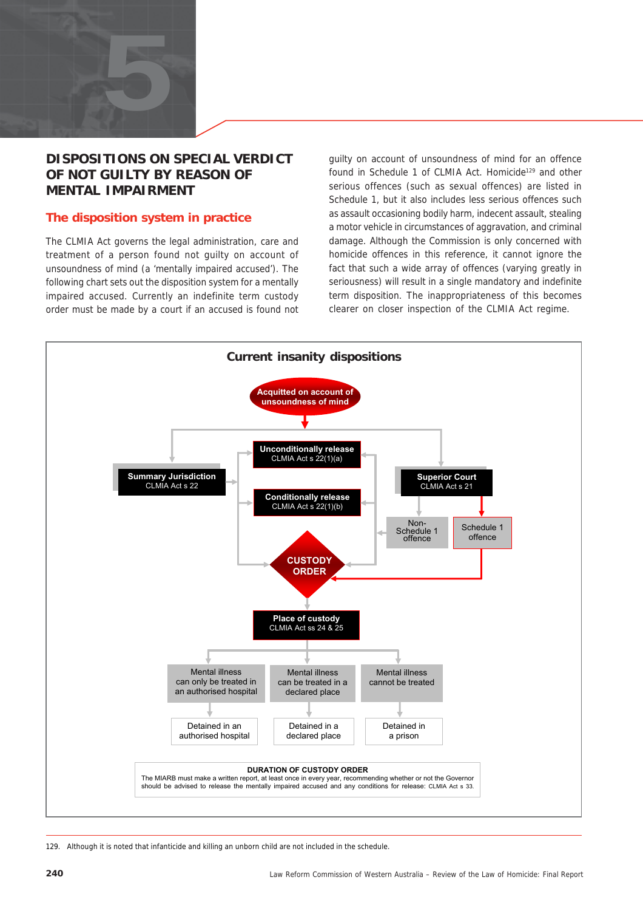# DISPOSITIONS ON SPECIAL VERDICT OF NOT GUILTY BY REASON OF MENTAL IMPAIRMENT

## The disposition system in practice

The CLMIA Act governs the legal administration, care and treatment of a person found not guilty on account of unsoundness of mind (a 'mentally impaired accused'). The following chart sets out the disposition system for a mentally impaired accused. Currently an indefinite term custody order must be made by a court if an accused is found not guilty on account of unsoundness of mind for an offence found in Schedule 1 of CLMIA Act. Homicide[129] and other serious offences (such as sexual offences) are listed in Schedule 1, but it also includes less serious offences such as assault occasioning bodily harm, indecent assault, stealing a motor vehicle in circumstances of aggravation, and criminal damage. Although the Commission is only concerned with homicide offences in this reference, it cannot ignore the fact that such a wide array of offences (varying greatly in seriousness) will result in a single mandatory and indefinite term disposition. The inappropriateness of this becomes clearer on closer inspection of the CLMIA Act regime.

### Current insanity dispositions

Acquitted on account of unsoundness of mind

- Summary Jurisdiction — CLMIA Act s 22
  - Unconditionally release — CLMIA Act s 22(1)(a)
  - Conditionally release — CLMIA Act s 22(1)(b)
  - CUSTODY ORDER
- Superior Court — CLMIA Act s 21
  - Non-Schedule 1 offence
    - Unconditionally release — CLMIA Act s 22(1)(a)
    - Conditionally release — CLMIA Act s 22(1)(b)
    - CUSTODY ORDER
  - Schedule 1 offence
    - CUSTODY ORDER

CUSTODY ORDER → Place of custody — CLMIA Act ss 24 & 25

- Mental illness can only be treated in an authorised hospital → Detained in an authorised hospital
- Mental illness can be treated in a declared place → Detained in a declared place
- Mental illness cannot be treated → Detained in a prison

**DURATION OF CUSTODY ORDER**
The MIARB must make a written report, at least once in every year, recommending whether or not the Governor should be advised to release the mentally impaired accused and any conditions for release: CLMIA Act s 33.

---

129. Although it is noted that infanticide and killing an unborn child are not included in the schedule.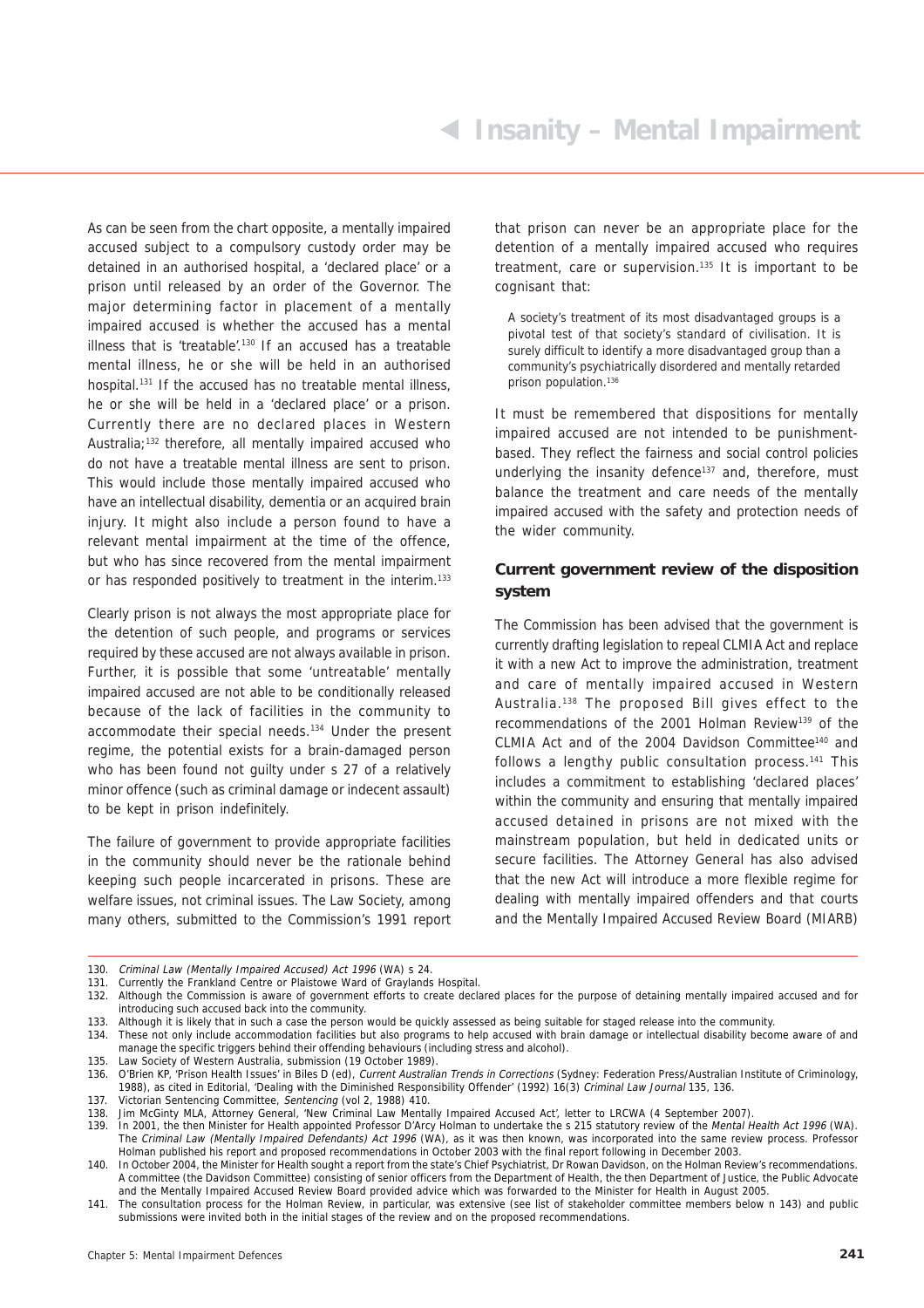As can be seen from the chart opposite, a mentally impaired accused subject to a compulsory custody order may be detained in an authorised hospital, a 'declared place' or a prison until released by an order of the Governor. The major determining factor in placement of a mentally impaired accused is whether the accused has a mental illness that is 'treatable'.[130] If an accused has a treatable mental illness, he or she will be held in an authorised hospital.[131] If the accused has no treatable mental illness, he or she will be held in a 'declared place' or a prison. Currently there are no declared places in Western Australia;[132] therefore, all mentally impaired accused who do not have a treatable mental illness are sent to prison. This would include those mentally impaired accused who have an intellectual disability, dementia or an acquired brain injury. It might also include a person found to have a relevant mental impairment at the time of the offence, but who has since recovered from the mental impairment or has responded positively to treatment in the interim.[133]

Clearly prison is not always the most appropriate place for the detention of such people, and programs or services required by these accused are not always available in prison. Further, it is possible that some 'untreatable' mentally impaired accused are not able to be conditionally released because of the lack of facilities in the community to accommodate their special needs.[134] Under the present regime, the potential exists for a brain-damaged person who has been found not guilty under s 27 of a relatively minor offence (such as criminal damage or indecent assault) to be kept in prison indefinitely.

The failure of government to provide appropriate facilities in the community should never be the rationale behind keeping such people incarcerated in prisons. These are welfare issues, not criminal issues. The Law Society, among many others, submitted to the Commission's 1991 report that prison can never be an appropriate place for the detention of a mentally impaired accused who requires treatment, care or supervision.[135] It is important to be cognisant that:

> A society's treatment of its most disadvantaged groups is a pivotal test of that society's standard of civilisation. It is surely difficult to identify a more disadvantaged group than a community's psychiatrically disordered and mentally retarded prison population.[136]

It must be remembered that dispositions for mentally impaired accused are not intended to be punishment-based. They reflect the fairness and social control policies underlying the insanity defence[137] and, therefore, must balance the treatment and care needs of the mentally impaired accused with the safety and protection needs of the wider community.

### Current government review of the disposition system

The Commission has been advised that the government is currently drafting legislation to repeal CLMIA Act and replace it with a new Act to improve the administration, treatment and care of mentally impaired accused in Western Australia.[138] The proposed Bill gives effect to the recommendations of the 2001 Holman Review[139] of the CLMIA Act and of the 2004 Davidson Committee[140] and follows a lengthy public consultation process.[141] This includes a commitment to establishing 'declared places' within the community and ensuring that mentally impaired accused detained in prisons are not mixed with the mainstream population, but held in dedicated units or secure facilities. The Attorney General has also advised that the new Act will introduce a more flexible regime for dealing with mentally impaired offenders and that courts and the Mentally Impaired Accused Review Board (MIARB)

---

130. *Criminal Law (Mentally Impaired Accused) Act 1996* (WA) s 24.
131. Currently the Frankland Centre or Plaistowe Ward of Graylands Hospital.
132. Although the Commission is aware of government efforts to create declared places for the purpose of detaining mentally impaired accused and for introducing such accused back into the community.
133. Although it is likely that in such a case the person would be quickly assessed as being suitable for staged release into the community.
134. These not only include accommodation facilities but also programs to help accused with brain damage or intellectual disability become aware of and manage the specific triggers behind their offending behaviours (including stress and alcohol).
135. Law Society of Western Australia, submission (19 October 1989).
136. O'Brien KP, 'Prison Health Issues' in Biles D (ed), *Current Australian Trends in Corrections* (Sydney: Federation Press/Australian Institute of Criminology, 1988), as cited in Editorial, 'Dealing with the Diminished Responsibility Offender' (1992) 16(3) *Criminal Law Journal* 135, 136.
137. Victorian Sentencing Committee, *Sentencing* (vol 2, 1988) 410.
138. Jim McGinty MLA, Attorney General, 'New Criminal Law Mentally Impaired Accused Act', letter to LRCWA (4 September 2007).
139. In 2001, the then Minister for Health appointed Professor D'Arcy Holman to undertake the s 215 statutory review of the *Mental Health Act 1996* (WA). The *Criminal Law (Mentally Impaired Defendants) Act 1996* (WA), as it was then known, was incorporated into the same review process. Professor Holman published his report and proposed recommendations in October 2003 with the final report following in December 2003.
140. In October 2004, the Minister for Health sought a report from the state's Chief Psychiatrist, Dr Rowan Davidson, on the Holman Review's recommendations. A committee (the Davidson Committee) consisting of senior officers from the Department of Health, the then Department of Justice, the Public Advocate and the Mentally Impaired Accused Review Board provided advice which was forwarded to the Minister for Health in August 2005.
141. The consultation process for the Holman Review, in particular, was extensive (see list of stakeholder committee members below n 143) and public submissions were invited both in the initial stages of the review and on the proposed recommendations.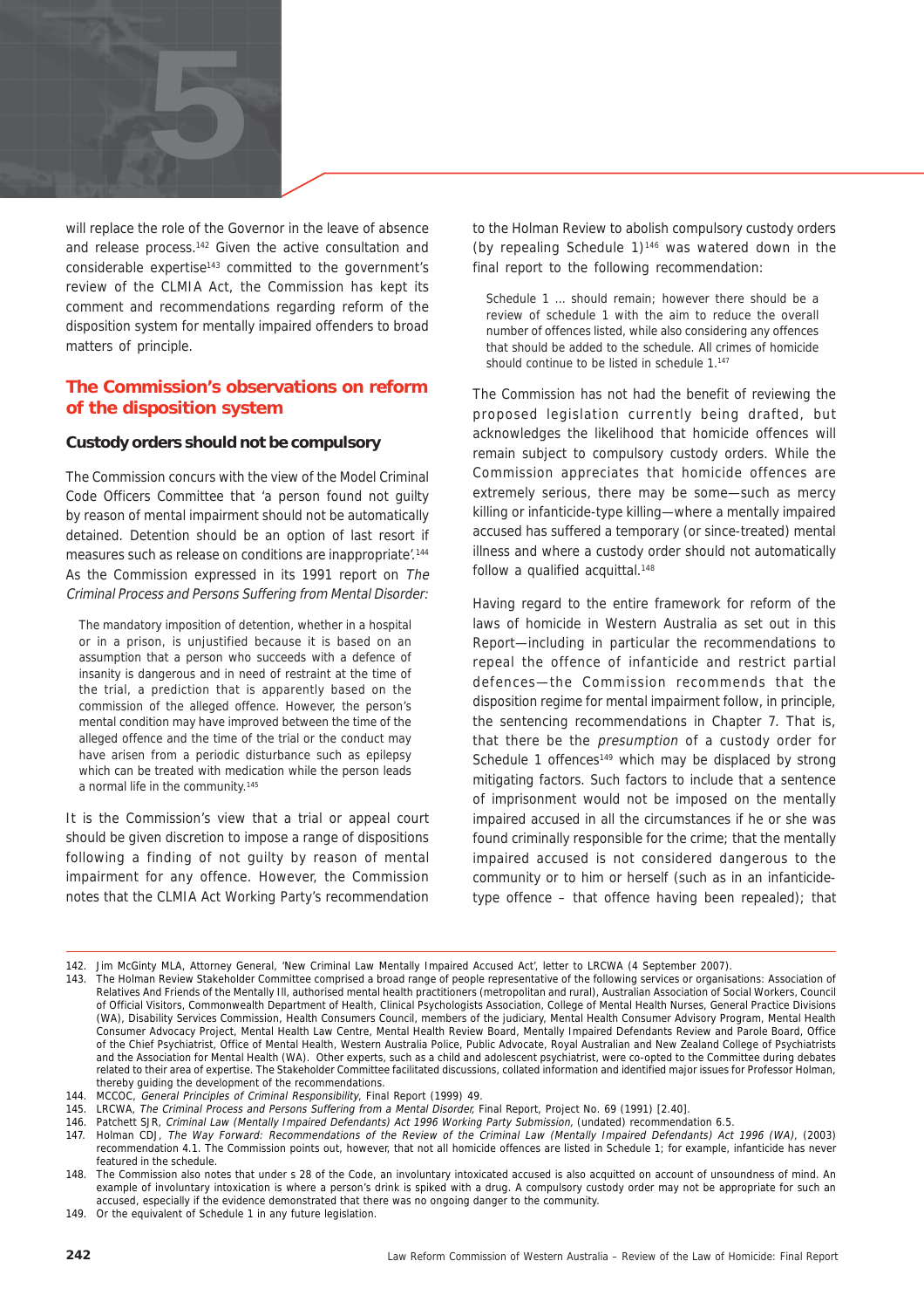will replace the role of the Governor in the leave of absence and release process.[142] Given the active consultation and considerable expertise[143] committed to the government's review of the CLMIA Act, the Commission has kept its comment and recommendations regarding reform of the disposition system for mentally impaired offenders to broad matters of principle.

## The Commission's observations on reform of the disposition system

### Custody orders should not be compulsory

The Commission concurs with the view of the Model Criminal Code Officers Committee that 'a person found not guilty by reason of mental impairment should not be automatically detained. Detention should be an option of last resort if measures such as release on conditions are inappropriate'.[144] As the Commission expressed in its 1991 report on *The Criminal Process and Persons Suffering from Mental Disorder:*

> The mandatory imposition of detention, whether in a hospital or in a prison, is unjustified because it is based on an assumption that a person who succeeds with a defence of insanity is dangerous and in need of restraint at the time of the trial, a prediction that is apparently based on the commission of the alleged offence. However, the person's mental condition may have improved between the time of the alleged offence and the time of the trial or the conduct may have arisen from a periodic disturbance such as epilepsy which can be treated with medication while the person leads a normal life in the community.[145]

It is the Commission's view that a trial or appeal court should be given discretion to impose a range of dispositions following a finding of not guilty by reason of mental impairment for any offence. However, the Commission notes that the CLMIA Act Working Party's recommendation to the Holman Review to abolish compulsory custody orders (by repealing Schedule 1)[146] was watered down in the final report to the following recommendation:

> Schedule 1 ... should remain; however there should be a review of schedule 1 with the aim to reduce the overall number of offences listed, while also considering any offences that should be added to the schedule. All crimes of homicide should continue to be listed in schedule 1.[147]

The Commission has not had the benefit of reviewing the proposed legislation currently being drafted, but acknowledges the likelihood that homicide offences will remain subject to compulsory custody orders. While the Commission appreciates that homicide offences are extremely serious, there may be some—such as mercy killing or infanticide-type killing—where a mentally impaired accused has suffered a temporary (or since-treated) mental illness and where a custody order should not automatically follow a qualified acquittal.[148]

Having regard to the entire framework for reform of the laws of homicide in Western Australia as set out in this Report—including in particular the recommendations to repeal the offence of infanticide and restrict partial defences—the Commission recommends that the disposition regime for mental impairment follow, in principle, the sentencing recommendations in Chapter 7. That is, that there be the *presumption* of a custody order for Schedule 1 offences[149] which may be displaced by strong mitigating factors. Such factors to include that a sentence of imprisonment would not be imposed on the mentally impaired accused in all the circumstances if he or she was found criminally responsible for the crime; that the mentally impaired accused is not considered dangerous to the community or to him or herself (such as in an infanticide-type offence – that offence having been repealed); that

---

142. Jim McGinty MLA, Attorney General, 'New Criminal Law Mentally Impaired Accused Act', letter to LRCWA (4 September 2007).
143. The Holman Review Stakeholder Committee comprised a broad range of people representative of the following services or organisations: Association of Relatives And Friends of the Mentally Ill, authorised mental health practitioners (metropolitan and rural), Australian Association of Social Workers, Council of Official Visitors, Commonwealth Department of Health, Clinical Psychologists Association, College of Mental Health Nurses, General Practice Divisions (WA), Disability Services Commission, Health Consumers Council, members of the judiciary, Mental Health Consumer Advisory Program, Mental Health Consumer Advocacy Project, Mental Health Law Centre, Mental Health Review Board, Mentally Impaired Defendants Review and Parole Board, Office of the Chief Psychiatrist, Office of Mental Health, Western Australia Police, Public Advocate, Royal Australian and New Zealand College of Psychiatrists and the Association for Mental Health (WA). Other experts, such as a child and adolescent psychiatrist, were co-opted to the Committee during debates related to their area of expertise. The Stakeholder Committee facilitated discussions, collated information and identified major issues for Professor Holman, thereby guiding the development of the recommendations.
144. MCCOC, *General Principles of Criminal Responsibility*, Final Report (1999) 49.
145. LRCWA, *The Criminal Process and Persons Suffering from a Mental Disorder*, Final Report, Project No. 69 (1991) [2.40].
146. Patchett SJR, *Criminal Law (Mentally Impaired Defendants) Act 1996 Working Party Submission*, (undated) recommendation 6.5.
147. Holman CDJ, *The Way Forward: Recommendations of the Review of the Criminal Law (Mentally Impaired Defendants) Act 1996 (WA)*, (2003) recommendation 4.1. The Commission points out, however, that not all homicide offences are listed in Schedule 1; for example, infanticide has never featured in the schedule.
148. The Commission also notes that under s 28 of the Code, an involuntary intoxicated accused is also acquitted on account of unsoundness of mind. An example of involuntary intoxication is where a person's drink is spiked with a drug. A compulsory custody order may not be appropriate for such an accused, especially if the evidence demonstrated that there was no ongoing danger to the community.
149. Or the equivalent of Schedule 1 in any future legislation.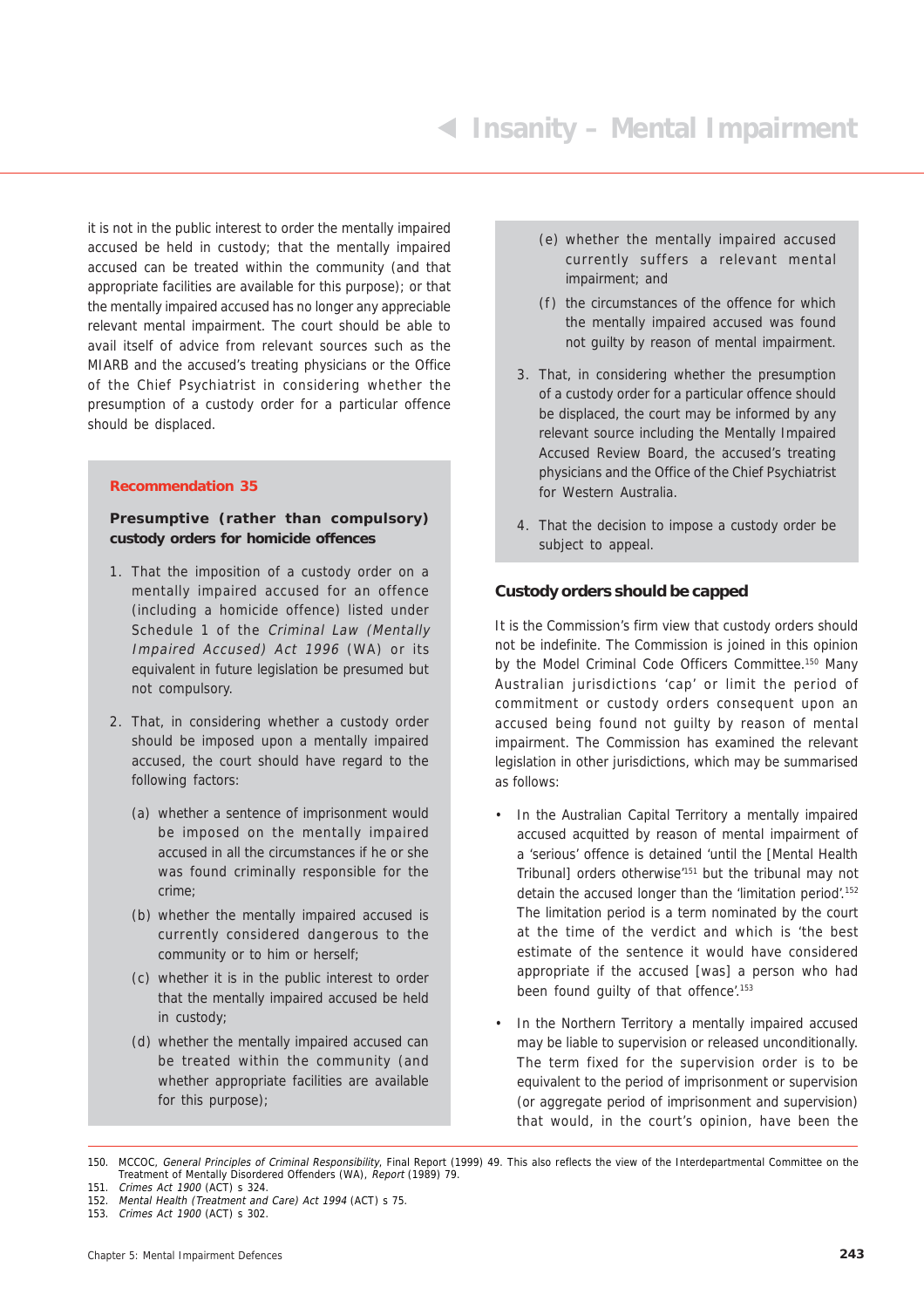it is not in the public interest to order the mentally impaired accused be held in custody; that the mentally impaired accused can be treated within the community (and that appropriate facilities are available for this purpose); or that the mentally impaired accused has no longer any appreciable relevant mental impairment. The court should be able to avail itself of advice from relevant sources such as the MIARB and the accused's treating physicians or the Office of the Chief Psychiatrist in considering whether the presumption of a custody order for a particular offence should be displaced.

**Recommendation 35**

**Presumptive (rather than compulsory) custody orders for homicide offences**

1. That the imposition of a custody order on a mentally impaired accused for an offence (including a homicide offence) listed under Schedule 1 of the *Criminal Law (Mentally Impaired Accused) Act 1996* (WA) or its equivalent in future legislation be presumed but not compulsory.

2. That, in considering whether a custody order should be imposed upon a mentally impaired accused, the court should have regard to the following factors:

   (a) whether a sentence of imprisonment would be imposed on the mentally impaired accused in all the circumstances if he or she was found criminally responsible for the crime;

   (b) whether the mentally impaired accused is currently considered dangerous to the community or to him or herself;

   (c) whether it is in the public interest to order that the mentally impaired accused be held in custody;

   (d) whether the mentally impaired accused can be treated within the community (and whether appropriate facilities are available for this purpose);

   (e) whether the mentally impaired accused currently suffers a relevant mental impairment; and

   (f) the circumstances of the offence for which the mentally impaired accused was found not guilty by reason of mental impairment.

3. That, in considering whether the presumption of a custody order for a particular offence should be displaced, the court may be informed by any relevant source including the Mentally Impaired Accused Review Board, the accused's treating physicians and the Office of the Chief Psychiatrist for Western Australia.

4. That the decision to impose a custody order be subject to appeal.

### Custody orders should be capped

It is the Commission's firm view that custody orders should not be indefinite. The Commission is joined in this opinion by the Model Criminal Code Officers Committee.[150] Many Australian jurisdictions 'cap' or limit the period of commitment or custody orders consequent upon an accused being found not guilty by reason of mental impairment. The Commission has examined the relevant legislation in other jurisdictions, which may be summarised as follows:

- In the Australian Capital Territory a mentally impaired accused acquitted by reason of mental impairment of a 'serious' offence is detained 'until the [Mental Health Tribunal] orders otherwise'[151] but the tribunal may not detain the accused longer than the 'limitation period'.[152] The limitation period is a term nominated by the court at the time of the verdict and which is 'the best estimate of the sentence it would have considered appropriate if the accused [was] a person who had been found guilty of that offence'.[153]

- In the Northern Territory a mentally impaired accused may be liable to supervision or released unconditionally. The term fixed for the supervision order is to be equivalent to the period of imprisonment or supervision (or aggregate period of imprisonment and supervision) that would, in the court's opinion, have been the

---

150. MCCOC, *General Principles of Criminal Responsibility*, Final Report (1999) 49. This also reflects the view of the Interdepartmental Committee on the Treatment of Mentally Disordered Offenders (WA), *Report* (1989) 79.
151. *Crimes Act 1900* (ACT) s 324.
152. *Mental Health (Treatment and Care) Act 1994* (ACT) s 75.
153. *Crimes Act 1900* (ACT) s 302.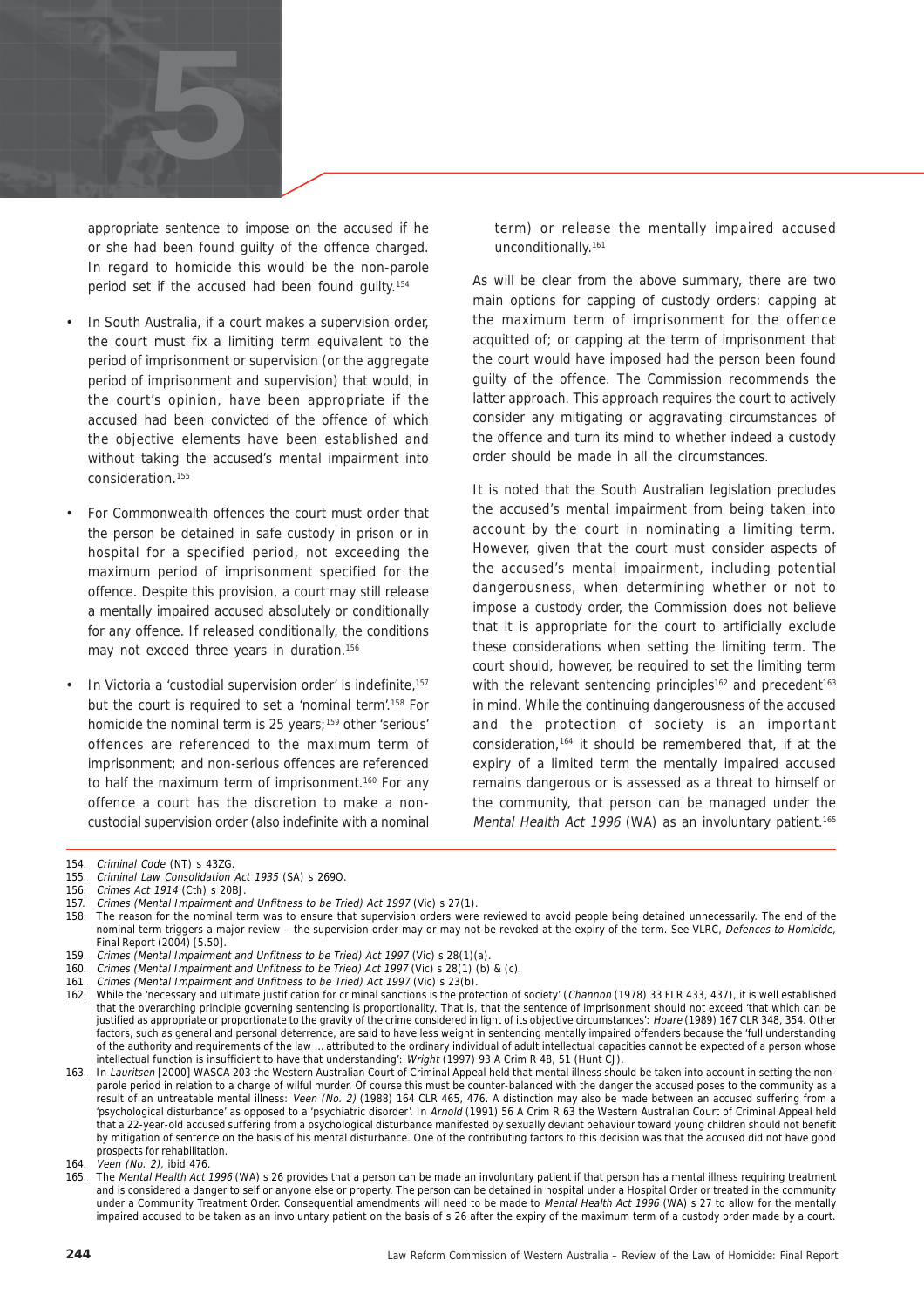appropriate sentence to impose on the accused if he or she had been found guilty of the offence charged. In regard to homicide this would be the non-parole period set if the accused had been found guilty.[154]

- In South Australia, if a court makes a supervision order, the court must fix a limiting term equivalent to the period of imprisonment or supervision (or the aggregate period of imprisonment and supervision) that would, in the court's opinion, have been appropriate if the accused had been convicted of the offence of which the objective elements have been established and without taking the accused's mental impairment into consideration.[155]
- For Commonwealth offences the court must order that the person be detained in safe custody in prison or in hospital for a specified period, not exceeding the maximum period of imprisonment specified for the offence. Despite this provision, a court may still release a mentally impaired accused absolutely or conditionally for any offence. If released conditionally, the conditions may not exceed three years in duration.[156]
- In Victoria a 'custodial supervision order' is indefinite,[157] but the court is required to set a 'nominal term'.[158] For homicide the nominal term is 25 years;[159] other 'serious' offences are referenced to the maximum term of imprisonment; and non-serious offences are referenced to half the maximum term of imprisonment.[160] For any offence a court has the discretion to make a non-custodial supervision order (also indefinite with a nominal term) or release the mentally impaired accused unconditionally.[161]

As will be clear from the above summary, there are two main options for capping of custody orders: capping at the maximum term of imprisonment for the offence acquitted of; or capping at the term of imprisonment that the court would have imposed had the person been found guilty of the offence. The Commission recommends the latter approach. This approach requires the court to actively consider any mitigating or aggravating circumstances of the offence and turn its mind to whether indeed a custody order should be made in all the circumstances.

It is noted that the South Australian legislation precludes the accused's mental impairment from being taken into account by the court in nominating a limiting term. However, given that the court must consider aspects of the accused's mental impairment, including potential dangerousness, when determining whether or not to impose a custody order, the Commission does not believe that it is appropriate for the court to artificially exclude these considerations when setting the limiting term. The court should, however, be required to set the limiting term with the relevant sentencing principles[162] and precedent[163] in mind. While the continuing dangerousness of the accused and the protection of society is an important consideration,[164] it should be remembered that, if at the expiry of a limited term the mentally impaired accused remains dangerous or is assessed as a threat to himself or the community, that person can be managed under the *Mental Health Act 1996* (WA) as an involuntary patient.[165]

---

154. *Criminal Code* (NT) s 43ZG.
155. *Criminal Law Consolidation Act 1935* (SA) s 269O.
156. *Crimes Act 1914* (Cth) s 20BJ.
157. *Crimes (Mental Impairment and Unfitness to be Tried) Act 1997* (Vic) s 27(1).
158. The reason for the nominal term was to ensure that supervision orders were reviewed to avoid people being detained unnecessarily. The end of the nominal term triggers a major review – the supervision order may or may not be revoked at the expiry of the term. See VLRC, *Defences to Homicide*, Final Report (2004) [5.50].
159. *Crimes (Mental Impairment and Unfitness to be Tried) Act 1997* (Vic) s 28(1)(a).
160. *Crimes (Mental Impairment and Unfitness to be Tried) Act 1997* (Vic) s 28(1) (b) & (c).
161. *Crimes (Mental Impairment and Unfitness to be Tried) Act 1997* (Vic) s 23(b).
162. While the 'necessary and ultimate justification for criminal sanctions is the protection of society' (*Channon* (1978) 33 FLR 433, 437), it is well established that the overarching principle governing sentencing is proportionality. That is, that the sentence of imprisonment should not exceed 'that which can be justified as appropriate or proportionate to the gravity of the crime considered in light of its objective circumstances': *Hoare* (1989) 167 CLR 348, 354. Other factors, such as general and personal deterrence, are said to have less weight in sentencing mentally impaired offenders because the 'full understanding of the authority and requirements of the law ... attributed to the ordinary individual of adult intellectual capacities cannot be expected of a person whose intellectual function is insufficient to have that understanding': *Wright* (1997) 93 A Crim R 48, 51 (Hunt CJ).
163. In *Lauritsen* [2000] WASCA 203 the Western Australian Court of Criminal Appeal held that mental illness should be taken into account in setting the non-parole period in relation to a charge of wilful murder. Of course this must be counter-balanced with the danger the accused poses to the community as a result of an untreatable mental illness: *Veen (No. 2)* (1988) 164 CLR 465, 476. A distinction may also be made between an accused suffering from a 'psychological disturbance' as opposed to a 'psychiatric disorder'. In *Arnold* (1991) 56 A Crim R 63 the Western Australian Court of Criminal Appeal held that a 22-year-old accused suffering from a psychological disturbance manifested by sexually deviant behaviour toward young children should not benefit by mitigation of sentence on the basis of his mental disturbance. One of the contributing factors to this decision was that the accused did not have good prospects for rehabilitation.
164. *Veen (No. 2)*, ibid 476.
165. The *Mental Health Act 1996* (WA) s 26 provides that a person can be made an involuntary patient if that person has a mental illness requiring treatment and is considered a danger to self or anyone else or property. The person can be detained in hospital under a Hospital Order or treated in the community under a Community Treatment Order. Consequential amendments will need to be made to *Mental Health Act 1996* (WA) s 27 to allow for the mentally impaired accused to be taken as an involuntary patient on the basis of s 26 after the expiry of the maximum term of a custody order made by a court.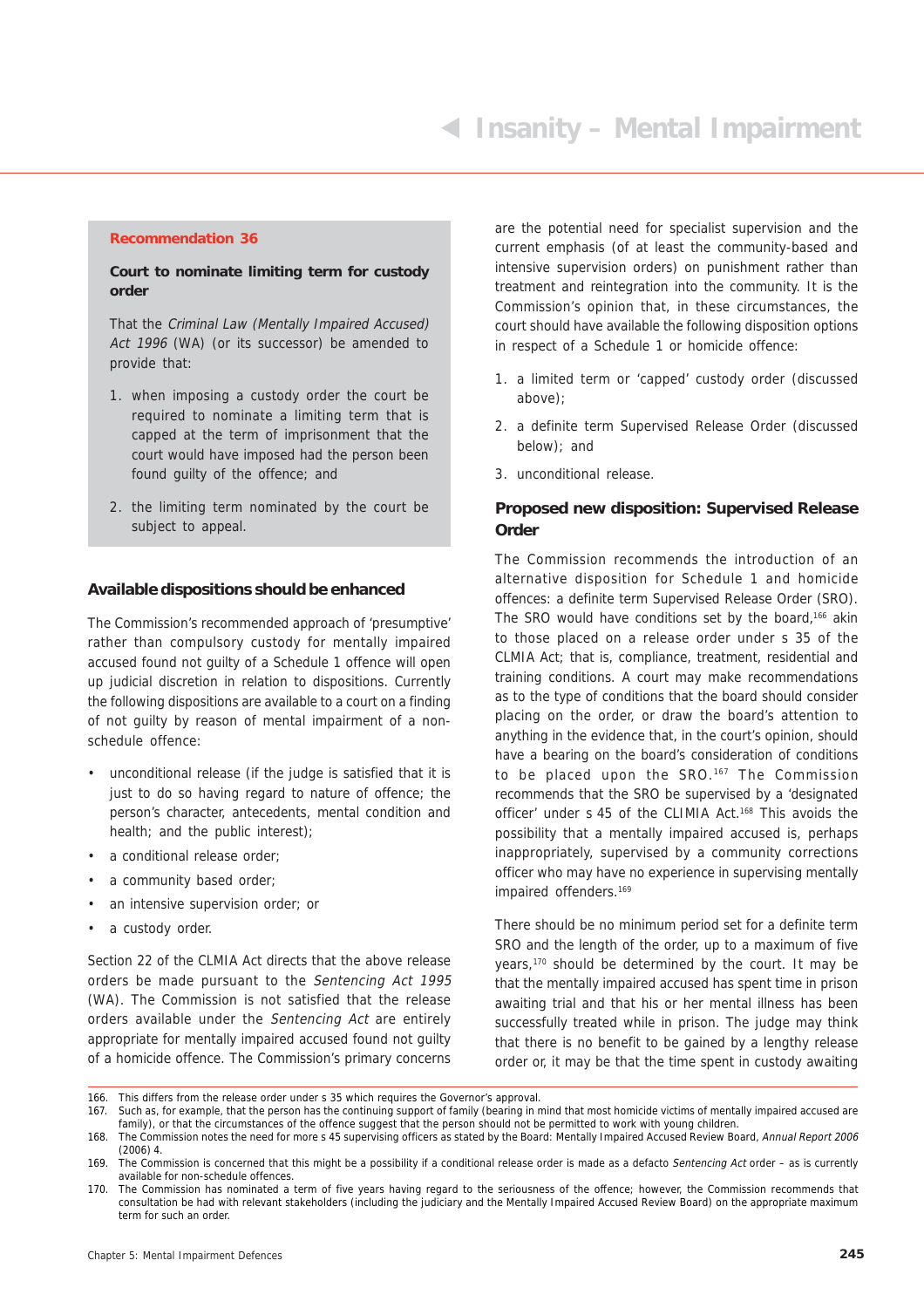**Recommendation 36**

**Court to nominate limiting term for custody order**

That the *Criminal Law (Mentally Impaired Accused) Act 1996* (WA) (or its successor) be amended to provide that:

1. when imposing a custody order the court be required to nominate a limiting term that is capped at the term of imprisonment that the court would have imposed had the person been found guilty of the offence; and
2. the limiting term nominated by the court be subject to appeal.

## Available dispositions should be enhanced

The Commission's recommended approach of 'presumptive' rather than compulsory custody for mentally impaired accused found not guilty of a Schedule 1 offence will open up judicial discretion in relation to dispositions. Currently the following dispositions are available to a court on a finding of not guilty by reason of mental impairment of a non-schedule offence:

- unconditional release (if the judge is satisfied that it is just to do so having regard to nature of offence; the person's character, antecedents, mental condition and health; and the public interest);
- a conditional release order;
- a community based order;
- an intensive supervision order; or
- a custody order.

Section 22 of the CLMIA Act directs that the above release orders be made pursuant to the *Sentencing Act 1995* (WA). The Commission is not satisfied that the release orders available under the *Sentencing Act* are entirely appropriate for mentally impaired accused found not guilty of a homicide offence. The Commission's primary concerns are the potential need for specialist supervision and the current emphasis (of at least the community-based and intensive supervision orders) on punishment rather than treatment and reintegration into the community. It is the Commission's opinion that, in these circumstances, the court should have available the following disposition options in respect of a Schedule 1 or homicide offence:

1. a limited term or 'capped' custody order (discussed above);
2. a definite term Supervised Release Order (discussed below); and
3. unconditional release.

## Proposed new disposition: Supervised Release Order

The Commission recommends the introduction of an alternative disposition for Schedule 1 and homicide offences: a definite term Supervised Release Order (SRO). The SRO would have conditions set by the board,[166] akin to those placed on a release order under s 35 of the CLMIA Act; that is, compliance, treatment, residential and training conditions. A court may make recommendations as to the type of conditions that the board should consider placing on the order, or draw the board's attention to anything in the evidence that, in the court's opinion, should have a bearing on the board's consideration of conditions to be placed upon the SRO.[167] The Commission recommends that the SRO be supervised by a 'designated officer' under s 45 of the CLIMIA Act.[168] This avoids the possibility that a mentally impaired accused is, perhaps inappropriately, supervised by a community corrections officer who may have no experience in supervising mentally impaired offenders.[169]

There should be no minimum period set for a definite term SRO and the length of the order, up to a maximum of five years,[170] should be determined by the court. It may be that the mentally impaired accused has spent time in prison awaiting trial and that his or her mental illness has been successfully treated while in prison. The judge may think that there is no benefit to be gained by a lengthy release order or, it may be that the time spent in custody awaiting

---

166. This differs from the release order under s 35 which requires the Governor's approval.

167. Such as, for example, that the person has the continuing support of family (bearing in mind that most homicide victims of mentally impaired accused are family), or that the circumstances of the offence suggest that the person should not be permitted to work with young children.

168. The Commission notes the need for more s 45 supervising officers as stated by the Board: Mentally Impaired Accused Review Board, *Annual Report 2006* (2006) 4.

169. The Commission is concerned that this might be a possibility if a conditional release order is made as a defacto *Sentencing Act* order – as is currently available for non-schedule offences.

170. The Commission has nominated a term of five years having regard to the seriousness of the offence; however, the Commission recommends that consultation be had with relevant stakeholders (including the judiciary and the Mentally Impaired Accused Review Board) on the appropriate maximum term for such an order.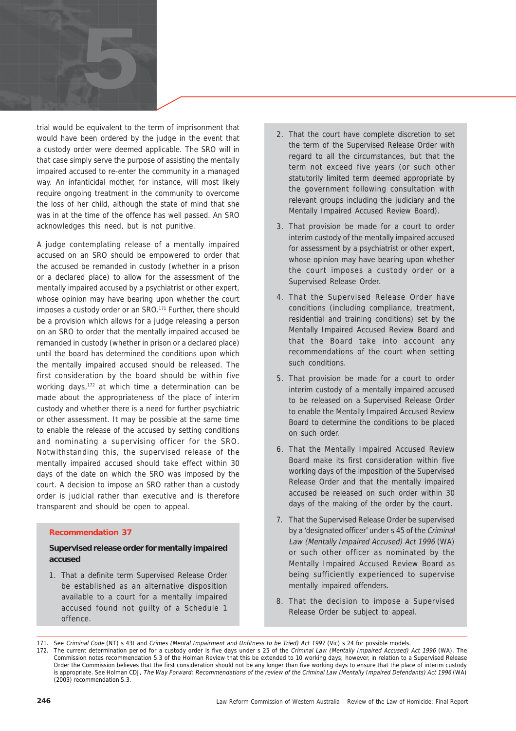trial would be equivalent to the term of imprisonment that would have been ordered by the judge in the event that a custody order were deemed applicable. The SRO will in that case simply serve the purpose of assisting the mentally impaired accused to re-enter the community in a managed way. An infanticidal mother, for instance, will most likely require ongoing treatment in the community to overcome the loss of her child, although the state of mind that she was in at the time of the offence has well passed. An SRO acknowledges this need, but is not punitive.

A judge contemplating release of a mentally impaired accused on an SRO should be empowered to order that the accused be remanded in custody (whether in a prison or a declared place) to allow for the assessment of the mentally impaired accused by a psychiatrist or other expert, whose opinion may have bearing upon whether the court imposes a custody order or an SRO.[171] Further, there should be a provision which allows for a judge releasing a person on an SRO to order that the mentally impaired accused be remanded in custody (whether in prison or a declared place) until the board has determined the conditions upon which the mentally impaired accused should be released. The first consideration by the board should be within five working days,[172] at which time a determination can be made about the appropriateness of the place of interim custody and whether there is a need for further psychiatric or other assessment. It may be possible at the same time to enable the release of the accused by setting conditions and nominating a supervising officer for the SRO. Notwithstanding this, the supervised release of the mentally impaired accused should take effect within 30 days of the date on which the SRO was imposed by the court. A decision to impose an SRO rather than a custody order is judicial rather than executive and is therefore transparent and should be open to appeal.

**Recommendation 37**

**Supervised release order for mentally impaired accused**

1. That a definite term Supervised Release Order be established as an alternative disposition available to a court for a mentally impaired accused found not guilty of a Schedule 1 offence.
2. That the court have complete discretion to set the term of the Supervised Release Order with regard to all the circumstances, but that the term not exceed five years (or such other statutorily limited term deemed appropriate by the government following consultation with relevant groups including the judiciary and the Mentally Impaired Accused Review Board).
3. That provision be made for a court to order interim custody of the mentally impaired accused for assessment by a psychiatrist or other expert, whose opinion may have bearing upon whether the court imposes a custody order or a Supervised Release Order.
4. That the Supervised Release Order have conditions (including compliance, treatment, residential and training conditions) set by the Mentally Impaired Accused Review Board and that the Board take into account any recommendations of the court when setting such conditions.
5. That provision be made for a court to order interim custody of a mentally impaired accused to be released on a Supervised Release Order to enable the Mentally Impaired Accused Review Board to determine the conditions to be placed on such order.
6. That the Mentally Impaired Accused Review Board make its first consideration within five working days of the imposition of the Supervised Release Order and that the mentally impaired accused be released on such order within 30 days of the making of the order by the court.
7. That the Supervised Release Order be supervised by a 'designated officer' under s 45 of the *Criminal Law (Mentally Impaired Accused) Act 1996* (WA) or such other officer as nominated by the Mentally Impaired Accused Review Board as being sufficiently experienced to supervise mentally impaired offenders.
8. That the decision to impose a Supervised Release Order be subject to appeal.

---

171. See *Criminal Code* (NT) s 43I and *Crimes (Mental Impairment and Unfitness to be Tried) Act 1997* (Vic) s 24 for possible models.
172. The current determination period for a custody order is five days under s 25 of the *Criminal Law (Mentally Impaired Accused) Act 1996* (WA). The Commission notes recommendation 5.3 of the Holman Review that this be extended to 10 working days; however, in relation to a Supervised Release Order the Commission believes that the first consideration should not be any longer than five working days to ensure that the place of interim custody is appropriate. See Holman CDJ, *The Way Forward: Recommendations of the review of the Criminal Law (Mentally Impaired Defendants) Act 1996* (WA) (2003) recommendation 5.3.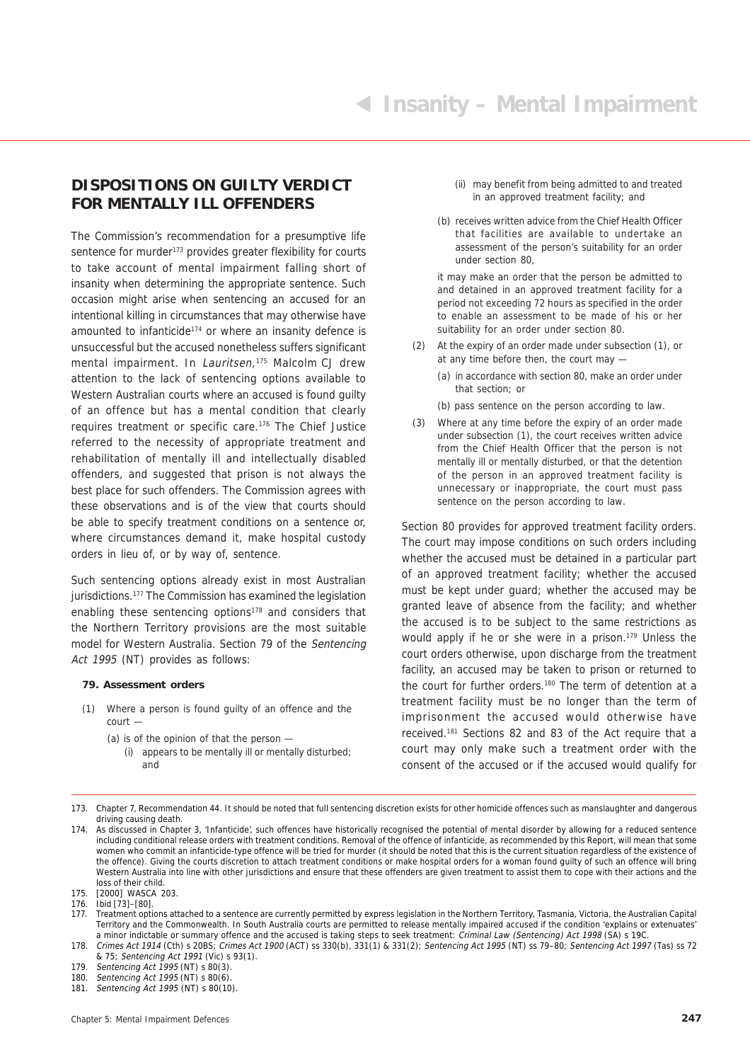## DISPOSITIONS ON GUILTY VERDICT FOR MENTALLY ILL OFFENDERS

The Commission's recommendation for a presumptive life sentence for murder[173] provides greater flexibility for courts to take account of mental impairment falling short of insanity when determining the appropriate sentence. Such occasion might arise when sentencing an accused for an intentional killing in circumstances that may otherwise have amounted to infanticide[174] or where an insanity defence is unsuccessful but the accused nonetheless suffers significant mental impairment. In *Lauritsen*,[175] Malcolm CJ drew attention to the lack of sentencing options available to Western Australian courts where an accused is found guilty of an offence but has a mental condition that clearly requires treatment or specific care.[176] The Chief Justice referred to the necessity of appropriate treatment and rehabilitation of mentally ill and intellectually disabled offenders, and suggested that prison is not always the best place for such offenders. The Commission agrees with these observations and is of the view that courts should be able to specify treatment conditions on a sentence or, where circumstances demand it, make hospital custody orders in lieu of, or by way of, sentence.

Such sentencing options already exist in most Australian jurisdictions.[177] The Commission has examined the legislation enabling these sentencing options[178] and considers that the Northern Territory provisions are the most suitable model for Western Australia. Section 79 of the *Sentencing Act 1995* (NT) provides as follows:

> **79. Assessment orders**
>
> (1) Where a person is found guilty of an offence and the court —
>
> (a) is of the opinion of that the person —
>
> (i) appears to be mentally ill or mentally disturbed; and
>
> (ii) may benefit from being admitted to and treated in an approved treatment facility; and
>
> (b) receives written advice from the Chief Health Officer that facilities are available to undertake an assessment of the person's suitability for an order under section 80,
>
> it may make an order that the person be admitted to and detained in an approved treatment facility for a period not exceeding 72 hours as specified in the order to enable an assessment to be made of his or her suitability for an order under section 80.
>
> (2) At the expiry of an order made under subsection (1), or at any time before then, the court may —
>
> (a) in accordance with section 80, make an order under that section; or
>
> (b) pass sentence on the person according to law.
>
> (3) Where at any time before the expiry of an order made under subsection (1), the court receives written advice from the Chief Health Officer that the person is not mentally ill or mentally disturbed, or that the detention of the person in an approved treatment facility is unnecessary or inappropriate, the court must pass sentence on the person according to law.

Section 80 provides for approved treatment facility orders. The court may impose conditions on such orders including whether the accused must be detained in a particular part of an approved treatment facility; whether the accused must be kept under guard; whether the accused may be granted leave of absence from the facility; and whether the accused is to be subject to the same restrictions as would apply if he or she were in a prison.[179] Unless the court orders otherwise, upon discharge from the treatment facility, an accused may be taken to prison or returned to the court for further orders.[180] The term of detention at a treatment facility must be no longer than the term of imprisonment the accused would otherwise have received.[181] Sections 82 and 83 of the Act require that a court may only make such a treatment order with the consent of the accused or if the accused would qualify for

---

173. Chapter 7, Recommendation 44. It should be noted that full sentencing discretion exists for other homicide offences such as manslaughter and dangerous driving causing death.

174. As discussed in Chapter 3, 'Infanticide', such offences have historically recognised the potential of mental disorder by allowing for a reduced sentence including conditional release orders with treatment conditions. Removal of the offence of infanticide, as recommended by this Report, will mean that some women who commit an infanticide-type offence will be tried for murder (it should be noted that this is the current situation regardless of the existence of the offence). Giving the courts discretion to attach treatment conditions or make hospital orders for a woman found guilty of such an offence will bring Western Australia into line with other jurisdictions and ensure that these offenders are given treatment to assist them to cope with their actions and the loss of their child.

175. [2000] WASCA 203.

176. Ibid [73]–[80].

177. Treatment options attached to a sentence are currently permitted by express legislation in the Northern Territory, Tasmania, Victoria, the Australian Capital Territory and the Commonwealth. In South Australia courts are permitted to release mentally impaired accused if the condition 'explains or extenuates' a minor indictable or summary offence and the accused is taking steps to seek treatment: *Criminal Law (Sentencing) Act 1998* (SA) s 19C.

178. *Crimes Act 1914* (Cth) s 20BS; *Crimes Act 1900* (ACT) ss 330(b), 331(1) & 331(2); *Sentencing Act 1995* (NT) ss 79–80; *Sentencing Act 1997* (Tas) ss 72 & 75; *Sentencing Act 1991* (Vic) s 93(1).

179. *Sentencing Act 1995* (NT) s 80(3).

180. *Sentencing Act 1995* (NT) s 80(6).

181. *Sentencing Act 1995* (NT) s 80(10).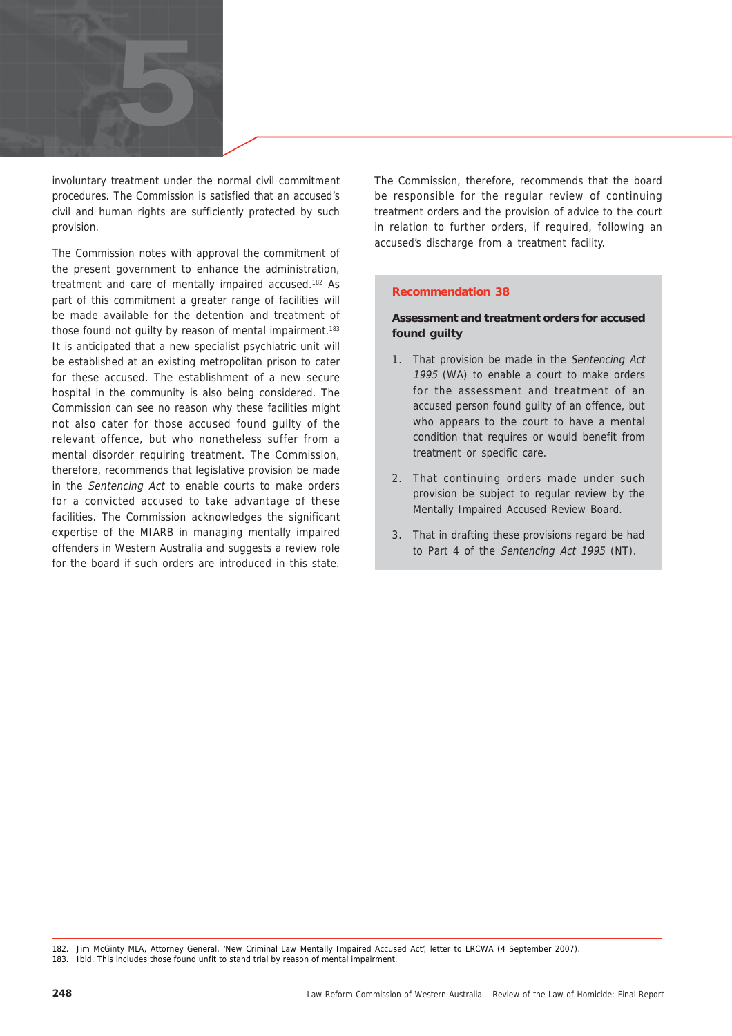involuntary treatment under the normal civil commitment procedures. The Commission is satisfied that an accused's civil and human rights are sufficiently protected by such provision.

The Commission notes with approval the commitment of the present government to enhance the administration, treatment and care of mentally impaired accused.[182] As part of this commitment a greater range of facilities will be made available for the detention and treatment of those found not guilty by reason of mental impairment.[183] It is anticipated that a new specialist psychiatric unit will be established at an existing metropolitan prison to cater for these accused. The establishment of a new secure hospital in the community is also being considered. The Commission can see no reason why these facilities might not also cater for those accused found guilty of the relevant offence, but who nonetheless suffer from a mental disorder requiring treatment. The Commission, therefore, recommends that legislative provision be made in the *Sentencing Act* to enable courts to make orders for a convicted accused to take advantage of these facilities. The Commission acknowledges the significant expertise of the MIARB in managing mentally impaired offenders in Western Australia and suggests a review role for the board if such orders are introduced in this state.

The Commission, therefore, recommends that the board be responsible for the regular review of continuing treatment orders and the provision of advice to the court in relation to further orders, if required, following an accused's discharge from a treatment facility.

**Recommendation 38**

**Assessment and treatment orders for accused found guilty**

1. That provision be made in the *Sentencing Act 1995* (WA) to enable a court to make orders for the assessment and treatment of an accused person found guilty of an offence, but who appears to the court to have a mental condition that requires or would benefit from treatment or specific care.
2. That continuing orders made under such provision be subject to regular review by the Mentally Impaired Accused Review Board.
3. That in drafting these provisions regard be had to Part 4 of the *Sentencing Act 1995* (NT).

---

182. Jim McGinty MLA, Attorney General, 'New Criminal Law Mentally Impaired Accused Act', letter to LRCWA (4 September 2007).
183. Ibid. This includes those found unfit to stand trial by reason of mental impairment.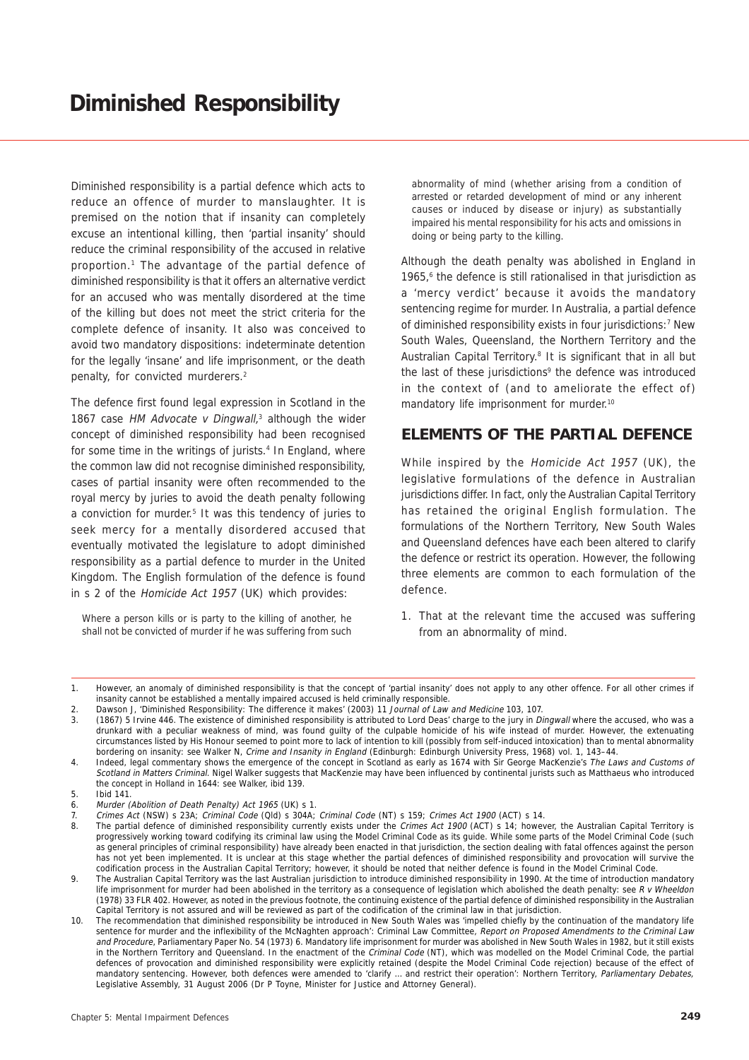# Diminished Responsibility

Diminished responsibility is a partial defence which acts to reduce an offence of murder to manslaughter. It is premised on the notion that if insanity can completely excuse an intentional killing, then 'partial insanity' should reduce the criminal responsibility of the accused in relative proportion.[1] The advantage of the partial defence of diminished responsibility is that it offers an alternative verdict for an accused who was mentally disordered at the time of the killing but does not meet the strict criteria for the complete defence of insanity. It also was conceived to avoid two mandatory dispositions: indeterminate detention for the legally 'insane' and life imprisonment, or the death penalty, for convicted murderers.[2]

The defence first found legal expression in Scotland in the 1867 case *HM Advocate v Dingwall*,[3] although the wider concept of diminished responsibility had been recognised for some time in the writings of jurists.[4] In England, where the common law did not recognise diminished responsibility, cases of partial insanity were often recommended to the royal mercy by juries to avoid the death penalty following a conviction for murder.[5] It was this tendency of juries to seek mercy for a mentally disordered accused that eventually motivated the legislature to adopt diminished responsibility as a partial defence to murder in the United Kingdom. The English formulation of the defence is found in s 2 of the *Homicide Act 1957* (UK) which provides:

> Where a person kills or is party to the killing of another, he shall not be convicted of murder if he was suffering from such abnormality of mind (whether arising from a condition of arrested or retarded development of mind or any inherent causes or induced by disease or injury) as substantially impaired his mental responsibility for his acts and omissions in doing or being party to the killing.

Although the death penalty was abolished in England in 1965,[6] the defence is still rationalised in that jurisdiction as a 'mercy verdict' because it avoids the mandatory sentencing regime for murder. In Australia, a partial defence of diminished responsibility exists in four jurisdictions:[7] New South Wales, Queensland, the Northern Territory and the Australian Capital Territory.[8] It is significant that in all but the last of these jurisdictions[9] the defence was introduced in the context of (and to ameliorate the effect of) mandatory life imprisonment for murder.[10]

## ELEMENTS OF THE PARTIAL DEFENCE

While inspired by the *Homicide Act 1957* (UK), the legislative formulations of the defence in Australian jurisdictions differ. In fact, only the Australian Capital Territory has retained the original English formulation. The formulations of the Northern Territory, New South Wales and Queensland defences have each been altered to clarify the defence or restrict its operation. However, the following three elements are common to each formulation of the defence.

1. That at the relevant time the accused was suffering from an abnormality of mind.

---

1. However, an anomaly of diminished responsibility is that the concept of 'partial insanity' does not apply to any other offence. For all other crimes if insanity cannot be established a mentally impaired accused is held criminally responsible.
2. Dawson J, 'Diminished Responsibility: The difference it makes' (2003) 11 *Journal of Law and Medicine* 103, 107.
3. (1867) 5 Irvine 446. The existence of diminished responsibility is attributed to Lord Deas' charge to the jury in *Dingwall* where the accused, who was a drunkard with a peculiar weakness of mind, was found guilty of the culpable homicide of his wife instead of murder. However, the extenuating circumstances listed by His Honour seemed to point more to lack of intention to kill (possibly from self-induced intoxication) than to mental abnormality bordering on insanity: see Walker N, *Crime and Insanity in England* (Edinburgh: Edinburgh University Press, 1968) vol. 1, 143–44.
4. Indeed, legal commentary shows the emergence of the concept in Scotland as early as 1674 with Sir George MacKenzie's *The Laws and Customs of Scotland in Matters Criminal*. Nigel Walker suggests that MacKenzie may have been influenced by continental jurists such as Matthaeus who introduced the concept in Holland in 1644: see Walker, ibid 139.
5. Ibid 141.
6. *Murder (Abolition of Death Penalty) Act 1965* (UK) s 1.
7. *Crimes Act* (NSW) s 23A; *Criminal Code* (Qld) s 304A; *Criminal Code* (NT) s 159; *Crimes Act 1900* (ACT) s 14.
8. The partial defence of diminished responsibility currently exists under the *Crimes Act 1900* (ACT) s 14; however, the Australian Capital Territory is progressively working toward codifying its criminal law using the Model Criminal Code as its guide. While some parts of the Model Criminal Code (such as general principles of criminal responsibility) have already been enacted in that jurisdiction, the section dealing with fatal offences against the person has not yet been implemented. It is unclear at this stage whether the partial defences of diminished responsibility and provocation will survive the codification process in the Australian Capital Territory; however, it should be noted that neither defence is found in the Model Criminal Code.
9. The Australian Capital Territory was the last Australian jurisdiction to introduce diminished responsibility in 1990. At the time of introduction mandatory life imprisonment for murder had been abolished in the territory as a consequence of legislation which abolished the death penalty: see *R v Wheeldon* (1978) 33 FLR 402. However, as noted in the previous footnote, the continuing existence of the partial defence of diminished responsibility in the Australian Capital Territory is not assured and will be reviewed as part of the codification of the criminal law in that jurisdiction.
10. The recommendation that diminished responsibility be introduced in New South Wales was 'impelled chiefly by the continuation of the mandatory life sentence for murder and the inflexibility of the McNaghten approach': Criminal Law Committee, *Report on Proposed Amendments to the Criminal Law and Procedure*, Parliamentary Paper No. 54 (1973) 6. Mandatory life imprisonment for murder was abolished in New South Wales in 1982, but it still exists in the Northern Territory and Queensland. In the enactment of the *Criminal Code* (NT), which was modelled on the Model Criminal Code, the partial defences of provocation and diminished responsibility were explicitly retained (despite the Model Criminal Code rejection) because of the effect of mandatory sentencing. However, both defences were amended to 'clarify ... and restrict their operation': Northern Territory, *Parliamentary Debates*, Legislative Assembly, 31 August 2006 (Dr P Toyne, Minister for Justice and Attorney General).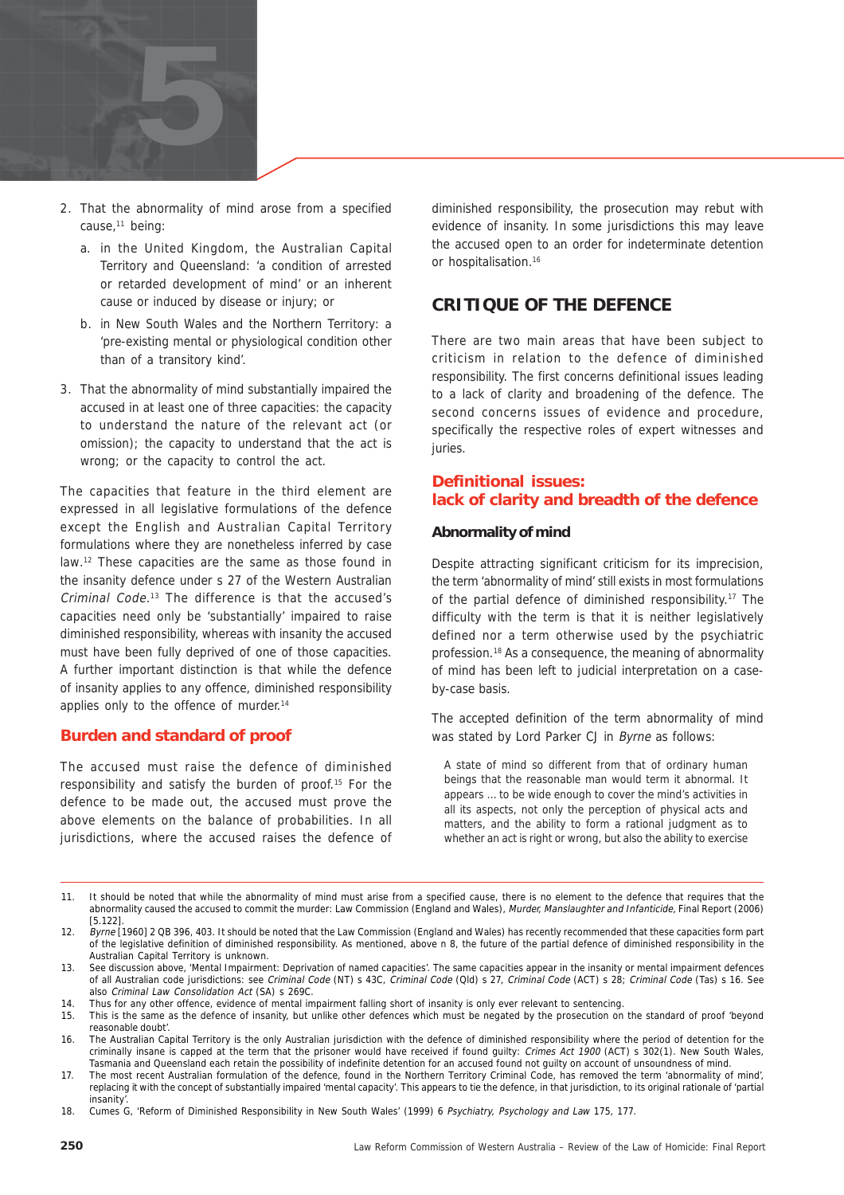2. That the abnormality of mind arose from a specified cause,[11] being:
   a. in the United Kingdom, the Australian Capital Territory and Queensland: 'a condition of arrested or retarded development of mind' or an inherent cause or induced by disease or injury; or
   b. in New South Wales and the Northern Territory: a 'pre-existing mental or physiological condition other than of a transitory kind'.
3. That the abnormality of mind substantially impaired the accused in at least one of three capacities: the capacity to understand the nature of the relevant act (or omission); the capacity to understand that the act is wrong; or the capacity to control the act.

The capacities that feature in the third element are expressed in all legislative formulations of the defence except the English and Australian Capital Territory formulations where they are nonetheless inferred by case law.[12] These capacities are the same as those found in the insanity defence under s 27 of the Western Australian *Criminal Code*.[13] The difference is that the accused's capacities need only be 'substantially' impaired to raise diminished responsibility, whereas with insanity the accused must have been fully deprived of one of those capacities. A further important distinction is that while the defence of insanity applies to any offence, diminished responsibility applies only to the offence of murder.[14]

## Burden and standard of proof

The accused must raise the defence of diminished responsibility and satisfy the burden of proof.[15] For the defence to be made out, the accused must prove the above elements on the balance of probabilities. In all jurisdictions, where the accused raises the defence of diminished responsibility, the prosecution may rebut with evidence of insanity. In some jurisdictions this may leave the accused open to an order for indeterminate detention or hospitalisation.[16]

# CRITIQUE OF THE DEFENCE

There are two main areas that have been subject to criticism in relation to the defence of diminished responsibility. The first concerns definitional issues leading to a lack of clarity and broadening of the defence. The second concerns issues of evidence and procedure, specifically the respective roles of expert witnesses and juries.

## Definitional issues: lack of clarity and breadth of the defence

### Abnormality of mind

Despite attracting significant criticism for its imprecision, the term 'abnormality of mind' still exists in most formulations of the partial defence of diminished responsibility.[17] The difficulty with the term is that it is neither legislatively defined nor a term otherwise used by the psychiatric profession.[18] As a consequence, the meaning of abnormality of mind has been left to judicial interpretation on a case-by-case basis.

The accepted definition of the term abnormality of mind was stated by Lord Parker CJ in *Byrne* as follows:

> A state of mind so different from that of ordinary human beings that the reasonable man would term it abnormal. It appears ... to be wide enough to cover the mind's activities in all its aspects, not only the perception of physical acts and matters, and the ability to form a rational judgment as to whether an act is right or wrong, but also the ability to exercise

---

11. It should be noted that while the abnormality of mind must arise from a specified cause, there is no element to the defence that requires that the abnormality caused the accused to commit the murder: Law Commission (England and Wales), *Murder, Manslaughter and Infanticide*, Final Report (2006) [5.122].
12. *Byrne* [1960] 2 QB 396, 403. It should be noted that the Law Commission (England and Wales) has recently recommended that these capacities form part of the legislative definition of diminished responsibility. As mentioned, above n 8, the future of the partial defence of diminished responsibility in the Australian Capital Territory is unknown.
13. See discussion above, 'Mental Impairment: Deprivation of named capacities'. The same capacities appear in the insanity or mental impairment defences of all Australian code jurisdictions: see *Criminal Code* (NT) s 43C, *Criminal Code* (Qld) s 27, *Criminal Code* (ACT) s 28; *Criminal Code* (Tas) s 16. See also *Criminal Law Consolidation Act* (SA) s 269C.
14. Thus for any other offence, evidence of mental impairment falling short of insanity is only ever relevant to sentencing.
15. This is the same as the defence of insanity, but unlike other defences which must be negated by the prosecution on the standard of proof 'beyond reasonable doubt'.
16. The Australian Capital Territory is the only Australian jurisdiction with the defence of diminished responsibility where the period of detention for the criminally insane is capped at the term that the prisoner would have received if found guilty: *Crimes Act 1900* (ACT) s 302(1). New South Wales, Tasmania and Queensland each retain the possibility of indefinite detention for an accused found not guilty on account of unsoundness of mind.
17. The most recent Australian formulation of the defence, found in the Northern Territory Criminal Code, has removed the term 'abnormality of mind', replacing it with the concept of substantially impaired 'mental capacity'. This appears to tie the defence, in that jurisdiction, to its original rationale of 'partial insanity'.
18. Cumes G, 'Reform of Diminished Responsibility in New South Wales' (1999) 6 *Psychiatry, Psychology and Law* 175, 177.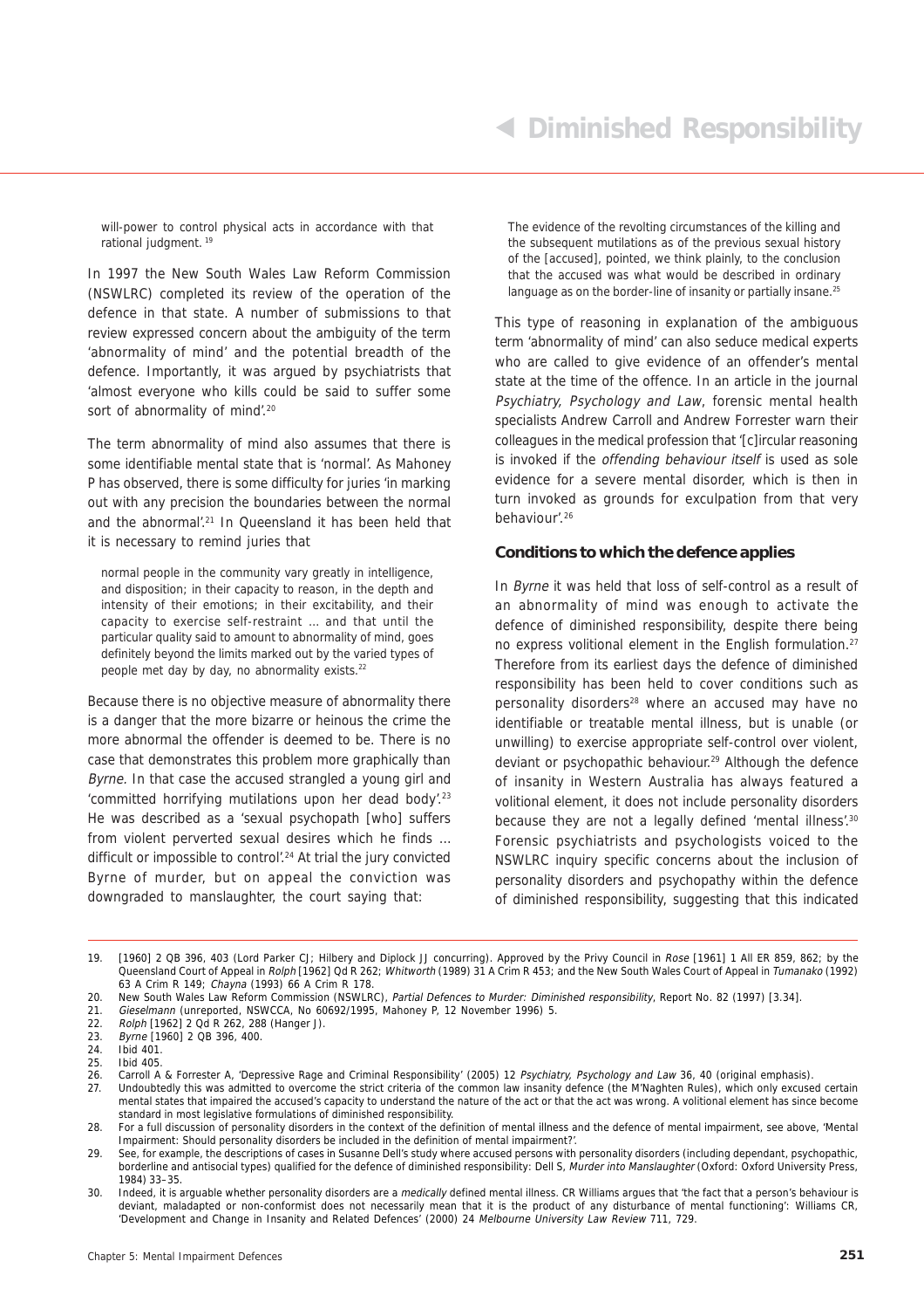will-power to control physical acts in accordance with that rational judgment.[19]

In 1997 the New South Wales Law Reform Commission (NSWLRC) completed its review of the operation of the defence in that state. A number of submissions to that review expressed concern about the ambiguity of the term 'abnormality of mind' and the potential breadth of the defence. Importantly, it was argued by psychiatrists that 'almost everyone who kills could be said to suffer some sort of abnormality of mind'.[20]

The term abnormality of mind also assumes that there is some identifiable mental state that is 'normal'. As Mahoney P has observed, there is some difficulty for juries 'in marking out with any precision the boundaries between the normal and the abnormal'.[21] In Queensland it has been held that it is necessary to remind juries that

> normal people in the community vary greatly in intelligence, and disposition; in their capacity to reason, in the depth and intensity of their emotions; in their excitability, and their capacity to exercise self-restraint … and that until the particular quality said to amount to abnormality of mind, goes definitely beyond the limits marked out by the varied types of people met day by day, no abnormality exists.[22]

Because there is no objective measure of abnormality there is a danger that the more bizarre or heinous the crime the more abnormal the offender is deemed to be. There is no case that demonstrates this problem more graphically than *Byrne*. In that case the accused strangled a young girl and 'committed horrifying mutilations upon her dead body'.[23] He was described as a 'sexual psychopath [who] suffers from violent perverted sexual desires which he finds … difficult or impossible to control'.[24] At trial the jury convicted Byrne of murder, but on appeal the conviction was downgraded to manslaughter, the court saying that:

> The evidence of the revolting circumstances of the killing and the subsequent mutilations as of the previous sexual history of the [accused], pointed, we think plainly, to the conclusion that the accused was what would be described in ordinary language as on the border-line of insanity or partially insane.[25]

This type of reasoning in explanation of the ambiguous term 'abnormality of mind' can also seduce medical experts who are called to give evidence of an offender's mental state at the time of the offence. In an article in the journal *Psychiatry, Psychology and Law*, forensic mental health specialists Andrew Carroll and Andrew Forrester warn their colleagues in the medical profession that '[c]ircular reasoning is invoked if the *offending behaviour itself* is used as sole evidence for a severe mental disorder, which is then in turn invoked as grounds for exculpation from that very behaviour'.[26]

### Conditions to which the defence applies

In *Byrne* it was held that loss of self-control as a result of an abnormality of mind was enough to activate the defence of diminished responsibility, despite there being no express volitional element in the English formulation.[27] Therefore from its earliest days the defence of diminished responsibility has been held to cover conditions such as personality disorders[28] where an accused may have no identifiable or treatable mental illness, but is unable (or unwilling) to exercise appropriate self-control over violent, deviant or psychopathic behaviour.[29] Although the defence of insanity in Western Australia has always featured a volitional element, it does not include personality disorders because they are not a legally defined 'mental illness'.[30] Forensic psychiatrists and psychologists voiced to the NSWLRC inquiry specific concerns about the inclusion of personality disorders and psychopathy within the defence of diminished responsibility, suggesting that this indicated

---

19. [1960] 2 QB 396, 403 (Lord Parker CJ; Hilbery and Diplock JJ concurring). Approved by the Privy Council in *Rose* [1961] 1 All ER 859, 862; by the Queensland Court of Appeal in *Rolph* [1962] Qd R 262; *Whitworth* (1989) 31 A Crim R 453; and the New South Wales Court of Appeal in *Tumanako* (1992) 63 A Crim R 149; *Chayna* (1993) 66 A Crim R 178.
20. New South Wales Law Reform Commission (NSWLRC), *Partial Defences to Murder: Diminished responsibility*, Report No. 82 (1997) [3.34].
21. *Gieselmann* (unreported, NSWCCA, No 60692/1995, Mahoney P, 12 November 1996) 5.
22. *Rolph* [1962] 2 Qd R 262, 288 (Hanger J).
23. *Byrne* [1960] 2 QB 396, 400.
24. Ibid 401.
25. Ibid 405.
26. Carroll A & Forrester A, 'Depressive Rage and Criminal Responsibility' (2005) 12 *Psychiatry, Psychology and Law* 36, 40 (original emphasis).
27. Undoubtedly this was admitted to overcome the strict criteria of the common law insanity defence (the M'Naghten Rules), which only excused certain mental states that impaired the accused's capacity to understand the nature of the act or that the act was wrong. A volitional element has since become standard in most legislative formulations of diminished responsibility.
28. For a full discussion of personality disorders in the context of the definition of mental illness and the defence of mental impairment, see above, 'Mental Impairment: Should personality disorders be included in the definition of mental impairment?'.
29. See, for example, the descriptions of cases in Susanne Dell's study where accused persons with personality disorders (including dependant, psychopathic, borderline and antisocial types) qualified for the defence of diminished responsibility: Dell S, *Murder into Manslaughter* (Oxford: Oxford University Press, 1984) 33–35.
30. Indeed, it is arguable whether personality disorders are a *medically* defined mental illness. CR Williams argues that 'the fact that a person's behaviour is deviant, maladapted or non-conformist does not necessarily mean that it is the product of any disturbance of mental functioning': Williams CR, 'Development and Change in Insanity and Related Defences' (2000) 24 *Melbourne University Law Review* 711, 729.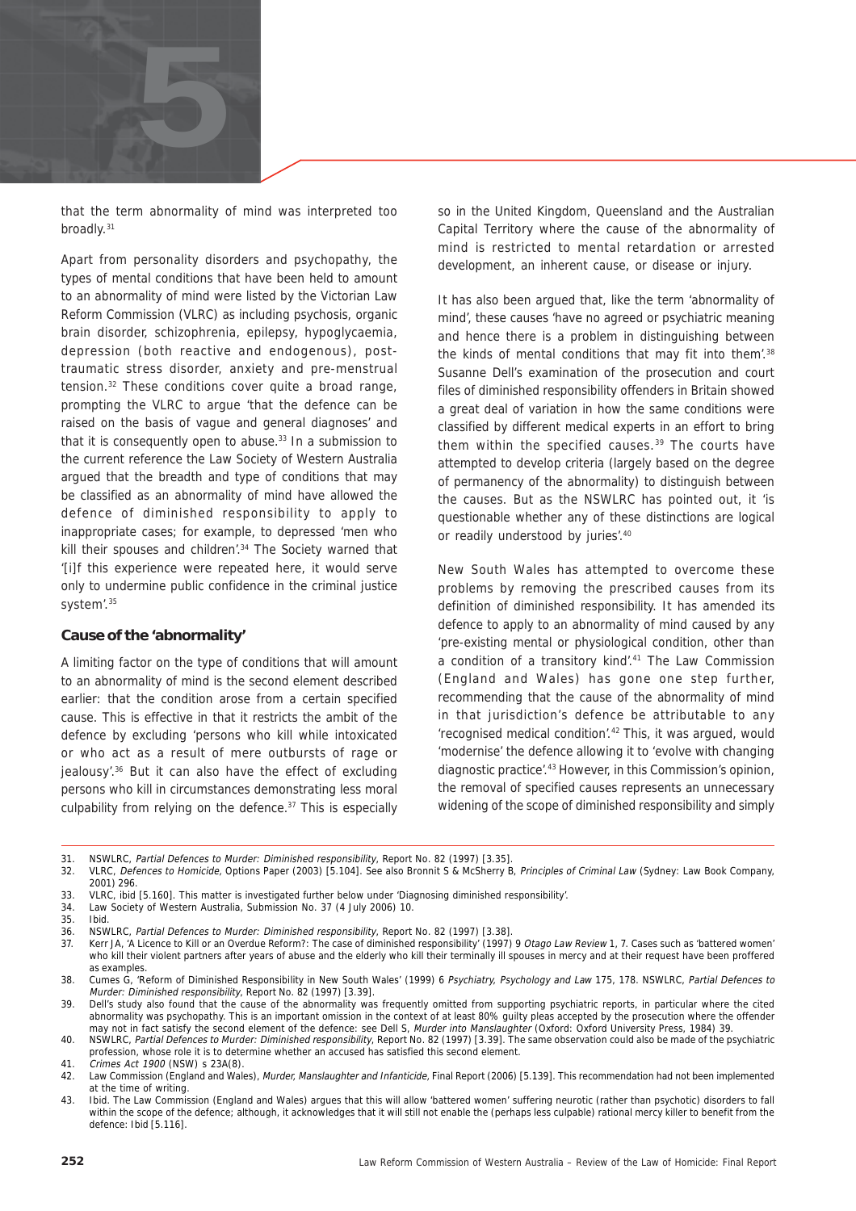that the term abnormality of mind was interpreted too broadly.[31]

Apart from personality disorders and psychopathy, the types of mental conditions that have been held to amount to an abnormality of mind were listed by the Victorian Law Reform Commission (VLRC) as including psychosis, organic brain disorder, schizophrenia, epilepsy, hypoglycaemia, depression (both reactive and endogenous), post-traumatic stress disorder, anxiety and pre-menstrual tension.[32] These conditions cover quite a broad range, prompting the VLRC to argue 'that the defence can be raised on the basis of vague and general diagnoses' and that it is consequently open to abuse.[33] In a submission to the current reference the Law Society of Western Australia argued that the breadth and type of conditions that may be classified as an abnormality of mind have allowed the defence of diminished responsibility to apply to inappropriate cases; for example, to depressed 'men who kill their spouses and children'.[34] The Society warned that '[i]f this experience were repeated here, it would serve only to undermine public confidence in the criminal justice system'.[35]

### Cause of the 'abnormality'

A limiting factor on the type of conditions that will amount to an abnormality of mind is the second element described earlier: that the condition arose from a certain specified cause. This is effective in that it restricts the ambit of the defence by excluding 'persons who kill while intoxicated or who act as a result of mere outbursts of rage or jealousy'.[36] But it can also have the effect of excluding persons who kill in circumstances demonstrating less moral culpability from relying on the defence.[37] This is especially so in the United Kingdom, Queensland and the Australian Capital Territory where the cause of the abnormality of mind is restricted to mental retardation or arrested development, an inherent cause, or disease or injury.

It has also been argued that, like the term 'abnormality of mind', these causes 'have no agreed or psychiatric meaning and hence there is a problem in distinguishing between the kinds of mental conditions that may fit into them'.[38] Susanne Dell's examination of the prosecution and court files of diminished responsibility offenders in Britain showed a great deal of variation in how the same conditions were classified by different medical experts in an effort to bring them within the specified causes.[39] The courts have attempted to develop criteria (largely based on the degree of permanency of the abnormality) to distinguish between the causes. But as the NSWLRC has pointed out, it 'is questionable whether any of these distinctions are logical or readily understood by juries'.[40]

New South Wales has attempted to overcome these problems by removing the prescribed causes from its definition of diminished responsibility. It has amended its defence to apply to an abnormality of mind caused by any 'pre-existing mental or physiological condition, other than a condition of a transitory kind'.[41] The Law Commission (England and Wales) has gone one step further, recommending that the cause of the abnormality of mind in that jurisdiction's defence be attributable to any 'recognised medical condition'.[42] This, it was argued, would 'modernise' the defence allowing it to 'evolve with changing diagnostic practice'.[43] However, in this Commission's opinion, the removal of specified causes represents an unnecessary widening of the scope of diminished responsibility and simply

---

31. NSWLRC, *Partial Defences to Murder: Diminished responsibility*, Report No. 82 (1997) [3.35].
32. VLRC, *Defences to Homicide*, Options Paper (2003) [5.104]. See also Bronnit S & McSherry B, *Principles of Criminal Law* (Sydney: Law Book Company, 2001) 296.
33. VLRC, ibid [5.160]. This matter is investigated further below under 'Diagnosing diminished responsibility'.
34. Law Society of Western Australia, Submission No. 37 (4 July 2006) 10.
35. Ibid.
36. NSWLRC, *Partial Defences to Murder: Diminished responsibility*, Report No. 82 (1997) [3.38].
37. Kerr JA, 'A Licence to Kill or an Overdue Reform?: The case of diminished responsibility' (1997) 9 *Otago Law Review* 1, 7. Cases such as 'battered women' who kill their violent partners after years of abuse and the elderly who kill their terminally ill spouses in mercy and at their request have been proffered as examples.
38. Cumes G, 'Reform of Diminished Responsibility in New South Wales' (1999) 6 *Psychiatry, Psychology and Law* 175, 178. NSWLRC, *Partial Defences to Murder: Diminished responsibility*, Report No. 82 (1997) [3.39].
39. Dell's study also found that the cause of the abnormality was frequently omitted from supporting psychiatric reports, in particular where the cited abnormality was psychopathy. This is an important omission in the context of at least 80% guilty pleas accepted by the prosecution where the offender may not in fact satisfy the second element of the defence: see Dell S, *Murder into Manslaughter* (Oxford: Oxford University Press, 1984) 39.
40. NSWLRC, *Partial Defences to Murder: Diminished responsibility*, Report No. 82 (1997) [3.39]. The same observation could also be made of the psychiatric profession, whose role it is to determine whether an accused has satisfied this second element.
41. *Crimes Act 1900* (NSW) s 23A(8).
42. Law Commission (England and Wales), *Murder, Manslaughter and Infanticide*, Final Report (2006) [5.139]. This recommendation had not been implemented at the time of writing.
43. Ibid. The Law Commission (England and Wales) argues that this will allow 'battered women' suffering neurotic (rather than psychotic) disorders to fall within the scope of the defence; although, it acknowledges that it will still not enable the (perhaps less culpable) rational mercy killer to benefit from the defence: Ibid [5.116].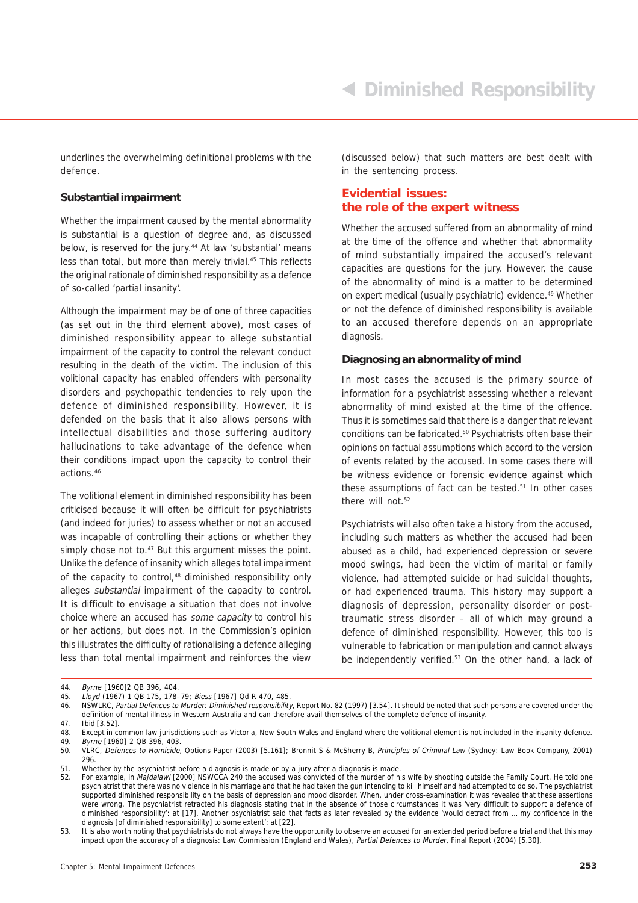underlines the overwhelming definitional problems with the defence.

### Substantial impairment

Whether the impairment caused by the mental abnormality is substantial is a question of degree and, as discussed below, is reserved for the jury.[44] At law 'substantial' means less than total, but more than merely trivial.[45] This reflects the original rationale of diminished responsibility as a defence of so-called 'partial insanity'.

Although the impairment may be of one of three capacities (as set out in the third element above), most cases of diminished responsibility appear to allege substantial impairment of the capacity to control the relevant conduct resulting in the death of the victim. The inclusion of this volitional capacity has enabled offenders with personality disorders and psychopathic tendencies to rely upon the defence of diminished responsibility. However, it is defended on the basis that it also allows persons with intellectual disabilities and those suffering auditory hallucinations to take advantage of the defence when their conditions impact upon the capacity to control their actions.[46]

The volitional element in diminished responsibility has been criticised because it will often be difficult for psychiatrists (and indeed for juries) to assess whether or not an accused was incapable of controlling their actions or whether they simply chose not to.[47] But this argument misses the point. Unlike the defence of insanity which alleges total impairment of the capacity to control,[48] diminished responsibility only alleges *substantial* impairment of the capacity to control. It is difficult to envisage a situation that does not involve choice where an accused has *some capacity* to control his or her actions, but does not. In the Commission's opinion this illustrates the difficulty of rationalising a defence alleging less than total mental impairment and reinforces the view (discussed below) that such matters are best dealt with in the sentencing process.

## Evidential issues: the role of the expert witness

Whether the accused suffered from an abnormality of mind at the time of the offence and whether that abnormality of mind substantially impaired the accused's relevant capacities are questions for the jury. However, the cause of the abnormality of mind is a matter to be determined on expert medical (usually psychiatric) evidence.[49] Whether or not the defence of diminished responsibility is available to an accused therefore depends on an appropriate diagnosis.

### Diagnosing an abnormality of mind

In most cases the accused is the primary source of information for a psychiatrist assessing whether a relevant abnormality of mind existed at the time of the offence. Thus it is sometimes said that there is a danger that relevant conditions can be fabricated.[50] Psychiatrists often base their opinions on factual assumptions which accord to the version of events related by the accused. In some cases there will be witness evidence or forensic evidence against which these assumptions of fact can be tested.[51] In other cases there will not.[52]

Psychiatrists will also often take a history from the accused, including such matters as whether the accused had been abused as a child, had experienced depression or severe mood swings, had been the victim of marital or family violence, had attempted suicide or had suicidal thoughts, or had experienced trauma. This history may support a diagnosis of depression, personality disorder or post-traumatic stress disorder – all of which may ground a defence of diminished responsibility. However, this too is vulnerable to fabrication or manipulation and cannot always be independently verified.[53] On the other hand, a lack of

---

44. *Byrne* [1960]2 QB 396, 404.
45. *Lloyd* (1967) 1 QB 175, 178–79; *Biess* [1967] Qd R 470, 485.
46. NSWLRC, *Partial Defences to Murder: Diminished responsibility*, Report No. 82 (1997) [3.54]. It should be noted that such persons are covered under the definition of mental illness in Western Australia and can therefore avail themselves of the complete defence of insanity.
47. Ibid [3.52].
48. Except in common law jurisdictions such as Victoria, New South Wales and England where the volitional element is not included in the insanity defence.
49. *Byrne* [1960] 2 QB 396, 403.
50. VLRC, *Defences to Homicide*, Options Paper (2003) [5.161]; Bronnit S & McSherry B, *Principles of Criminal Law* (Sydney: Law Book Company, 2001) 296.
51. Whether by the psychiatrist before a diagnosis is made or by a jury after a diagnosis is made.
52. For example, in *Majdalawi* [2000] NSWCCA 240 the accused was convicted of the murder of his wife by shooting outside the Family Court. He told one psychiatrist that there was no violence in his marriage and that he had taken the gun intending to kill himself and had attempted to do so. The psychiatrist supported diminished responsibility on the basis of depression and mood disorder. When, under cross-examination it was revealed that these assertions were wrong. The psychiatrist retracted his diagnosis stating that in the absence of those circumstances it was 'very difficult to support a defence of diminished responsibility': at [17]. Another psychiatrist said that facts as later revealed by the evidence 'would detract from … my confidence in the diagnosis [of diminished responsibility] to some extent': at [22].
53. It is also worth noting that psychiatrists do not always have the opportunity to observe an accused for an extended period before a trial and that this may impact upon the accuracy of a diagnosis: Law Commission (England and Wales), *Partial Defences to Murder*, Final Report (2004) [5.30].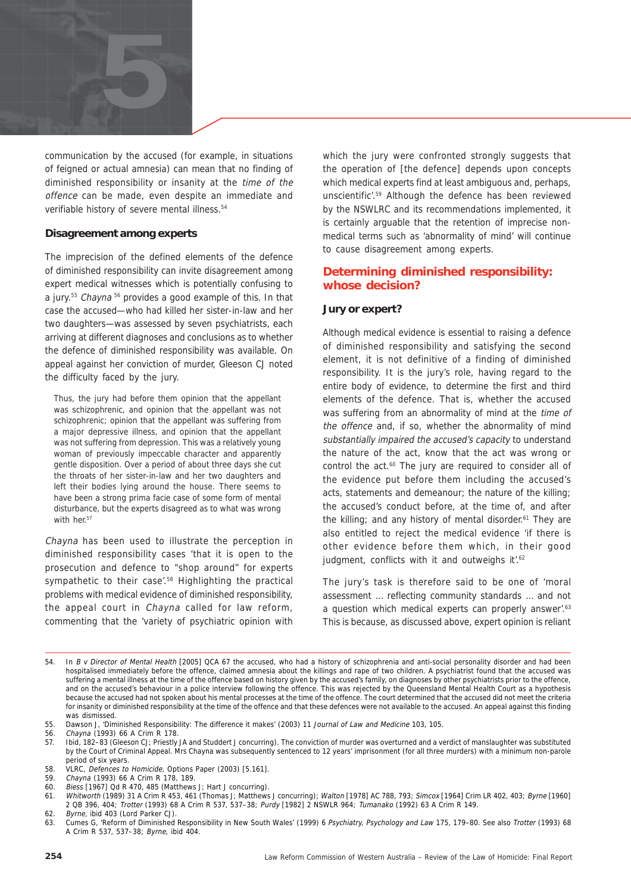communication by the accused (for example, in situations of feigned or actual amnesia) can mean that no finding of diminished responsibility or insanity at the *time of the offence* can be made, even despite an immediate and verifiable history of severe mental illness.[54]

### Disagreement among experts

The imprecision of the defined elements of the defence of diminished responsibility can invite disagreement among expert medical witnesses which is potentially confusing to a jury.[55] *Chayna* [56] provides a good example of this. In that case the accused—who had killed her sister-in-law and her two daughters—was assessed by seven psychiatrists, each arriving at different diagnoses and conclusions as to whether the defence of diminished responsibility was available. On appeal against her conviction of murder, Gleeson CJ noted the difficulty faced by the jury.

> Thus, the jury had before them opinion that the appellant was schizophrenic, and opinion that the appellant was not schizophrenic; opinion that the appellant was suffering from a major depressive illness, and opinion that the appellant was not suffering from depression. This was a relatively young woman of previously impeccable character and apparently gentle disposition. Over a period of about three days she cut the throats of her sister-in-law and her two daughters and left their bodies lying around the house. There seems to have been a strong prima facie case of some form of mental disturbance, but the experts disagreed as to what was wrong with her.[57]

*Chayna* has been used to illustrate the perception in diminished responsibility cases 'that it is open to the prosecution and defence to "shop around" for experts sympathetic to their case'.[58] Highlighting the practical problems with medical evidence of diminished responsibility, the appeal court in *Chayna* called for law reform, commenting that the 'variety of psychiatric opinion with which the jury were confronted strongly suggests that the operation of [the defence] depends upon concepts which medical experts find at least ambiguous and, perhaps, unscientific'.[59] Although the defence has been reviewed by the NSWLRC and its recommendations implemented, it is certainly arguable that the retention of imprecise non-medical terms such as 'abnormality of mind' will continue to cause disagreement among experts.

## Determining diminished responsibility: whose decision?

### Jury or expert?

Although medical evidence is essential to raising a defence of diminished responsibility and satisfying the second element, it is not definitive of a finding of diminished responsibility. It is the jury's role, having regard to the entire body of evidence, to determine the first and third elements of the defence. That is, whether the accused was suffering from an abnormality of mind at the *time of the offence* and, if so, whether the abnormality of mind *substantially impaired the accused's capacity* to understand the nature of the act, know that the act was wrong or control the act.[60] The jury are required to consider all of the evidence put before them including the accused's acts, statements and demeanour; the nature of the killing; the accused's conduct before, at the time of, and after the killing; and any history of mental disorder.[61] They are also entitled to reject the medical evidence 'if there is other evidence before them which, in their good judgment, conflicts with it and outweighs it'.[62]

The jury's task is therefore said to be one of 'moral assessment … reflecting community standards … and not a question which medical experts can properly answer'.[63] This is because, as discussed above, expert opinion is reliant

---

54. In *B v Director of Mental Health* [2005] QCA 67 the accused, who had a history of schizophrenia and anti-social personality disorder and had been hospitalised immediately before the offence, claimed amnesia about the killings and rape of two children. A psychiatrist found that the accused was suffering a mental illness at the time of the offence based on history given by the accused's family, on diagnoses by other psychiatrists prior to the offence, and on the accused's behaviour in a police interview following the offence. This was rejected by the Queensland Mental Health Court as a hypothesis because the accused had not spoken about his mental processes at the time of the offence. The court determined that the accused did not meet the criteria for insanity or diminished responsibility at the time of the offence and that these defences were not available to the accused. An appeal against this finding was dismissed.
55. Dawson J, 'Diminished Responsibility: The difference it makes' (2003) 11 *Journal of Law and Medicine* 103, 105.
56. *Chayna* (1993) 66 A Crim R 178.
57. Ibid, 182–83 (Gleeson CJ; Priestly JA and Studdert J concurring). The conviction of murder was overturned and a verdict of manslaughter was substituted by the Court of Criminal Appeal. Mrs Chayna was subsequently sentenced to 12 years' imprisonment (for all three murders) with a minimum non-parole period of six years.
58. VLRC, *Defences to Homicide*, Options Paper (2003) [5.161].
59. *Chayna* (1993) 66 A Crim R 178, 189.
60. *Biess* [1967] Qd R 470, 485 (Matthews J; Hart J concurring).
61. *Whitworth* (1989) 31 A Crim R 453, 461 (Thomas J; Matthews J concurring); *Walton* [1978] AC 788, 793; *Simcox* [1964] Crim LR 402, 403; *Byrne* [1960] 2 QB 396, 404; *Trotter* (1993) 68 A Crim R 537, 537–38; *Purdy* [1982] 2 NSWLR 964; *Tumanako* (1992) 63 A Crim R 149.
62. *Byrne*, ibid 403 (Lord Parker CJ).
63. Cumes G, 'Reform of Diminished Responsibility in New South Wales' (1999) 6 *Psychiatry, Psychology and Law* 175, 179–80. See also *Trotter* (1993) 68 A Crim R 537, 537–38; *Byrne*, ibid 404.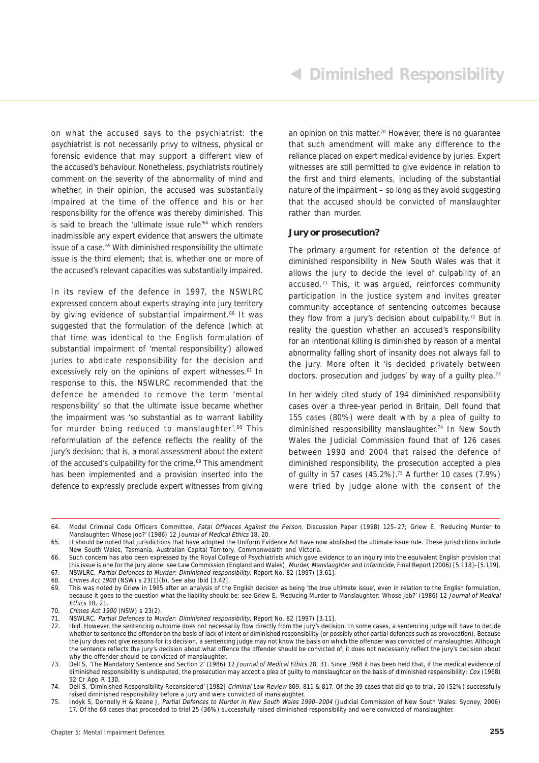on what the accused says to the psychiatrist: the psychiatrist is not necessarily privy to witness, physical or forensic evidence that may support a different view of the accused's behaviour. Nonetheless, psychiatrists routinely comment on the severity of the abnormality of mind and whether, in their opinion, the accused was substantially impaired at the time of the offence and his or her responsibility for the offence was thereby diminished. This is said to breach the 'ultimate issue rule'[64] which renders inadmissible any expert evidence that answers the ultimate issue of a case.[65] With diminished responsibility the ultimate issue is the third element; that is, whether one or more of the accused's relevant capacities was substantially impaired.

In its review of the defence in 1997, the NSWLRC expressed concern about experts straying into jury territory by giving evidence of substantial impairment.[66] It was suggested that the formulation of the defence (which at that time was identical to the English formulation of substantial impairment of 'mental responsibility') allowed juries to abdicate responsibility for the decision and excessively rely on the opinions of expert witnesses.[67] In response to this, the NSWLRC recommended that the defence be amended to remove the term 'mental responsibility' so that the ultimate issue became whether the impairment was 'so substantial as to warrant liability for murder being reduced to manslaughter'.[68] This reformulation of the defence reflects the reality of the jury's decision; that is, a moral assessment about the extent of the accused's culpability for the crime.[69] This amendment has been implemented and a provision inserted into the defence to expressly preclude expert witnesses from giving an opinion on this matter.[70] However, there is no guarantee that such amendment will make any difference to the reliance placed on expert medical evidence by juries. Expert witnesses are still permitted to give evidence in relation to the first and third elements, including of the substantial nature of the impairment – so long as they avoid suggesting that the accused should be convicted of manslaughter rather than murder.

## Jury or prosecution?

The primary argument for retention of the defence of diminished responsibility in New South Wales was that it allows the jury to decide the level of culpability of an accused.[71] This, it was argued, reinforces community participation in the justice system and invites greater community acceptance of sentencing outcomes because they flow from a jury's decision about culpability.[72] But in reality the question whether an accused's responsibility for an intentional killing is diminished by reason of a mental abnormality falling short of insanity does not always fall to the jury. More often it 'is decided privately between doctors, prosecution and judges' by way of a guilty plea.[73]

In her widely cited study of 194 diminished responsibility cases over a three-year period in Britain, Dell found that 155 cases (80%) were dealt with by a plea of guilty to diminished responsibility manslaughter.[74] In New South Wales the Judicial Commission found that of 126 cases between 1990 and 2004 that raised the defence of diminished responsibility, the prosecution accepted a plea of guilty in 57 cases (45.2%).[75] A further 10 cases (7.9%) were tried by judge alone with the consent of the

---

64. Model Criminal Code Officers Committee, *Fatal Offences Against the Person*, Discussion Paper (1998) 125–27; Griew E, 'Reducing Murder to Manslaughter: Whose job?' (1986) 12 *Journal of Medical Ethics* 18, 20.
65. It should be noted that jurisdictions that have adopted the Uniform Evidence Act have now abolished the ultimate issue rule. These jurisdictions include New South Wales, Tasmania, Australian Capital Territory, Commonwealth and Victoria.
66. Such concern has also been expressed by the Royal College of Psychiatrists which gave evidence to an inquiry into the equivalent English provision that this issue is one for the jury alone: see Law Commission (England and Wales), *Murder, Manslaughter and Infanticide*, Final Report (2006) [5.118]–[5.119].
67. NSWLRC, *Partial Defences to Murder: Diminished responsibility*, Report No. 82 (1997) [3.61].
68. *Crimes Act 1900* (NSW) s 23(1)(b). See also Ibid [3.42].
69. This was noted by Griew in 1985 after an analysis of the English decision as being 'the true ultimate issue', even in relation to the English formulation, because it goes to the question what the liability should be: see Griew E, 'Reducing Murder to Manslaughter: Whose job?' (1986) 12 *Journal of Medical Ethics* 18, 21.
70. *Crimes Act 1900* (NSW) s 23(2).
71. NSWLRC, *Partial Defences to Murder: Diminished responsibility*, Report No. 82 (1997) [3.11].
72. Ibid. However, the sentencing outcome does not necessarily flow directly from the jury's decision. In some cases, a sentencing judge will have to decide whether to sentence the offender on the basis of lack of intent or diminished responsibility (or possibly other partial defences such as provocation). Because the jury does not give reasons for its decision, a sentencing judge may not know the basis on which the offender was convicted of manslaughter. Although the sentence reflects the jury's decision about what offence the offender should be convicted of, it does not necessarily reflect the jury's decision about why the offender should be convicted of manslaughter.
73. Dell S, 'The Mandatory Sentence and Section 2' (1986) 12 *Journal of Medical Ethics* 28, 31. Since 1968 it has been held that, if the medical evidence of diminished responsibility is undisputed, the prosecution may accept a plea of guilty to manslaughter on the basis of diminished responsibility: *Cox* (1968) 52 Cr App R 130.
74. Dell S, 'Diminished Responsibility Reconsidered' [1982] *Criminal Law Review* 809, 811 & 817. Of the 39 cases that did go to trial, 20 (52%) successfully raised diminished responsibility before a jury and were convicted of manslaughter.
75. Indyk S, Donnelly H & Keane J, *Partial Defences to Murder in New South Wales 1990–2004* (Judicial Commission of New South Wales: Sydney, 2006) 17. Of the 69 cases that proceeded to trial 25 (36%) successfully raised diminished responsibility and were convicted of manslaughter.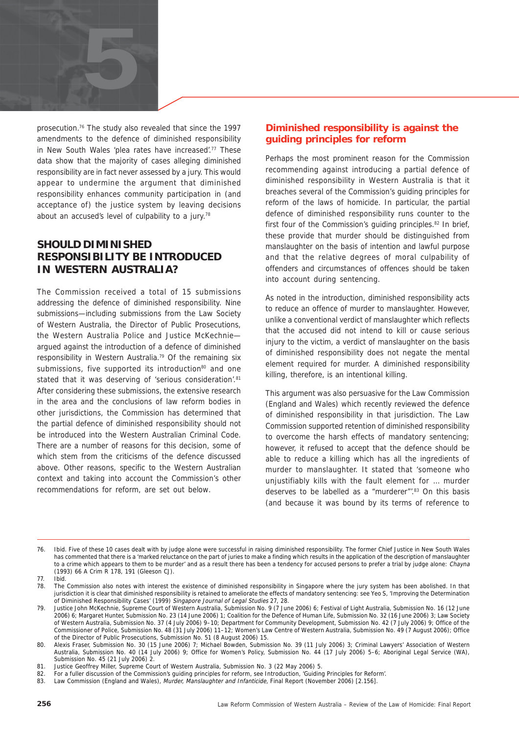prosecution.[76] The study also revealed that since the 1997 amendments to the defence of diminished responsibility in New South Wales 'plea rates have increased'.[77] These data show that the majority of cases alleging diminished responsibility are in fact never assessed by a jury. This would appear to undermine the argument that diminished responsibility enhances community participation in (and acceptance of) the justice system by leaving decisions about an accused's level of culpability to a jury.[78]

## SHOULD DIMINISHED RESPONSIBILITY BE INTRODUCED IN WESTERN AUSTRALIA?

The Commission received a total of 15 submissions addressing the defence of diminished responsibility. Nine submissions—including submissions from the Law Society of Western Australia, the Director of Public Prosecutions, the Western Australia Police and Justice McKechnie—argued against the introduction of a defence of diminished responsibility in Western Australia.[79] Of the remaining six submissions, five supported its introduction[80] and one stated that it was deserving of 'serious consideration'.[81] After considering these submissions, the extensive research in the area and the conclusions of law reform bodies in other jurisdictions, the Commission has determined that the partial defence of diminished responsibility should not be introduced into the Western Australian Criminal Code. There are a number of reasons for this decision, some of which stem from the criticisms of the defence discussed above. Other reasons, specific to the Western Australian context and taking into account the Commission's other recommendations for reform, are set out below.

### Diminished responsibility is against the guiding principles for reform

Perhaps the most prominent reason for the Commission recommending against introducing a partial defence of diminished responsibility in Western Australia is that it breaches several of the Commission's guiding principles for reform of the laws of homicide. In particular, the partial defence of diminished responsibility runs counter to the first four of the Commission's guiding principles.[82] In brief, these provide that murder should be distinguished from manslaughter on the basis of intention and lawful purpose and that the relative degrees of moral culpability of offenders and circumstances of offences should be taken into account during sentencing.

As noted in the introduction, diminished responsibility acts to reduce an offence of murder to manslaughter. However, unlike a conventional verdict of manslaughter which reflects that the accused did not intend to kill or cause serious injury to the victim, a verdict of manslaughter on the basis of diminished responsibility does not negate the mental element required for murder. A diminished responsibility killing, therefore, is an intentional killing.

This argument was also persuasive for the Law Commission (England and Wales) which recently reviewed the defence of diminished responsibility in that jurisdiction. The Law Commission supported retention of diminished responsibility to overcome the harsh effects of mandatory sentencing; however, it refused to accept that the defence should be able to reduce a killing which has all the ingredients of murder to manslaughter. It stated that 'someone who unjustifiably kills with the fault element for … murder deserves to be labelled as a "murderer"'.[83] On this basis (and because it was bound by its terms of reference to

---

76. Ibid. Five of these 10 cases dealt with by judge alone were successful in raising diminished responsibility. The former Chief Justice in New South Wales has commented that there is a 'marked reluctance on the part of juries to make a finding which results in the application of the description of manslaughter to a crime which appears to them to be murder' and as a result there has been a tendency for accused persons to prefer a trial by judge alone: *Chayna* (1993) 66 A Crim R 178, 191 (Gleeson CJ).
77. Ibid.
78. The Commission also notes with interest the existence of diminished responsibility in Singapore where the jury system has been abolished. In that jurisdiction it is clear that diminished responsibility is retained to ameliorate the effects of mandatory sentencing: see Yeo S, 'Improving the Determination of Diminished Responsibility Cases' (1999) *Singapore Journal of Legal Studies* 27, 28.
79. Justice John McKechnie, Supreme Court of Western Australia, Submission No. 9 (7 June 2006) 6; Festival of Light Australia, Submission No. 16 (12 June 2006) 6; Margaret Hunter, Submission No. 23 (14 June 2006) 1; Coalition for the Defence of Human Life, Submission No. 32 (16 June 2006) 3; Law Society of Western Australia, Submission No. 37 (4 July 2006) 9–10; Department for Community Development, Submission No. 42 (7 July 2006) 9; Office of the Commissioner of Police, Submission No. 48 (31 July 2006) 11–12; Women's Law Centre of Western Australia, Submission No. 49 (7 August 2006); Office of the Director of Public Prosecutions, Submission No. 51 (8 August 2006) 15.
80. Alexis Fraser, Submission No. 30 (15 June 2006) 7; Michael Bowden, Submission No. 39 (11 July 2006) 3; Criminal Lawyers' Association of Western Australia, Submission No. 40 (14 July 2006) 9; Office for Women's Policy, Submission No. 44 (17 July 2006) 5–6; Aboriginal Legal Service (WA), Submission No. 45 (21 July 2006) 2.
81. Justice Geoffrey Miller, Supreme Court of Western Australia, Submission No. 3 (22 May 2006) 5.
82. For a fuller discussion of the Commission's guiding principles for reform, see Introduction, 'Guiding Principles for Reform'.
83. Law Commission (England and Wales), *Murder, Manslaughter and Infanticide*, Final Report (November 2006) [2.156].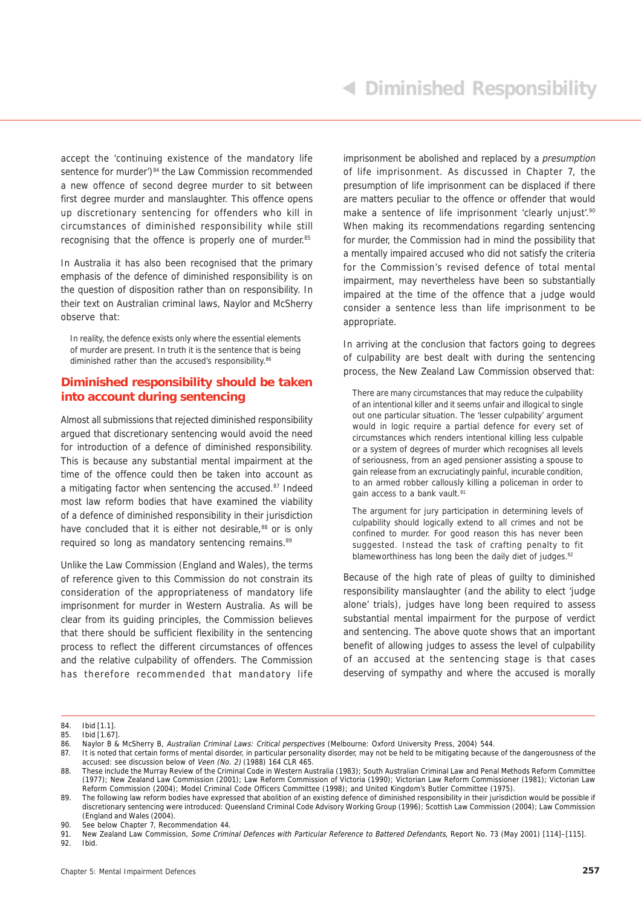accept the 'continuing existence of the mandatory life sentence for murder')[84] the Law Commission recommended a new offence of second degree murder to sit between first degree murder and manslaughter. This offence opens up discretionary sentencing for offenders who kill in circumstances of diminished responsibility while still recognising that the offence is properly one of murder.[85]

In Australia it has also been recognised that the primary emphasis of the defence of diminished responsibility is on the question of disposition rather than on responsibility. In their text on Australian criminal laws, Naylor and McSherry observe that:

> In reality, the defence exists only where the essential elements of murder are present. In truth it is the sentence that is being diminished rather than the accused's responsibility.[86]

## Diminished responsibility should be taken into account during sentencing

Almost all submissions that rejected diminished responsibility argued that discretionary sentencing would avoid the need for introduction of a defence of diminished responsibility. This is because any substantial mental impairment at the time of the offence could then be taken into account as a mitigating factor when sentencing the accused.[87] Indeed most law reform bodies that have examined the viability of a defence of diminished responsibility in their jurisdiction have concluded that it is either not desirable,[88] or is only required so long as mandatory sentencing remains.[89]

Unlike the Law Commission (England and Wales), the terms of reference given to this Commission do not constrain its consideration of the appropriateness of mandatory life imprisonment for murder in Western Australia. As will be clear from its guiding principles, the Commission believes that there should be sufficient flexibility in the sentencing process to reflect the different circumstances of offences and the relative culpability of offenders. The Commission has therefore recommended that mandatory life imprisonment be abolished and replaced by a *presumption* of life imprisonment. As discussed in Chapter 7, the presumption of life imprisonment can be displaced if there are matters peculiar to the offence or offender that would make a sentence of life imprisonment 'clearly unjust'.[90] When making its recommendations regarding sentencing for murder, the Commission had in mind the possibility that a mentally impaired accused who did not satisfy the criteria for the Commission's revised defence of total mental impairment, may nevertheless have been so substantially impaired at the time of the offence that a judge would consider a sentence less than life imprisonment to be appropriate.

In arriving at the conclusion that factors going to degrees of culpability are best dealt with during the sentencing process, the New Zealand Law Commission observed that:

> There are many circumstances that may reduce the culpability of an intentional killer and it seems unfair and illogical to single out one particular situation. The 'lesser culpability' argument would in logic require a partial defence for every set of circumstances which renders intentional killing less culpable or a system of degrees of murder which recognises all levels of seriousness, from an aged pensioner assisting a spouse to gain release from an excruciatingly painful, incurable condition, to an armed robber callously killing a policeman in order to gain access to a bank vault.[91]
>
> The argument for jury participation in determining levels of culpability should logically extend to all crimes and not be confined to murder. For good reason this has never been suggested. Instead the task of crafting penalty to fit blameworthiness has long been the daily diet of judges.[92]

Because of the high rate of pleas of guilty to diminished responsibility manslaughter (and the ability to elect 'judge alone' trials), judges have long been required to assess substantial mental impairment for the purpose of verdict and sentencing. The above quote shows that an important benefit of allowing judges to assess the level of culpability of an accused at the sentencing stage is that cases deserving of sympathy and where the accused is morally

---

84. Ibid [1.1].
85. Ibid [1.67].
86. Naylor B & McSherry B, *Australian Criminal Laws: Critical perspectives* (Melbourne: Oxford University Press, 2004) 544.
87. It is noted that certain forms of mental disorder, in particular personality disorder, may not be held to be mitigating because of the dangerousness of the accused: see discussion below of *Veen (No. 2)* (1988) 164 CLR 465.
88. These include the Murray Review of the Criminal Code in Western Australia (1983); South Australian Criminal Law and Penal Methods Reform Committee (1977); New Zealand Law Commission (2001); Law Reform Commission of Victoria (1990); Victorian Law Reform Commissioner (1981); Victorian Law Reform Commission (2004); Model Criminal Code Officers Committee (1998); and United Kingdom's Butler Committee (1975).
89. The following law reform bodies have expressed that abolition of an existing defence of diminished responsibility in their jurisdiction would be possible if discretionary sentencing were introduced: Queensland Criminal Code Advisory Working Group (1996); Scottish Law Commission (2004); Law Commission (England and Wales (2004).
90. See below Chapter 7, Recommendation 44.
91. New Zealand Law Commission, *Some Criminal Defences with Particular Reference to Battered Defendants*, Report No. 73 (May 2001) [114]–[115].
92. Ibid.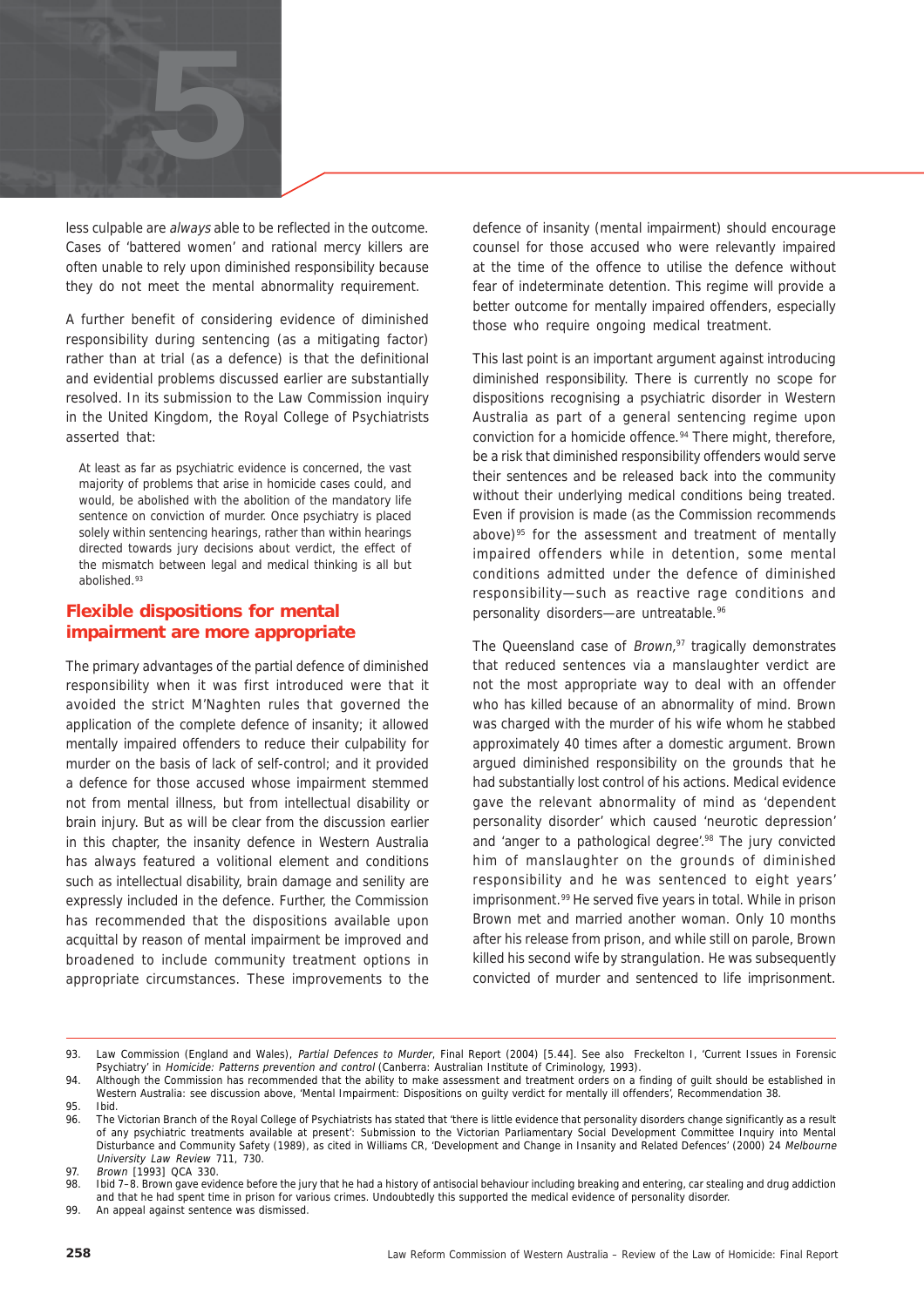less culpable are *always* able to be reflected in the outcome. Cases of 'battered women' and rational mercy killers are often unable to rely upon diminished responsibility because they do not meet the mental abnormality requirement.

A further benefit of considering evidence of diminished responsibility during sentencing (as a mitigating factor) rather than at trial (as a defence) is that the definitional and evidential problems discussed earlier are substantially resolved. In its submission to the Law Commission inquiry in the United Kingdom, the Royal College of Psychiatrists asserted that:

> At least as far as psychiatric evidence is concerned, the vast majority of problems that arise in homicide cases could, and would, be abolished with the abolition of the mandatory life sentence on conviction of murder. Once psychiatry is placed solely within sentencing hearings, rather than within hearings directed towards jury decisions about verdict, the effect of the mismatch between legal and medical thinking is all but abolished.[93]

## Flexible dispositions for mental impairment are more appropriate

The primary advantages of the partial defence of diminished responsibility when it was first introduced were that it avoided the strict M'Naghten rules that governed the application of the complete defence of insanity; it allowed mentally impaired offenders to reduce their culpability for murder on the basis of lack of self-control; and it provided a defence for those accused whose impairment stemmed not from mental illness, but from intellectual disability or brain injury. But as will be clear from the discussion earlier in this chapter, the insanity defence in Western Australia has always featured a volitional element and conditions such as intellectual disability, brain damage and senility are expressly included in the defence. Further, the Commission has recommended that the dispositions available upon acquittal by reason of mental impairment be improved and broadened to include community treatment options in appropriate circumstances. These improvements to the defence of insanity (mental impairment) should encourage counsel for those accused who were relevantly impaired at the time of the offence to utilise the defence without fear of indeterminate detention. This regime will provide a better outcome for mentally impaired offenders, especially those who require ongoing medical treatment.

This last point is an important argument against introducing diminished responsibility. There is currently no scope for dispositions recognising a psychiatric disorder in Western Australia as part of a general sentencing regime upon conviction for a homicide offence.[94] There might, therefore, be a risk that diminished responsibility offenders would serve their sentences and be released back into the community without their underlying medical conditions being treated. Even if provision is made (as the Commission recommends above)[95] for the assessment and treatment of mentally impaired offenders while in detention, some mental conditions admitted under the defence of diminished responsibility—such as reactive rage conditions and personality disorders—are untreatable.[96]

The Queensland case of *Brown*,[97] tragically demonstrates that reduced sentences via a manslaughter verdict are not the most appropriate way to deal with an offender who has killed because of an abnormality of mind. Brown was charged with the murder of his wife whom he stabbed approximately 40 times after a domestic argument. Brown argued diminished responsibility on the grounds that he had substantially lost control of his actions. Medical evidence gave the relevant abnormality of mind as 'dependent personality disorder' which caused 'neurotic depression' and 'anger to a pathological degree'.[98] The jury convicted him of manslaughter on the grounds of diminished responsibility and he was sentenced to eight years' imprisonment.[99] He served five years in total. While in prison Brown met and married another woman. Only 10 months after his release from prison, and while still on parole, Brown killed his second wife by strangulation. He was subsequently convicted of murder and sentenced to life imprisonment.

---

93. Law Commission (England and Wales), *Partial Defences to Murder*, Final Report (2004) [5.44]. See also Freckelton I, 'Current Issues in Forensic Psychiatry' in *Homicide: Patterns prevention and control* (Canberra: Australian Institute of Criminology, 1993).
94. Although the Commission has recommended that the ability to make assessment and treatment orders on a finding of guilt should be established in Western Australia: see discussion above, 'Mental Impairment: Dispositions on guilty verdict for mentally ill offenders', Recommendation 38.
95. Ibid.
96. The Victorian Branch of the Royal College of Psychiatrists has stated that 'there is little evidence that personality disorders change significantly as a result of any psychiatric treatments available at present': Submission to the Victorian Parliamentary Social Development Committee Inquiry into Mental Disturbance and Community Safety (1989), as cited in Williams CR, 'Development and Change in Insanity and Related Defences' (2000) 24 *Melbourne University Law Review* 711, 730.
97. *Brown* [1993] QCA 330.
98. Ibid 7–8. Brown gave evidence before the jury that he had a history of antisocial behaviour including breaking and entering, car stealing and drug addiction and that he had spent time in prison for various crimes. Undoubtedly this supported the medical evidence of personality disorder.
99. An appeal against sentence was dismissed.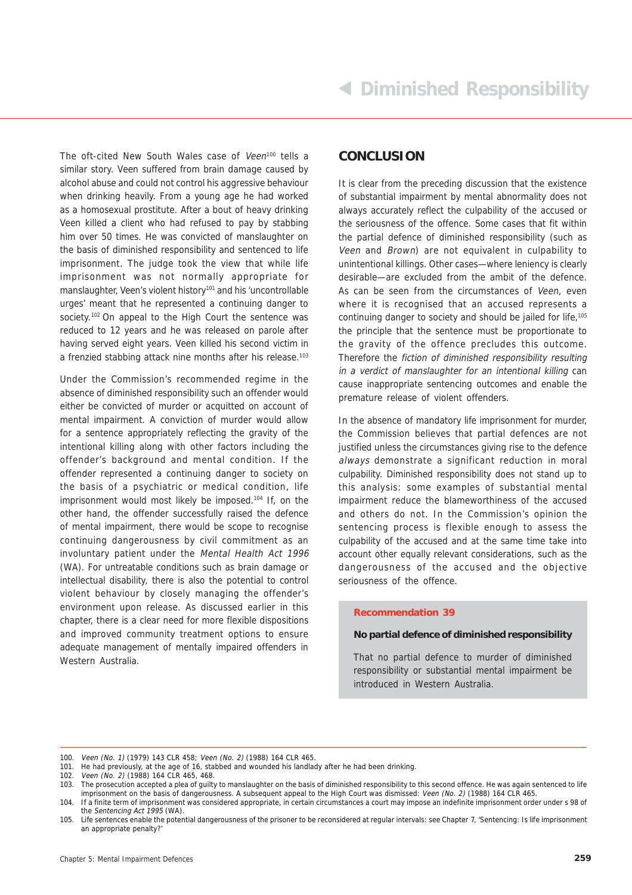The oft-cited New South Wales case of *Veen*[100] tells a similar story. Veen suffered from brain damage caused by alcohol abuse and could not control his aggressive behaviour when drinking heavily. From a young age he had worked as a homosexual prostitute. After a bout of heavy drinking Veen killed a client who had refused to pay by stabbing him over 50 times. He was convicted of manslaughter on the basis of diminished responsibility and sentenced to life imprisonment. The judge took the view that while life imprisonment was not normally appropriate for manslaughter, Veen's violent history[101] and his 'uncontrollable urges' meant that he represented a continuing danger to society.[102] On appeal to the High Court the sentence was reduced to 12 years and he was released on parole after having served eight years. Veen killed his second victim in a frenzied stabbing attack nine months after his release.[103]

Under the Commission's recommended regime in the absence of diminished responsibility such an offender would either be convicted of murder or acquitted on account of mental impairment. A conviction of murder would allow for a sentence appropriately reflecting the gravity of the intentional killing along with other factors including the offender's background and mental condition. If the offender represented a continuing danger to society on the basis of a psychiatric or medical condition, life imprisonment would most likely be imposed.[104] If, on the other hand, the offender successfully raised the defence of mental impairment, there would be scope to recognise continuing dangerousness by civil commitment as an involuntary patient under the *Mental Health Act 1996* (WA). For untreatable conditions such as brain damage or intellectual disability, there is also the potential to control violent behaviour by closely managing the offender's environment upon release. As discussed earlier in this chapter, there is a clear need for more flexible dispositions and improved community treatment options to ensure adequate management of mentally impaired offenders in Western Australia.

## CONCLUSION

It is clear from the preceding discussion that the existence of substantial impairment by mental abnormality does not always accurately reflect the culpability of the accused or the seriousness of the offence. Some cases that fit within the partial defence of diminished responsibility (such as *Veen* and *Brown*) are not equivalent in culpability to unintentional killings. Other cases—where leniency is clearly desirable—are excluded from the ambit of the defence. As can be seen from the circumstances of *Veen*, even where it is recognised that an accused represents a continuing danger to society and should be jailed for life,[105] the principle that the sentence must be proportionate to the gravity of the offence precludes this outcome. Therefore the *fiction of diminished responsibility resulting in a verdict of manslaughter for an intentional killing* can cause inappropriate sentencing outcomes and enable the premature release of violent offenders.

In the absence of mandatory life imprisonment for murder, the Commission believes that partial defences are not justified unless the circumstances giving rise to the defence *always* demonstrate a significant reduction in moral culpability. Diminished responsibility does not stand up to this analysis: some examples of substantial mental impairment reduce the blameworthiness of the accused and others do not. In the Commission's opinion the sentencing process is flexible enough to assess the culpability of the accused and at the same time take into account other equally relevant considerations, such as the dangerousness of the accused and the objective seriousness of the offence.

> **Recommendation 39**
>
> **No partial defence of diminished responsibility**
>
> That no partial defence to murder of diminished responsibility or substantial mental impairment be introduced in Western Australia.

---

100. *Veen (No. 1)* (1979) 143 CLR 458; *Veen (No. 2)* (1988) 164 CLR 465.
101. He had previously, at the age of 16, stabbed and wounded his landlady after he had been drinking.
102. *Veen (No. 2)* (1988) 164 CLR 465, 468.
103. The prosecution accepted a plea of guilty to manslaughter on the basis of diminished responsibility to this second offence. He was again sentenced to life imprisonment on the basis of dangerousness. A subsequent appeal to the High Court was dismissed: *Veen (No. 2)* (1988) 164 CLR 465.
104. If a finite term of imprisonment was considered appropriate, in certain circumstances a court may impose an indefinite imprisonment order under s 98 of the *Sentencing Act 1995* (WA).
105. Life sentences enable the potential dangerousness of the prisoner to be reconsidered at regular intervals: see Chapter 7, 'Sentencing: Is life imprisonment an appropriate penalty?'